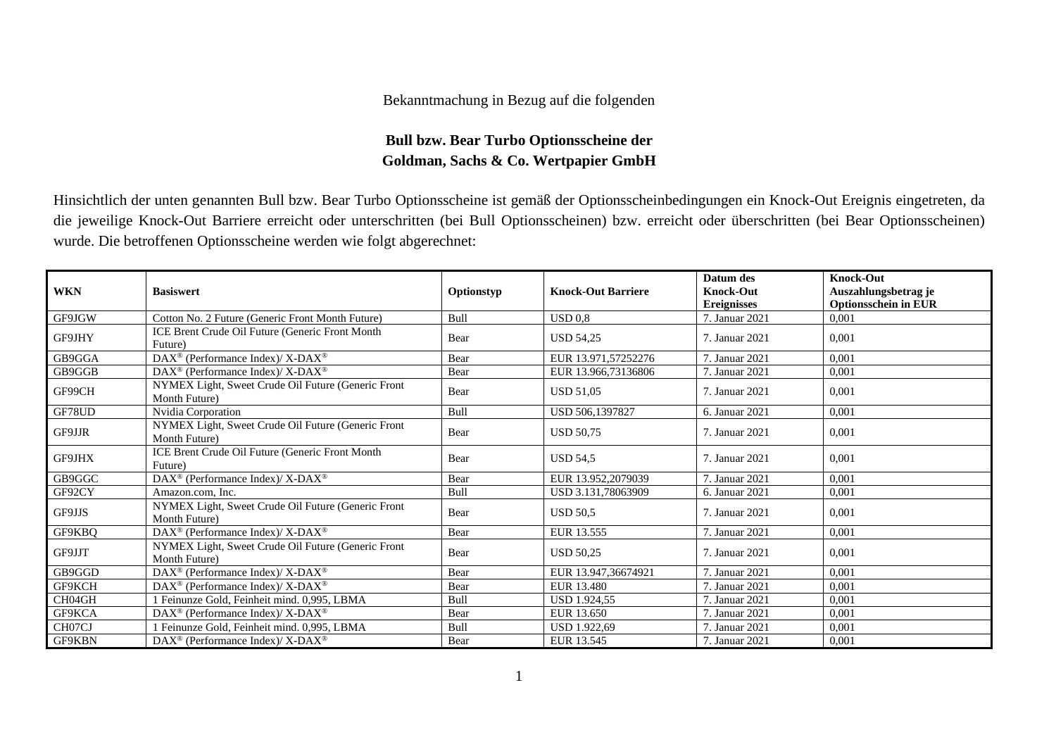Bekanntmachung in Bezug auf die folgenden

**Bull bzw. Bear Turbo Optionsscheine der Goldman, Sachs & Co. Wertpapier GmbH**

Hinsichtlich der unten genannten Bull bzw. Bear Turbo Optionsscheine ist gemäß der Optionsscheinbedingungen ein Knock-Out Ereignis eingetreten, da die jeweilige Knock-Out Barriere erreicht oder unterschritten (bei Bull Optionsscheinen) bzw. erreicht oder überschritten (bei Bear Optionsscheinen) wurde. Die betroffenen Optionsscheine werden wie folgt abgerechnet:

| WKN | Basiswert | Optionstyp | Knock-Out Barriere | Datum des Knock-Out Ereignisses | Knock-Out Auszahlungsbetrag je Optionsschein in EUR |
|---|---|---|---|---|---|
| GF9JGW | Cotton No. 2 Future (Generic Front Month Future) | Bull | USD 0,8 | 7. Januar 2021 | 0,001 |
| GF9JHY | ICE Brent Crude Oil Future (Generic Front Month Future) | Bear | USD 54,25 | 7. Januar 2021 | 0,001 |
| GB9GGA | DAX® (Performance Index)/ X-DAX® | Bear | EUR 13.971,57252276 | 7. Januar 2021 | 0,001 |
| GB9GGB | DAX® (Performance Index)/ X-DAX® | Bear | EUR 13.966,73136806 | 7. Januar 2021 | 0,001 |
| GF99CH | NYMEX Light, Sweet Crude Oil Future (Generic Front Month Future) | Bear | USD 51,05 | 7. Januar 2021 | 0,001 |
| GF78UD | Nvidia Corporation | Bull | USD 506,1397827 | 6. Januar 2021 | 0,001 |
| GF9JJR | NYMEX Light, Sweet Crude Oil Future (Generic Front Month Future) | Bear | USD 50,75 | 7. Januar 2021 | 0,001 |
| GF9JHX | ICE Brent Crude Oil Future (Generic Front Month Future) | Bear | USD 54,5 | 7. Januar 2021 | 0,001 |
| GB9GGC | DAX® (Performance Index)/ X-DAX® | Bear | EUR 13.952,2079039 | 7. Januar 2021 | 0,001 |
| GF92CY | Amazon.com, Inc. | Bull | USD 3.131,78063909 | 6. Januar 2021 | 0,001 |
| GF9JJS | NYMEX Light, Sweet Crude Oil Future (Generic Front Month Future) | Bear | USD 50,5 | 7. Januar 2021 | 0,001 |
| GF9KBQ | DAX® (Performance Index)/ X-DAX® | Bear | EUR 13.555 | 7. Januar 2021 | 0,001 |
| GF9JJT | NYMEX Light, Sweet Crude Oil Future (Generic Front Month Future) | Bear | USD 50,25 | 7. Januar 2021 | 0,001 |
| GB9GGD | DAX® (Performance Index)/ X-DAX® | Bear | EUR 13.947,36674921 | 7. Januar 2021 | 0,001 |
| GF9KCH | DAX® (Performance Index)/ X-DAX® | Bear | EUR 13.480 | 7. Januar 2021 | 0,001 |
| CH04GH | 1 Feinunze Gold, Feinheit mind. 0,995, LBMA | Bull | USD 1.924,55 | 7. Januar 2021 | 0,001 |
| GF9KCA | DAX® (Performance Index)/ X-DAX® | Bear | EUR 13.650 | 7. Januar 2021 | 0,001 |
| CH07CJ | 1 Feinunze Gold, Feinheit mind. 0,995, LBMA | Bull | USD 1.922,69 | 7. Januar 2021 | 0,001 |
| GF9KBN | DAX® (Performance Index)/ X-DAX® | Bear | EUR 13.545 | 7. Januar 2021 | 0,001 |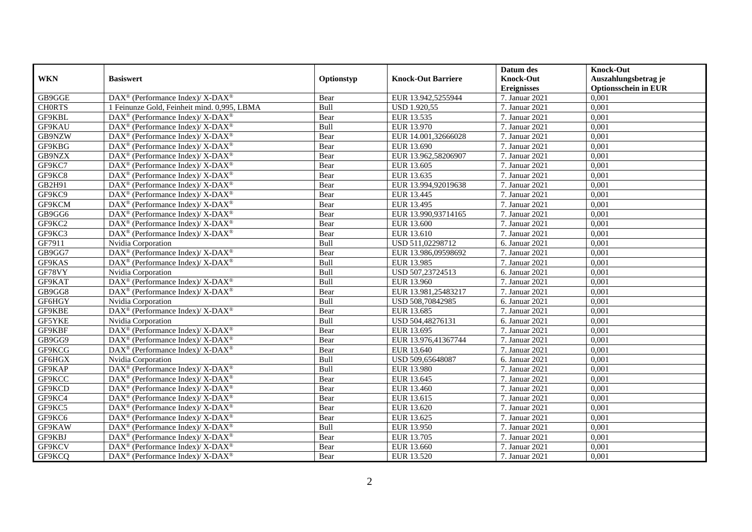| WKN | Basiswert | Optionstyp | Knock-Out Barriere | Datum des Knock-Out Ereignisses | Knock-Out Auszahlungsbetrag je Optionsschein in EUR |
|---|---|---|---|---|---|
| GB9GGE | DAX® (Performance Index)/ X-DAX® | Bear | EUR 13.942,5255944 | 7. Januar 2021 | 0,001 |
| CH0RTS | 1 Feinunze Gold, Feinheit mind. 0,995, LBMA | Bull | USD 1.920,55 | 7. Januar 2021 | 0,001 |
| GF9KBL | DAX® (Performance Index)/ X-DAX® | Bear | EUR 13.535 | 7. Januar 2021 | 0,001 |
| GF9KAU | DAX® (Performance Index)/ X-DAX® | Bull | EUR 13.970 | 7. Januar 2021 | 0,001 |
| GB9NZW | DAX® (Performance Index)/ X-DAX® | Bear | EUR 14.001,32666028 | 7. Januar 2021 | 0,001 |
| GF9KBG | DAX® (Performance Index)/ X-DAX® | Bear | EUR 13.690 | 7. Januar 2021 | 0,001 |
| GB9NZX | DAX® (Performance Index)/ X-DAX® | Bear | EUR 13.962,58206907 | 7. Januar 2021 | 0,001 |
| GF9KC7 | DAX® (Performance Index)/ X-DAX® | Bear | EUR 13.605 | 7. Januar 2021 | 0,001 |
| GF9KC8 | DAX® (Performance Index)/ X-DAX® | Bear | EUR 13.635 | 7. Januar 2021 | 0,001 |
| GB2H91 | DAX® (Performance Index)/ X-DAX® | Bear | EUR 13.994,92019638 | 7. Januar 2021 | 0,001 |
| GF9KC9 | DAX® (Performance Index)/ X-DAX® | Bear | EUR 13.445 | 7. Januar 2021 | 0,001 |
| GF9KCM | DAX® (Performance Index)/ X-DAX® | Bear | EUR 13.495 | 7. Januar 2021 | 0,001 |
| GB9GG6 | DAX® (Performance Index)/ X-DAX® | Bear | EUR 13.990,93714165 | 7. Januar 2021 | 0,001 |
| GF9KC2 | DAX® (Performance Index)/ X-DAX® | Bear | EUR 13.600 | 7. Januar 2021 | 0,001 |
| GF9KC3 | DAX® (Performance Index)/ X-DAX® | Bear | EUR 13.610 | 7. Januar 2021 | 0,001 |
| GF7911 | Nvidia Corporation | Bull | USD 511,02298712 | 6. Januar 2021 | 0,001 |
| GB9GG7 | DAX® (Performance Index)/ X-DAX® | Bear | EUR 13.986,09598692 | 7. Januar 2021 | 0,001 |
| GF9KAS | DAX® (Performance Index)/ X-DAX® | Bull | EUR 13.985 | 7. Januar 2021 | 0,001 |
| GF78VY | Nvidia Corporation | Bull | USD 507,23724513 | 6. Januar 2021 | 0,001 |
| GF9KAT | DAX® (Performance Index)/ X-DAX® | Bull | EUR 13.960 | 7. Januar 2021 | 0,001 |
| GB9GG8 | DAX® (Performance Index)/ X-DAX® | Bear | EUR 13.981,25483217 | 7. Januar 2021 | 0,001 |
| GF6HGY | Nvidia Corporation | Bull | USD 508,70842985 | 6. Januar 2021 | 0,001 |
| GF9KBE | DAX® (Performance Index)/ X-DAX® | Bear | EUR 13.685 | 7. Januar 2021 | 0,001 |
| GF5YKE | Nvidia Corporation | Bull | USD 504,48276131 | 6. Januar 2021 | 0,001 |
| GF9KBF | DAX® (Performance Index)/ X-DAX® | Bear | EUR 13.695 | 7. Januar 2021 | 0,001 |
| GB9GG9 | DAX® (Performance Index)/ X-DAX® | Bear | EUR 13.976,41367744 | 7. Januar 2021 | 0,001 |
| GF9KCG | DAX® (Performance Index)/ X-DAX® | Bear | EUR 13.640 | 7. Januar 2021 | 0,001 |
| GF6HGX | Nvidia Corporation | Bull | USD 509,65648087 | 6. Januar 2021 | 0,001 |
| GF9KAP | DAX® (Performance Index)/ X-DAX® | Bull | EUR 13.980 | 7. Januar 2021 | 0,001 |
| GF9KCC | DAX® (Performance Index)/ X-DAX® | Bear | EUR 13.645 | 7. Januar 2021 | 0,001 |
| GF9KCD | DAX® (Performance Index)/ X-DAX® | Bear | EUR 13.460 | 7. Januar 2021 | 0,001 |
| GF9KC4 | DAX® (Performance Index)/ X-DAX® | Bear | EUR 13.615 | 7. Januar 2021 | 0,001 |
| GF9KC5 | DAX® (Performance Index)/ X-DAX® | Bear | EUR 13.620 | 7. Januar 2021 | 0,001 |
| GF9KC6 | DAX® (Performance Index)/ X-DAX® | Bear | EUR 13.625 | 7. Januar 2021 | 0,001 |
| GF9KAW | DAX® (Performance Index)/ X-DAX® | Bull | EUR 13.950 | 7. Januar 2021 | 0,001 |
| GF9KBJ | DAX® (Performance Index)/ X-DAX® | Bear | EUR 13.705 | 7. Januar 2021 | 0,001 |
| GF9KCV | DAX® (Performance Index)/ X-DAX® | Bear | EUR 13.660 | 7. Januar 2021 | 0,001 |
| GF9KCQ | DAX® (Performance Index)/ X-DAX® | Bear | EUR 13.520 | 7. Januar 2021 | 0,001 |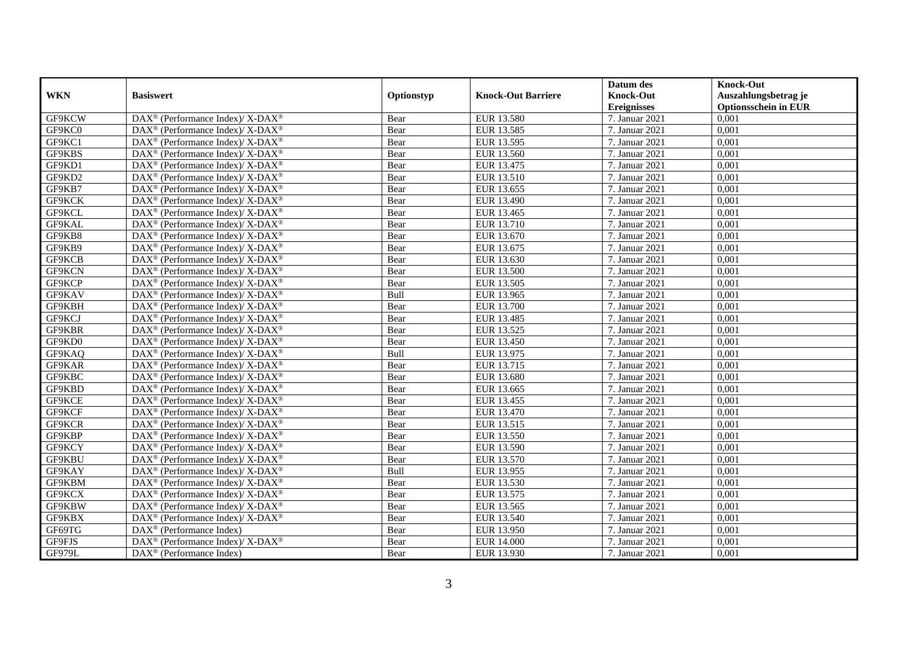| WKN | Basiswert | Optionstyp | Knock-Out Barriere | Datum des Knock-Out Ereignisses | Knock-Out Auszahlungsbetrag je Optionsschein in EUR |
|---|---|---|---|---|---|
| GF9KCW | DAX® (Performance Index)/ X-DAX® | Bear | EUR 13.580 | 7. Januar 2021 | 0,001 |
| GF9KC0 | DAX® (Performance Index)/ X-DAX® | Bear | EUR 13.585 | 7. Januar 2021 | 0,001 |
| GF9KC1 | DAX® (Performance Index)/ X-DAX® | Bear | EUR 13.595 | 7. Januar 2021 | 0,001 |
| GF9KBS | DAX® (Performance Index)/ X-DAX® | Bear | EUR 13.560 | 7. Januar 2021 | 0,001 |
| GF9KD1 | DAX® (Performance Index)/ X-DAX® | Bear | EUR 13.475 | 7. Januar 2021 | 0,001 |
| GF9KD2 | DAX® (Performance Index)/ X-DAX® | Bear | EUR 13.510 | 7. Januar 2021 | 0,001 |
| GF9KB7 | DAX® (Performance Index)/ X-DAX® | Bear | EUR 13.655 | 7. Januar 2021 | 0,001 |
| GF9KCK | DAX® (Performance Index)/ X-DAX® | Bear | EUR 13.490 | 7. Januar 2021 | 0,001 |
| GF9KCL | DAX® (Performance Index)/ X-DAX® | Bear | EUR 13.465 | 7. Januar 2021 | 0,001 |
| GF9KAL | DAX® (Performance Index)/ X-DAX® | Bear | EUR 13.710 | 7. Januar 2021 | 0,001 |
| GF9KB8 | DAX® (Performance Index)/ X-DAX® | Bear | EUR 13.670 | 7. Januar 2021 | 0,001 |
| GF9KB9 | DAX® (Performance Index)/ X-DAX® | Bear | EUR 13.675 | 7. Januar 2021 | 0,001 |
| GF9KCB | DAX® (Performance Index)/ X-DAX® | Bear | EUR 13.630 | 7. Januar 2021 | 0,001 |
| GF9KCN | DAX® (Performance Index)/ X-DAX® | Bear | EUR 13.500 | 7. Januar 2021 | 0,001 |
| GF9KCP | DAX® (Performance Index)/ X-DAX® | Bear | EUR 13.505 | 7. Januar 2021 | 0,001 |
| GF9KAV | DAX® (Performance Index)/ X-DAX® | Bull | EUR 13.965 | 7. Januar 2021 | 0,001 |
| GF9KBH | DAX® (Performance Index)/ X-DAX® | Bear | EUR 13.700 | 7. Januar 2021 | 0,001 |
| GF9KCJ | DAX® (Performance Index)/ X-DAX® | Bear | EUR 13.485 | 7. Januar 2021 | 0,001 |
| GF9KBR | DAX® (Performance Index)/ X-DAX® | Bear | EUR 13.525 | 7. Januar 2021 | 0,001 |
| GF9KD0 | DAX® (Performance Index)/ X-DAX® | Bear | EUR 13.450 | 7. Januar 2021 | 0,001 |
| GF9KAQ | DAX® (Performance Index)/ X-DAX® | Bull | EUR 13.975 | 7. Januar 2021 | 0,001 |
| GF9KAR | DAX® (Performance Index)/ X-DAX® | Bear | EUR 13.715 | 7. Januar 2021 | 0,001 |
| GF9KBC | DAX® (Performance Index)/ X-DAX® | Bear | EUR 13.680 | 7. Januar 2021 | 0,001 |
| GF9KBD | DAX® (Performance Index)/ X-DAX® | Bear | EUR 13.665 | 7. Januar 2021 | 0,001 |
| GF9KCE | DAX® (Performance Index)/ X-DAX® | Bear | EUR 13.455 | 7. Januar 2021 | 0,001 |
| GF9KCF | DAX® (Performance Index)/ X-DAX® | Bear | EUR 13.470 | 7. Januar 2021 | 0,001 |
| GF9KCR | DAX® (Performance Index)/ X-DAX® | Bear | EUR 13.515 | 7. Januar 2021 | 0,001 |
| GF9KBP | DAX® (Performance Index)/ X-DAX® | Bear | EUR 13.550 | 7. Januar 2021 | 0,001 |
| GF9KCY | DAX® (Performance Index)/ X-DAX® | Bear | EUR 13.590 | 7. Januar 2021 | 0,001 |
| GF9KBU | DAX® (Performance Index)/ X-DAX® | Bear | EUR 13.570 | 7. Januar 2021 | 0,001 |
| GF9KAY | DAX® (Performance Index)/ X-DAX® | Bull | EUR 13.955 | 7. Januar 2021 | 0,001 |
| GF9KBM | DAX® (Performance Index)/ X-DAX® | Bear | EUR 13.530 | 7. Januar 2021 | 0,001 |
| GF9KCX | DAX® (Performance Index)/ X-DAX® | Bear | EUR 13.575 | 7. Januar 2021 | 0,001 |
| GF9KBW | DAX® (Performance Index)/ X-DAX® | Bear | EUR 13.565 | 7. Januar 2021 | 0,001 |
| GF9KBX | DAX® (Performance Index)/ X-DAX® | Bear | EUR 13.540 | 7. Januar 2021 | 0,001 |
| GF69TG | DAX® (Performance Index) | Bear | EUR 13.950 | 7. Januar 2021 | 0,001 |
| GF9FJS | DAX® (Performance Index)/ X-DAX® | Bear | EUR 14.000 | 7. Januar 2021 | 0,001 |
| GF979L | DAX® (Performance Index) | Bear | EUR 13.930 | 7. Januar 2021 | 0,001 |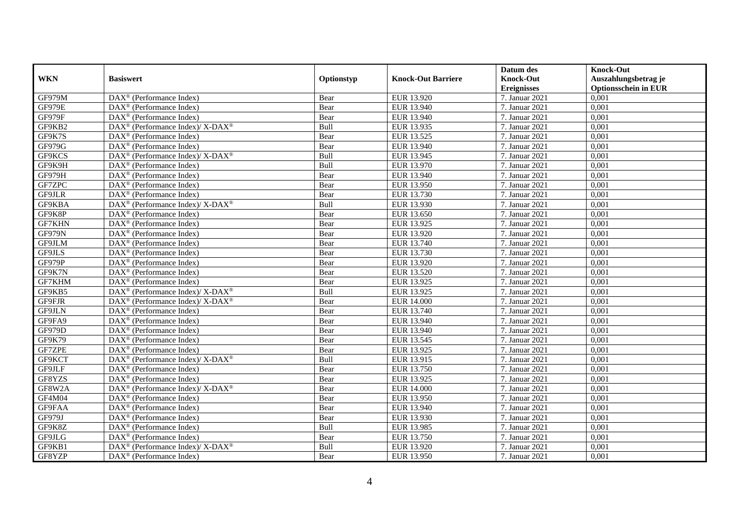| WKN | Basiswert | Optionstyp | Knock-Out Barriere | Datum des Knock-Out Ereignisses | Knock-Out Auszahlungsbetrag je Optionsschein in EUR |
|---|---|---|---|---|---|
| GF979M | DAX® (Performance Index) | Bear | EUR 13.920 | 7. Januar 2021 | 0,001 |
| GF979E | DAX® (Performance Index) | Bear | EUR 13.940 | 7. Januar 2021 | 0,001 |
| GF979F | DAX® (Performance Index) | Bear | EUR 13.940 | 7. Januar 2021 | 0,001 |
| GF9KB2 | DAX® (Performance Index)/ X-DAX® | Bull | EUR 13.935 | 7. Januar 2021 | 0,001 |
| GF9K7S | DAX® (Performance Index) | Bear | EUR 13.525 | 7. Januar 2021 | 0,001 |
| GF979G | DAX® (Performance Index) | Bear | EUR 13.940 | 7. Januar 2021 | 0,001 |
| GF9KCS | DAX® (Performance Index)/ X-DAX® | Bull | EUR 13.945 | 7. Januar 2021 | 0,001 |
| GF9K9H | DAX® (Performance Index) | Bull | EUR 13.970 | 7. Januar 2021 | 0,001 |
| GF979H | DAX® (Performance Index) | Bear | EUR 13.940 | 7. Januar 2021 | 0,001 |
| GF7ZPC | DAX® (Performance Index) | Bear | EUR 13.950 | 7. Januar 2021 | 0,001 |
| GF9JLR | DAX® (Performance Index) | Bear | EUR 13.730 | 7. Januar 2021 | 0,001 |
| GF9KBA | DAX® (Performance Index)/ X-DAX® | Bull | EUR 13.930 | 7. Januar 2021 | 0,001 |
| GF9K8P | DAX® (Performance Index) | Bear | EUR 13.650 | 7. Januar 2021 | 0,001 |
| GF7KHN | DAX® (Performance Index) | Bear | EUR 13.925 | 7. Januar 2021 | 0,001 |
| GF979N | DAX® (Performance Index) | Bear | EUR 13.920 | 7. Januar 2021 | 0,001 |
| GF9JLM | DAX® (Performance Index) | Bear | EUR 13.740 | 7. Januar 2021 | 0,001 |
| GF9JLS | DAX® (Performance Index) | Bear | EUR 13.730 | 7. Januar 2021 | 0,001 |
| GF979P | DAX® (Performance Index) | Bear | EUR 13.920 | 7. Januar 2021 | 0,001 |
| GF9K7N | DAX® (Performance Index) | Bear | EUR 13.520 | 7. Januar 2021 | 0,001 |
| GF7KHM | DAX® (Performance Index) | Bear | EUR 13.925 | 7. Januar 2021 | 0,001 |
| GF9KB5 | DAX® (Performance Index)/ X-DAX® | Bull | EUR 13.925 | 7. Januar 2021 | 0,001 |
| GF9FJR | DAX® (Performance Index)/ X-DAX® | Bear | EUR 14.000 | 7. Januar 2021 | 0,001 |
| GF9JLN | DAX® (Performance Index) | Bear | EUR 13.740 | 7. Januar 2021 | 0,001 |
| GF9FA9 | DAX® (Performance Index) | Bear | EUR 13.940 | 7. Januar 2021 | 0,001 |
| GF979D | DAX® (Performance Index) | Bear | EUR 13.940 | 7. Januar 2021 | 0,001 |
| GF9K79 | DAX® (Performance Index) | Bear | EUR 13.545 | 7. Januar 2021 | 0,001 |
| GF7ZPE | DAX® (Performance Index) | Bear | EUR 13.925 | 7. Januar 2021 | 0,001 |
| GF9KCT | DAX® (Performance Index)/ X-DAX® | Bull | EUR 13.915 | 7. Januar 2021 | 0,001 |
| GF9JLF | DAX® (Performance Index) | Bear | EUR 13.750 | 7. Januar 2021 | 0,001 |
| GF8YZS | DAX® (Performance Index) | Bear | EUR 13.925 | 7. Januar 2021 | 0,001 |
| GF8W2A | DAX® (Performance Index)/ X-DAX® | Bear | EUR 14.000 | 7. Januar 2021 | 0,001 |
| GF4M04 | DAX® (Performance Index) | Bear | EUR 13.950 | 7. Januar 2021 | 0,001 |
| GF9FAA | DAX® (Performance Index) | Bear | EUR 13.940 | 7. Januar 2021 | 0,001 |
| GF979J | DAX® (Performance Index) | Bear | EUR 13.930 | 7. Januar 2021 | 0,001 |
| GF9K8Z | DAX® (Performance Index) | Bull | EUR 13.985 | 7. Januar 2021 | 0,001 |
| GF9JLG | DAX® (Performance Index) | Bear | EUR 13.750 | 7. Januar 2021 | 0,001 |
| GF9KB1 | DAX® (Performance Index)/ X-DAX® | Bull | EUR 13.920 | 7. Januar 2021 | 0,001 |
| GF8YZP | DAX® (Performance Index) | Bear | EUR 13.950 | 7. Januar 2021 | 0,001 |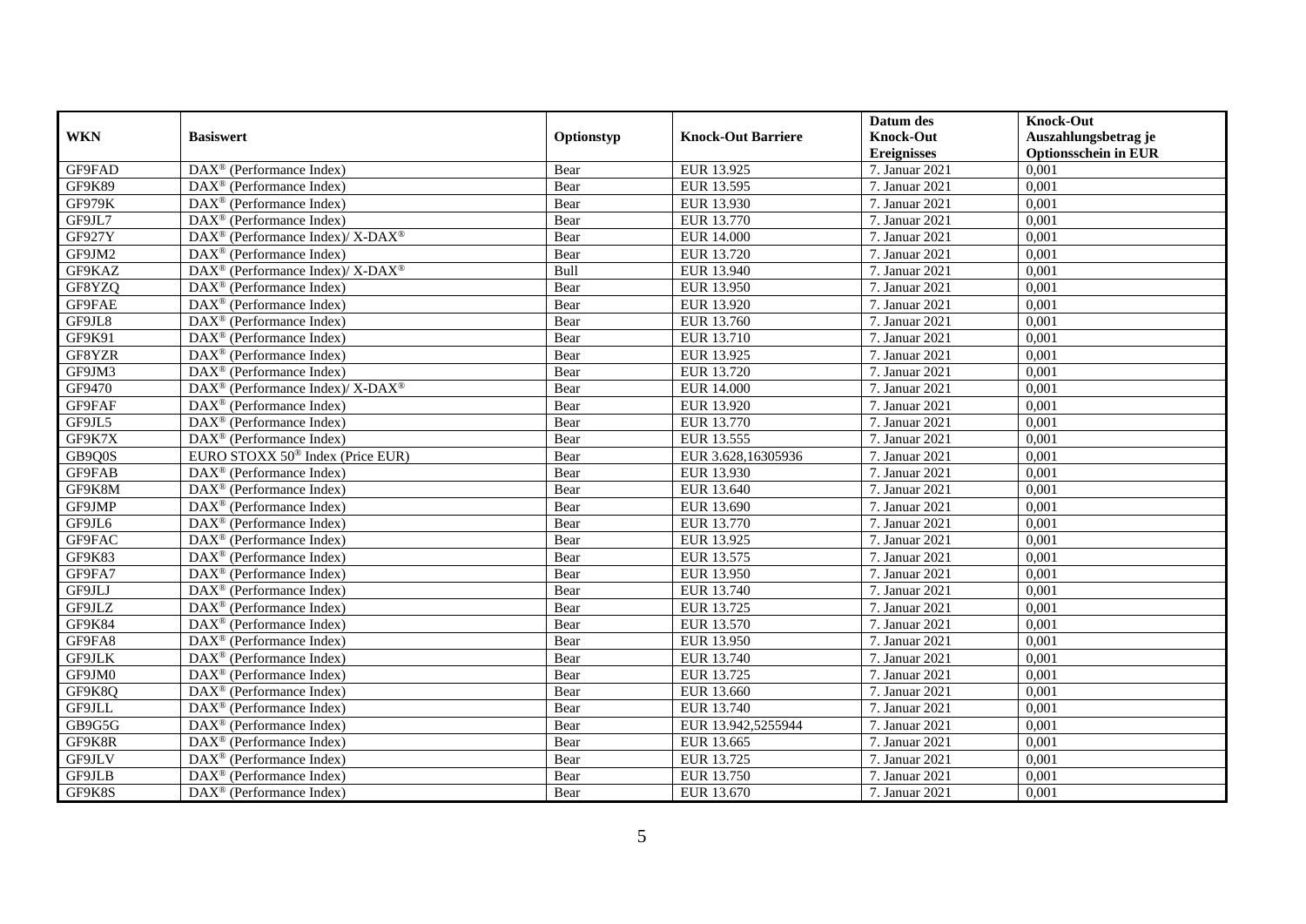| WKN | Basiswert | Optionstyp | Knock-Out Barriere | Datum des Knock-Out Ereignisses | Knock-Out Auszahlungsbetrag je Optionsschein in EUR |
|---|---|---|---|---|---|
| GF9FAD | DAX® (Performance Index) | Bear | EUR 13.925 | 7. Januar 2021 | 0,001 |
| GF9K89 | DAX® (Performance Index) | Bear | EUR 13.595 | 7. Januar 2021 | 0,001 |
| GF979K | DAX® (Performance Index) | Bear | EUR 13.930 | 7. Januar 2021 | 0,001 |
| GF9JL7 | DAX® (Performance Index) | Bear | EUR 13.770 | 7. Januar 2021 | 0,001 |
| GF927Y | DAX® (Performance Index)/ X-DAX® | Bear | EUR 14.000 | 7. Januar 2021 | 0,001 |
| GF9JM2 | DAX® (Performance Index) | Bear | EUR 13.720 | 7. Januar 2021 | 0,001 |
| GF9KAZ | DAX® (Performance Index)/ X-DAX® | Bull | EUR 13.940 | 7. Januar 2021 | 0,001 |
| GF8YZQ | DAX® (Performance Index) | Bear | EUR 13.950 | 7. Januar 2021 | 0,001 |
| GF9FAE | DAX® (Performance Index) | Bear | EUR 13.920 | 7. Januar 2021 | 0,001 |
| GF9JL8 | DAX® (Performance Index) | Bear | EUR 13.760 | 7. Januar 2021 | 0,001 |
| GF9K91 | DAX® (Performance Index) | Bear | EUR 13.710 | 7. Januar 2021 | 0,001 |
| GF8YZR | DAX® (Performance Index) | Bear | EUR 13.925 | 7. Januar 2021 | 0,001 |
| GF9JM3 | DAX® (Performance Index) | Bear | EUR 13.720 | 7. Januar 2021 | 0,001 |
| GF9470 | DAX® (Performance Index)/ X-DAX® | Bear | EUR 14.000 | 7. Januar 2021 | 0,001 |
| GF9FAF | DAX® (Performance Index) | Bear | EUR 13.920 | 7. Januar 2021 | 0,001 |
| GF9JL5 | DAX® (Performance Index) | Bear | EUR 13.770 | 7. Januar 2021 | 0,001 |
| GF9K7X | DAX® (Performance Index) | Bear | EUR 13.555 | 7. Januar 2021 | 0,001 |
| GB9Q0S | EURO STOXX 50® Index (Price EUR) | Bear | EUR 3.628,16305936 | 7. Januar 2021 | 0,001 |
| GF9FAB | DAX® (Performance Index) | Bear | EUR 13.930 | 7. Januar 2021 | 0,001 |
| GF9K8M | DAX® (Performance Index) | Bear | EUR 13.640 | 7. Januar 2021 | 0,001 |
| GF9JMP | DAX® (Performance Index) | Bear | EUR 13.690 | 7. Januar 2021 | 0,001 |
| GF9JL6 | DAX® (Performance Index) | Bear | EUR 13.770 | 7. Januar 2021 | 0,001 |
| GF9FAC | DAX® (Performance Index) | Bear | EUR 13.925 | 7. Januar 2021 | 0,001 |
| GF9K83 | DAX® (Performance Index) | Bear | EUR 13.575 | 7. Januar 2021 | 0,001 |
| GF9FA7 | DAX® (Performance Index) | Bear | EUR 13.950 | 7. Januar 2021 | 0,001 |
| GF9JLJ | DAX® (Performance Index) | Bear | EUR 13.740 | 7. Januar 2021 | 0,001 |
| GF9JLZ | DAX® (Performance Index) | Bear | EUR 13.725 | 7. Januar 2021 | 0,001 |
| GF9K84 | DAX® (Performance Index) | Bear | EUR 13.570 | 7. Januar 2021 | 0,001 |
| GF9FA8 | DAX® (Performance Index) | Bear | EUR 13.950 | 7. Januar 2021 | 0,001 |
| GF9JLK | DAX® (Performance Index) | Bear | EUR 13.740 | 7. Januar 2021 | 0,001 |
| GF9JM0 | DAX® (Performance Index) | Bear | EUR 13.725 | 7. Januar 2021 | 0,001 |
| GF9K8Q | DAX® (Performance Index) | Bear | EUR 13.660 | 7. Januar 2021 | 0,001 |
| GF9JLL | DAX® (Performance Index) | Bear | EUR 13.740 | 7. Januar 2021 | 0,001 |
| GB9G5G | DAX® (Performance Index) | Bear | EUR 13.942,5255944 | 7. Januar 2021 | 0,001 |
| GF9K8R | DAX® (Performance Index) | Bear | EUR 13.665 | 7. Januar 2021 | 0,001 |
| GF9JLV | DAX® (Performance Index) | Bear | EUR 13.725 | 7. Januar 2021 | 0,001 |
| GF9JLB | DAX® (Performance Index) | Bear | EUR 13.750 | 7. Januar 2021 | 0,001 |
| GF9K8S | DAX® (Performance Index) | Bear | EUR 13.670 | 7. Januar 2021 | 0,001 |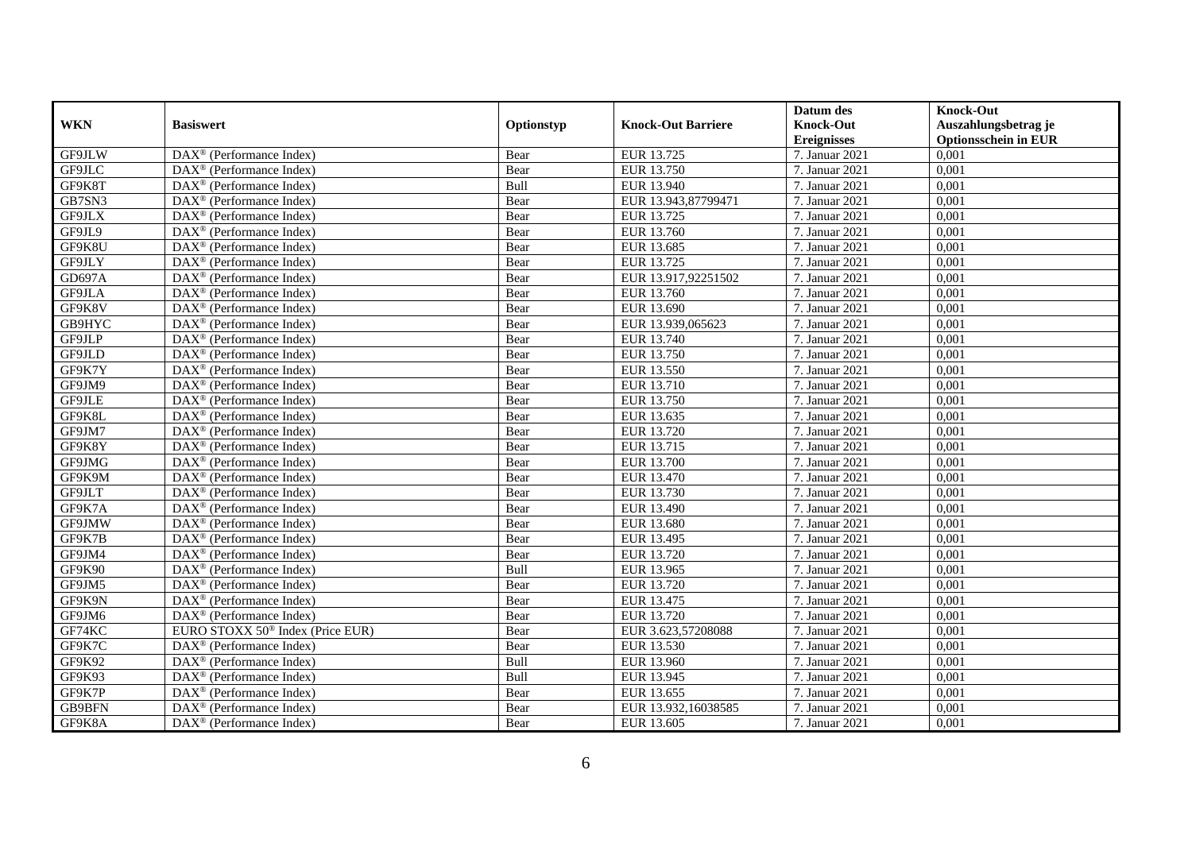| WKN | Basiswert | Optionstyp | Knock-Out Barriere | Datum des Knock-Out Ereignisses | Knock-Out Auszahlungsbetrag je Optionsschein in EUR |
|---|---|---|---|---|---|
| GF9JLW | DAX® (Performance Index) | Bear | EUR 13.725 | 7. Januar 2021 | 0,001 |
| GF9JLC | DAX® (Performance Index) | Bear | EUR 13.750 | 7. Januar 2021 | 0,001 |
| GF9K8T | DAX® (Performance Index) | Bull | EUR 13.940 | 7. Januar 2021 | 0,001 |
| GB7SN3 | DAX® (Performance Index) | Bear | EUR 13.943,87799471 | 7. Januar 2021 | 0,001 |
| GF9JLX | DAX® (Performance Index) | Bear | EUR 13.725 | 7. Januar 2021 | 0,001 |
| GF9JL9 | DAX® (Performance Index) | Bear | EUR 13.760 | 7. Januar 2021 | 0,001 |
| GF9K8U | DAX® (Performance Index) | Bear | EUR 13.685 | 7. Januar 2021 | 0,001 |
| GF9JLY | DAX® (Performance Index) | Bear | EUR 13.725 | 7. Januar 2021 | 0,001 |
| GD697A | DAX® (Performance Index) | Bear | EUR 13.917,92251502 | 7. Januar 2021 | 0,001 |
| GF9JLA | DAX® (Performance Index) | Bear | EUR 13.760 | 7. Januar 2021 | 0,001 |
| GF9K8V | DAX® (Performance Index) | Bear | EUR 13.690 | 7. Januar 2021 | 0,001 |
| GB9HYC | DAX® (Performance Index) | Bear | EUR 13.939,065623 | 7. Januar 2021 | 0,001 |
| GF9JLP | DAX® (Performance Index) | Bear | EUR 13.740 | 7. Januar 2021 | 0,001 |
| GF9JLD | DAX® (Performance Index) | Bear | EUR 13.750 | 7. Januar 2021 | 0,001 |
| GF9K7Y | DAX® (Performance Index) | Bear | EUR 13.550 | 7. Januar 2021 | 0,001 |
| GF9JM9 | DAX® (Performance Index) | Bear | EUR 13.710 | 7. Januar 2021 | 0,001 |
| GF9JLE | DAX® (Performance Index) | Bear | EUR 13.750 | 7. Januar 2021 | 0,001 |
| GF9K8L | DAX® (Performance Index) | Bear | EUR 13.635 | 7. Januar 2021 | 0,001 |
| GF9JM7 | DAX® (Performance Index) | Bear | EUR 13.720 | 7. Januar 2021 | 0,001 |
| GF9K8Y | DAX® (Performance Index) | Bear | EUR 13.715 | 7. Januar 2021 | 0,001 |
| GF9JMG | DAX® (Performance Index) | Bear | EUR 13.700 | 7. Januar 2021 | 0,001 |
| GF9K9M | DAX® (Performance Index) | Bear | EUR 13.470 | 7. Januar 2021 | 0,001 |
| GF9JLT | DAX® (Performance Index) | Bear | EUR 13.730 | 7. Januar 2021 | 0,001 |
| GF9K7A | DAX® (Performance Index) | Bear | EUR 13.490 | 7. Januar 2021 | 0,001 |
| GF9JMW | DAX® (Performance Index) | Bear | EUR 13.680 | 7. Januar 2021 | 0,001 |
| GF9K7B | DAX® (Performance Index) | Bear | EUR 13.495 | 7. Januar 2021 | 0,001 |
| GF9JM4 | DAX® (Performance Index) | Bear | EUR 13.720 | 7. Januar 2021 | 0,001 |
| GF9K90 | DAX® (Performance Index) | Bull | EUR 13.965 | 7. Januar 2021 | 0,001 |
| GF9JM5 | DAX® (Performance Index) | Bear | EUR 13.720 | 7. Januar 2021 | 0,001 |
| GF9K9N | DAX® (Performance Index) | Bear | EUR 13.475 | 7. Januar 2021 | 0,001 |
| GF9JM6 | DAX® (Performance Index) | Bear | EUR 13.720 | 7. Januar 2021 | 0,001 |
| GF74KC | EURO STOXX 50® Index (Price EUR) | Bear | EUR 3.623,57208088 | 7. Januar 2021 | 0,001 |
| GF9K7C | DAX® (Performance Index) | Bear | EUR 13.530 | 7. Januar 2021 | 0,001 |
| GF9K92 | DAX® (Performance Index) | Bull | EUR 13.960 | 7. Januar 2021 | 0,001 |
| GF9K93 | DAX® (Performance Index) | Bull | EUR 13.945 | 7. Januar 2021 | 0,001 |
| GF9K7P | DAX® (Performance Index) | Bear | EUR 13.655 | 7. Januar 2021 | 0,001 |
| GB9BFN | DAX® (Performance Index) | Bear | EUR 13.932,16038585 | 7. Januar 2021 | 0,001 |
| GF9K8A | DAX® (Performance Index) | Bear | EUR 13.605 | 7. Januar 2021 | 0,001 |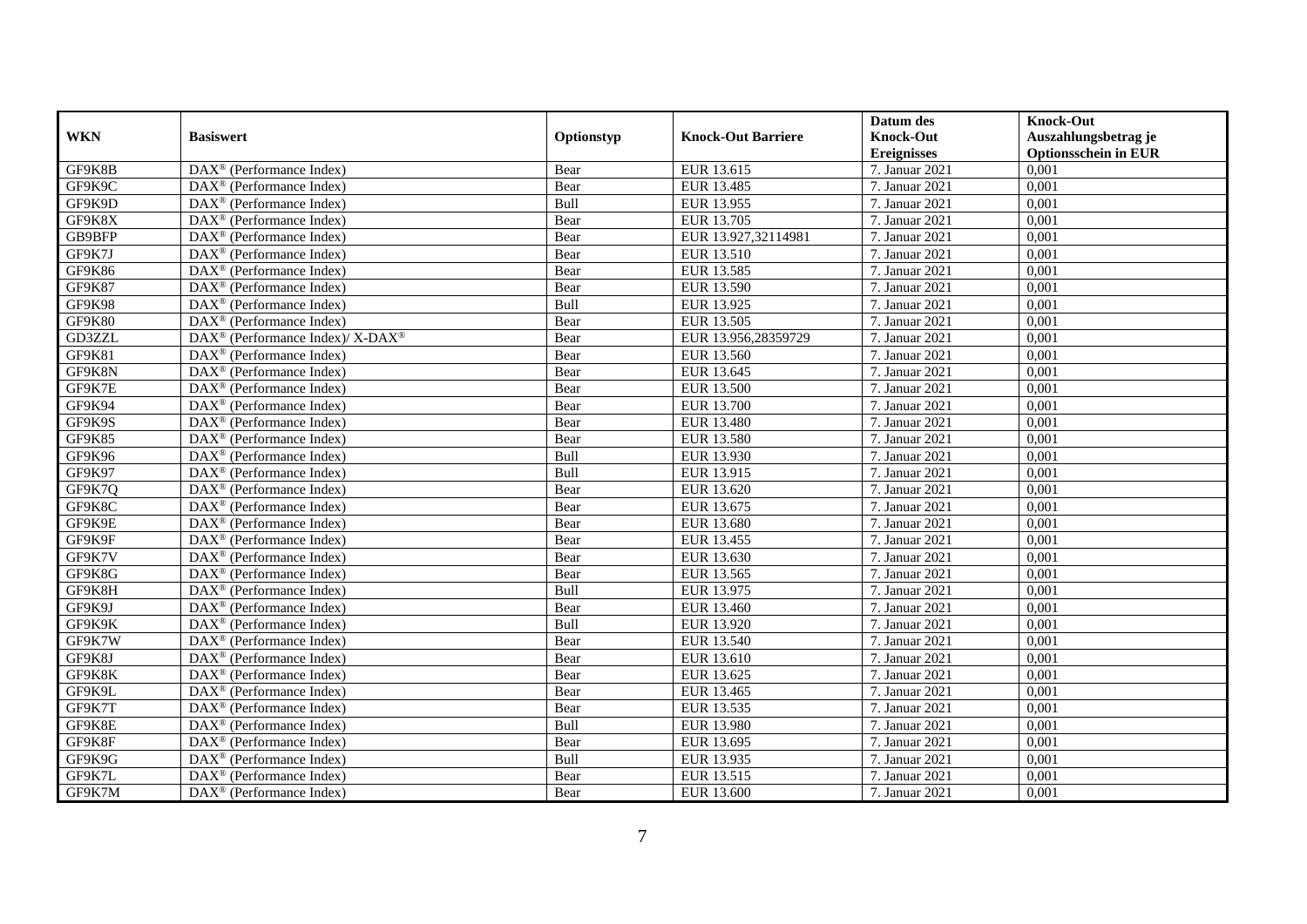| WKN | Basiswert | Optionstyp | Knock-Out Barriere | Datum des Knock-Out Ereignisses | Knock-Out Auszahlungsbetrag je Optionsschein in EUR |
|---|---|---|---|---|---|
| GF9K8B | DAX® (Performance Index) | Bear | EUR 13.615 | 7. Januar 2021 | 0,001 |
| GF9K9C | DAX® (Performance Index) | Bear | EUR 13.485 | 7. Januar 2021 | 0,001 |
| GF9K9D | DAX® (Performance Index) | Bull | EUR 13.955 | 7. Januar 2021 | 0,001 |
| GF9K8X | DAX® (Performance Index) | Bear | EUR 13.705 | 7. Januar 2021 | 0,001 |
| GB9BFP | DAX® (Performance Index) | Bear | EUR 13.927,32114981 | 7. Januar 2021 | 0,001 |
| GF9K7J | DAX® (Performance Index) | Bear | EUR 13.510 | 7. Januar 2021 | 0,001 |
| GF9K86 | DAX® (Performance Index) | Bear | EUR 13.585 | 7. Januar 2021 | 0,001 |
| GF9K87 | DAX® (Performance Index) | Bear | EUR 13.590 | 7. Januar 2021 | 0,001 |
| GF9K98 | DAX® (Performance Index) | Bull | EUR 13.925 | 7. Januar 2021 | 0,001 |
| GF9K80 | DAX® (Performance Index) | Bear | EUR 13.505 | 7. Januar 2021 | 0,001 |
| GD3ZZL | DAX® (Performance Index)/ X-DAX® | Bear | EUR 13.956,28359729 | 7. Januar 2021 | 0,001 |
| GF9K81 | DAX® (Performance Index) | Bear | EUR 13.560 | 7. Januar 2021 | 0,001 |
| GF9K8N | DAX® (Performance Index) | Bear | EUR 13.645 | 7. Januar 2021 | 0,001 |
| GF9K7E | DAX® (Performance Index) | Bear | EUR 13.500 | 7. Januar 2021 | 0,001 |
| GF9K94 | DAX® (Performance Index) | Bear | EUR 13.700 | 7. Januar 2021 | 0,001 |
| GF9K9S | DAX® (Performance Index) | Bear | EUR 13.480 | 7. Januar 2021 | 0,001 |
| GF9K85 | DAX® (Performance Index) | Bear | EUR 13.580 | 7. Januar 2021 | 0,001 |
| GF9K96 | DAX® (Performance Index) | Bull | EUR 13.930 | 7. Januar 2021 | 0,001 |
| GF9K97 | DAX® (Performance Index) | Bull | EUR 13.915 | 7. Januar 2021 | 0,001 |
| GF9K7Q | DAX® (Performance Index) | Bear | EUR 13.620 | 7. Januar 2021 | 0,001 |
| GF9K8C | DAX® (Performance Index) | Bear | EUR 13.675 | 7. Januar 2021 | 0,001 |
| GF9K9E | DAX® (Performance Index) | Bear | EUR 13.680 | 7. Januar 2021 | 0,001 |
| GF9K9F | DAX® (Performance Index) | Bear | EUR 13.455 | 7. Januar 2021 | 0,001 |
| GF9K7V | DAX® (Performance Index) | Bear | EUR 13.630 | 7. Januar 2021 | 0,001 |
| GF9K8G | DAX® (Performance Index) | Bear | EUR 13.565 | 7. Januar 2021 | 0,001 |
| GF9K8H | DAX® (Performance Index) | Bull | EUR 13.975 | 7. Januar 2021 | 0,001 |
| GF9K9J | DAX® (Performance Index) | Bear | EUR 13.460 | 7. Januar 2021 | 0,001 |
| GF9K9K | DAX® (Performance Index) | Bull | EUR 13.920 | 7. Januar 2021 | 0,001 |
| GF9K7W | DAX® (Performance Index) | Bear | EUR 13.540 | 7. Januar 2021 | 0,001 |
| GF9K8J | DAX® (Performance Index) | Bear | EUR 13.610 | 7. Januar 2021 | 0,001 |
| GF9K8K | DAX® (Performance Index) | Bear | EUR 13.625 | 7. Januar 2021 | 0,001 |
| GF9K9L | DAX® (Performance Index) | Bear | EUR 13.465 | 7. Januar 2021 | 0,001 |
| GF9K7T | DAX® (Performance Index) | Bear | EUR 13.535 | 7. Januar 2021 | 0,001 |
| GF9K8E | DAX® (Performance Index) | Bull | EUR 13.980 | 7. Januar 2021 | 0,001 |
| GF9K8F | DAX® (Performance Index) | Bear | EUR 13.695 | 7. Januar 2021 | 0,001 |
| GF9K9G | DAX® (Performance Index) | Bull | EUR 13.935 | 7. Januar 2021 | 0,001 |
| GF9K7L | DAX® (Performance Index) | Bear | EUR 13.515 | 7. Januar 2021 | 0,001 |
| GF9K7M | DAX® (Performance Index) | Bear | EUR 13.600 | 7. Januar 2021 | 0,001 |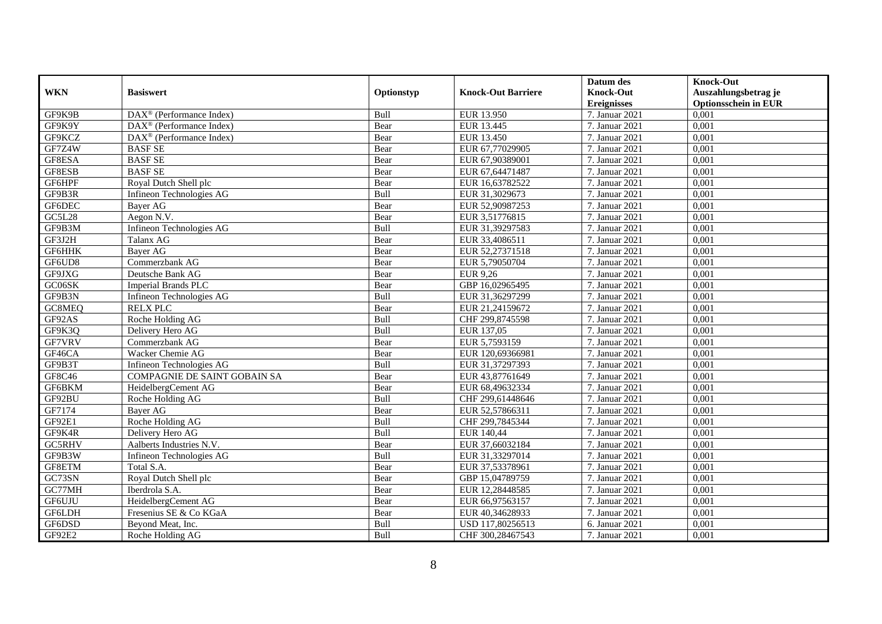| WKN | Basiswert | Optionstyp | Knock-Out Barriere | Datum des Knock-Out Ereignisses | Knock-Out Auszahlungsbetrag je Optionsschein in EUR |
|---|---|---|---|---|---|
| GF9K9B | DAX® (Performance Index) | Bull | EUR 13.950 | 7. Januar 2021 | 0,001 |
| GF9K9Y | DAX® (Performance Index) | Bear | EUR 13.445 | 7. Januar 2021 | 0,001 |
| GF9KCZ | DAX® (Performance Index) | Bear | EUR 13.450 | 7. Januar 2021 | 0,001 |
| GF7Z4W | BASF SE | Bear | EUR 67,77029905 | 7. Januar 2021 | 0,001 |
| GF8ESA | BASF SE | Bear | EUR 67,90389001 | 7. Januar 2021 | 0,001 |
| GF8ESB | BASF SE | Bear | EUR 67,64471487 | 7. Januar 2021 | 0,001 |
| GF6HPF | Royal Dutch Shell plc | Bear | EUR 16,63782522 | 7. Januar 2021 | 0,001 |
| GF9B3R | Infineon Technologies AG | Bull | EUR 31,3029673 | 7. Januar 2021 | 0,001 |
| GF6DEC | Bayer AG | Bear | EUR 52,90987253 | 7. Januar 2021 | 0,001 |
| GC5L28 | Aegon N.V. | Bear | EUR 3,51776815 | 7. Januar 2021 | 0,001 |
| GF9B3M | Infineon Technologies AG | Bull | EUR 31,39297583 | 7. Januar 2021 | 0,001 |
| GF3J2H | Talanx AG | Bear | EUR 33,4086511 | 7. Januar 2021 | 0,001 |
| GF6HHK | Bayer AG | Bear | EUR 52,27371518 | 7. Januar 2021 | 0,001 |
| GF6UD8 | Commerzbank AG | Bear | EUR 5,79050704 | 7. Januar 2021 | 0,001 |
| GF9JXG | Deutsche Bank AG | Bear | EUR 9,26 | 7. Januar 2021 | 0,001 |
| GC06SK | Imperial Brands PLC | Bear | GBP 16,02965495 | 7. Januar 2021 | 0,001 |
| GF9B3N | Infineon Technologies AG | Bull | EUR 31,36297299 | 7. Januar 2021 | 0,001 |
| GC8MEQ | RELX PLC | Bear | EUR 21,24159672 | 7. Januar 2021 | 0,001 |
| GF92AS | Roche Holding AG | Bull | CHF 299,8745598 | 7. Januar 2021 | 0,001 |
| GF9K3Q | Delivery Hero AG | Bull | EUR 137,05 | 7. Januar 2021 | 0,001 |
| GF7VRV | Commerzbank AG | Bear | EUR 5,7593159 | 7. Januar 2021 | 0,001 |
| GF46CA | Wacker Chemie AG | Bear | EUR 120,69366981 | 7. Januar 2021 | 0,001 |
| GF9B3T | Infineon Technologies AG | Bull | EUR 31,37297393 | 7. Januar 2021 | 0,001 |
| GF8C46 | COMPAGNIE DE SAINT GOBAIN SA | Bear | EUR 43,87761649 | 7. Januar 2021 | 0,001 |
| GF6BKM | HeidelbergCement AG | Bear | EUR 68,49632334 | 7. Januar 2021 | 0,001 |
| GF92BU | Roche Holding AG | Bull | CHF 299,61448646 | 7. Januar 2021 | 0,001 |
| GF7174 | Bayer AG | Bear | EUR 52,57866311 | 7. Januar 2021 | 0,001 |
| GF92E1 | Roche Holding AG | Bull | CHF 299,7845344 | 7. Januar 2021 | 0,001 |
| GF9K4R | Delivery Hero AG | Bull | EUR 140,44 | 7. Januar 2021 | 0,001 |
| GC5RHV | Aalberts Industries N.V. | Bear | EUR 37,66032184 | 7. Januar 2021 | 0,001 |
| GF9B3W | Infineon Technologies AG | Bull | EUR 31,33297014 | 7. Januar 2021 | 0,001 |
| GF8ETM | Total S.A. | Bear | EUR 37,53378961 | 7. Januar 2021 | 0,001 |
| GC73SN | Royal Dutch Shell plc | Bear | GBP 15,04789759 | 7. Januar 2021 | 0,001 |
| GC77MH | Iberdrola S.A. | Bear | EUR 12,28448585 | 7. Januar 2021 | 0,001 |
| GF6UJU | HeidelbergCement AG | Bear | EUR 66,97563157 | 7. Januar 2021 | 0,001 |
| GF6LDH | Fresenius SE & Co KGaA | Bear | EUR 40,34628933 | 7. Januar 2021 | 0,001 |
| GF6DSD | Beyond Meat, Inc. | Bull | USD 117,80256513 | 6. Januar 2021 | 0,001 |
| GF92E2 | Roche Holding AG | Bull | CHF 300,28467543 | 7. Januar 2021 | 0,001 |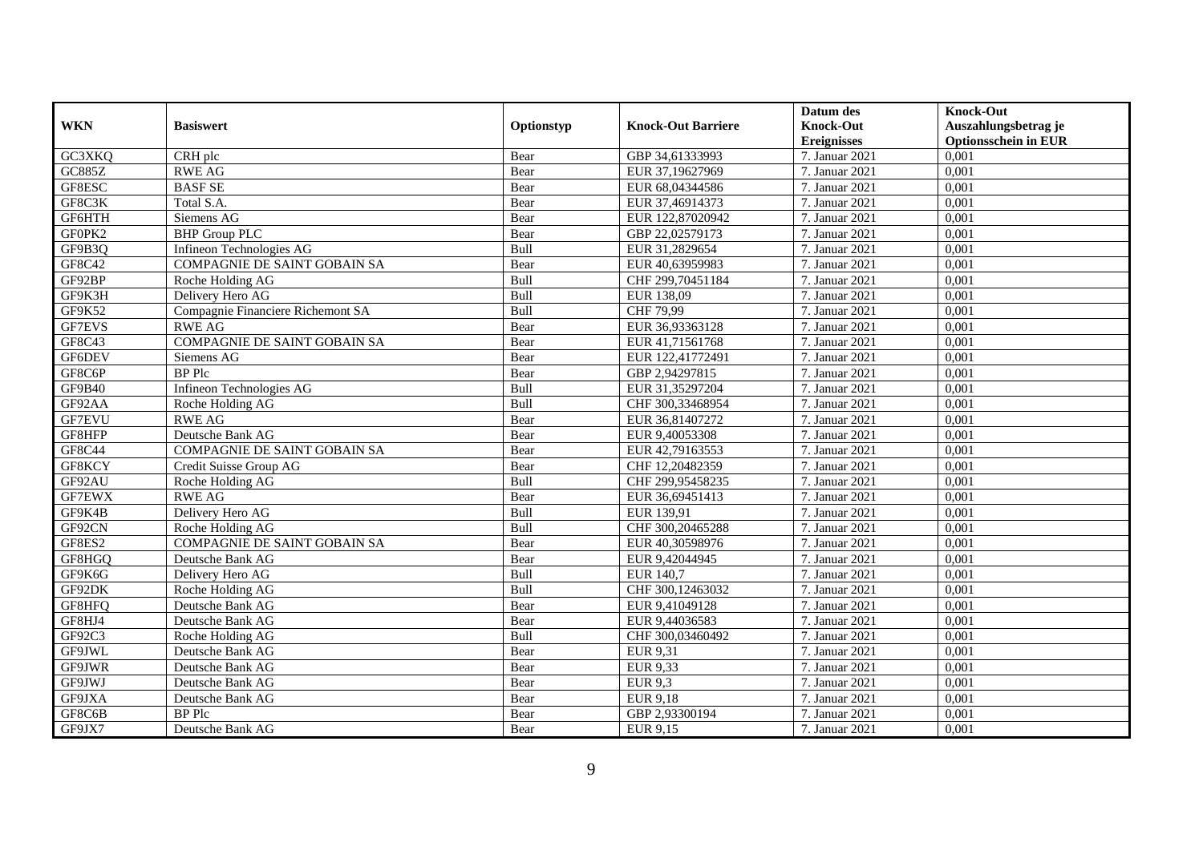| WKN | Basiswert | Optionstyp | Knock-Out Barriere | Datum des Knock-Out Ereignisses | Knock-Out Auszahlungsbetrag je Optionsschein in EUR |
|---|---|---|---|---|---|
| GC3XKQ | CRH plc | Bear | GBP 34,61333993 | 7. Januar 2021 | 0,001 |
| GC885Z | RWE AG | Bear | EUR 37,19627969 | 7. Januar 2021 | 0,001 |
| GF8ESC | BASF SE | Bear | EUR 68,04344586 | 7. Januar 2021 | 0,001 |
| GF8C3K | Total S.A. | Bear | EUR 37,46914373 | 7. Januar 2021 | 0,001 |
| GF6HTH | Siemens AG | Bear | EUR 122,87020942 | 7. Januar 2021 | 0,001 |
| GF0PK2 | BHP Group PLC | Bear | GBP 22,02579173 | 7. Januar 2021 | 0,001 |
| GF9B3Q | Infineon Technologies AG | Bull | EUR 31,2829654 | 7. Januar 2021 | 0,001 |
| GF8C42 | COMPAGNIE DE SAINT GOBAIN SA | Bear | EUR 40,63959983 | 7. Januar 2021 | 0,001 |
| GF92BP | Roche Holding AG | Bull | CHF 299,70451184 | 7. Januar 2021 | 0,001 |
| GF9K3H | Delivery Hero AG | Bull | EUR 138,09 | 7. Januar 2021 | 0,001 |
| GF9K52 | Compagnie Financiere Richemont SA | Bull | CHF 79,99 | 7. Januar 2021 | 0,001 |
| GF7EVS | RWE AG | Bear | EUR 36,93363128 | 7. Januar 2021 | 0,001 |
| GF8C43 | COMPAGNIE DE SAINT GOBAIN SA | Bear | EUR 41,71561768 | 7. Januar 2021 | 0,001 |
| GF6DEV | Siemens AG | Bear | EUR 122,41772491 | 7. Januar 2021 | 0,001 |
| GF8C6P | BP Plc | Bear | GBP 2,94297815 | 7. Januar 2021 | 0,001 |
| GF9B40 | Infineon Technologies AG | Bull | EUR 31,35297204 | 7. Januar 2021 | 0,001 |
| GF92AA | Roche Holding AG | Bull | CHF 300,33468954 | 7. Januar 2021 | 0,001 |
| GF7EVU | RWE AG | Bear | EUR 36,81407272 | 7. Januar 2021 | 0,001 |
| GF8HFP | Deutsche Bank AG | Bear | EUR 9,40053308 | 7. Januar 2021 | 0,001 |
| GF8C44 | COMPAGNIE DE SAINT GOBAIN SA | Bear | EUR 42,79163553 | 7. Januar 2021 | 0,001 |
| GF8KCY | Credit Suisse Group AG | Bear | CHF 12,20482359 | 7. Januar 2021 | 0,001 |
| GF92AU | Roche Holding AG | Bull | CHF 299,95458235 | 7. Januar 2021 | 0,001 |
| GF7EWX | RWE AG | Bear | EUR 36,69451413 | 7. Januar 2021 | 0,001 |
| GF9K4B | Delivery Hero AG | Bull | EUR 139,91 | 7. Januar 2021 | 0,001 |
| GF92CN | Roche Holding AG | Bull | CHF 300,20465288 | 7. Januar 2021 | 0,001 |
| GF8ES2 | COMPAGNIE DE SAINT GOBAIN SA | Bear | EUR 40,30598976 | 7. Januar 2021 | 0,001 |
| GF8HGQ | Deutsche Bank AG | Bear | EUR 9,42044945 | 7. Januar 2021 | 0,001 |
| GF9K6G | Delivery Hero AG | Bull | EUR 140,7 | 7. Januar 2021 | 0,001 |
| GF92DK | Roche Holding AG | Bull | CHF 300,12463032 | 7. Januar 2021 | 0,001 |
| GF8HFQ | Deutsche Bank AG | Bear | EUR 9,41049128 | 7. Januar 2021 | 0,001 |
| GF8HJ4 | Deutsche Bank AG | Bear | EUR 9,44036583 | 7. Januar 2021 | 0,001 |
| GF92C3 | Roche Holding AG | Bull | CHF 300,03460492 | 7. Januar 2021 | 0,001 |
| GF9JWL | Deutsche Bank AG | Bear | EUR 9,31 | 7. Januar 2021 | 0,001 |
| GF9JWR | Deutsche Bank AG | Bear | EUR 9,33 | 7. Januar 2021 | 0,001 |
| GF9JWJ | Deutsche Bank AG | Bear | EUR 9,3 | 7. Januar 2021 | 0,001 |
| GF9JXA | Deutsche Bank AG | Bear | EUR 9,18 | 7. Januar 2021 | 0,001 |
| GF8C6B | BP Plc | Bear | GBP 2,93300194 | 7. Januar 2021 | 0,001 |
| GF9JX7 | Deutsche Bank AG | Bear | EUR 9,15 | 7. Januar 2021 | 0,001 |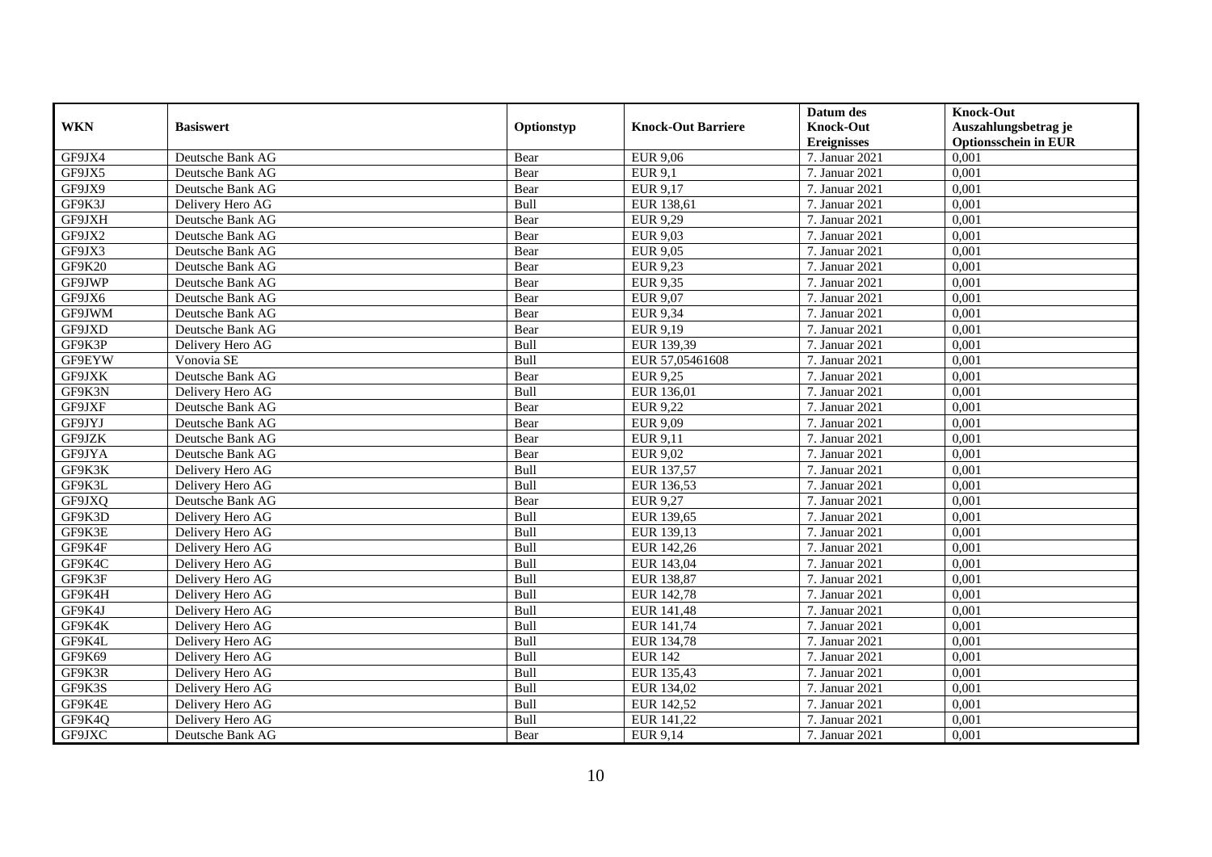| WKN | Basiswert | Optionstyp | Knock-Out Barriere | Datum des Knock-Out Ereignisses | Knock-Out Auszahlungsbetrag je Optionsschein in EUR |
|---|---|---|---|---|---|
| GF9JX4 | Deutsche Bank AG | Bear | EUR 9,06 | 7. Januar 2021 | 0,001 |
| GF9JX5 | Deutsche Bank AG | Bear | EUR 9,1 | 7. Januar 2021 | 0,001 |
| GF9JX9 | Deutsche Bank AG | Bear | EUR 9,17 | 7. Januar 2021 | 0,001 |
| GF9K3J | Delivery Hero AG | Bull | EUR 138,61 | 7. Januar 2021 | 0,001 |
| GF9JXH | Deutsche Bank AG | Bear | EUR 9,29 | 7. Januar 2021 | 0,001 |
| GF9JX2 | Deutsche Bank AG | Bear | EUR 9,03 | 7. Januar 2021 | 0,001 |
| GF9JX3 | Deutsche Bank AG | Bear | EUR 9,05 | 7. Januar 2021 | 0,001 |
| GF9K20 | Deutsche Bank AG | Bear | EUR 9,23 | 7. Januar 2021 | 0,001 |
| GF9JWP | Deutsche Bank AG | Bear | EUR 9,35 | 7. Januar 2021 | 0,001 |
| GF9JX6 | Deutsche Bank AG | Bear | EUR 9,07 | 7. Januar 2021 | 0,001 |
| GF9JWM | Deutsche Bank AG | Bear | EUR 9,34 | 7. Januar 2021 | 0,001 |
| GF9JXD | Deutsche Bank AG | Bear | EUR 9,19 | 7. Januar 2021 | 0,001 |
| GF9K3P | Delivery Hero AG | Bull | EUR 139,39 | 7. Januar 2021 | 0,001 |
| GF9EYW | Vonovia SE | Bull | EUR 57,05461608 | 7. Januar 2021 | 0,001 |
| GF9JXK | Deutsche Bank AG | Bear | EUR 9,25 | 7. Januar 2021 | 0,001 |
| GF9K3N | Delivery Hero AG | Bull | EUR 136,01 | 7. Januar 2021 | 0,001 |
| GF9JXF | Deutsche Bank AG | Bear | EUR 9,22 | 7. Januar 2021 | 0,001 |
| GF9JYJ | Deutsche Bank AG | Bear | EUR 9,09 | 7. Januar 2021 | 0,001 |
| GF9JZK | Deutsche Bank AG | Bear | EUR 9,11 | 7. Januar 2021 | 0,001 |
| GF9JYA | Deutsche Bank AG | Bear | EUR 9,02 | 7. Januar 2021 | 0,001 |
| GF9K3K | Delivery Hero AG | Bull | EUR 137,57 | 7. Januar 2021 | 0,001 |
| GF9K3L | Delivery Hero AG | Bull | EUR 136,53 | 7. Januar 2021 | 0,001 |
| GF9JXQ | Deutsche Bank AG | Bear | EUR 9,27 | 7. Januar 2021 | 0,001 |
| GF9K3D | Delivery Hero AG | Bull | EUR 139,65 | 7. Januar 2021 | 0,001 |
| GF9K3E | Delivery Hero AG | Bull | EUR 139,13 | 7. Januar 2021 | 0,001 |
| GF9K4F | Delivery Hero AG | Bull | EUR 142,26 | 7. Januar 2021 | 0,001 |
| GF9K4C | Delivery Hero AG | Bull | EUR 143,04 | 7. Januar 2021 | 0,001 |
| GF9K3F | Delivery Hero AG | Bull | EUR 138,87 | 7. Januar 2021 | 0,001 |
| GF9K4H | Delivery Hero AG | Bull | EUR 142,78 | 7. Januar 2021 | 0,001 |
| GF9K4J | Delivery Hero AG | Bull | EUR 141,48 | 7. Januar 2021 | 0,001 |
| GF9K4K | Delivery Hero AG | Bull | EUR 141,74 | 7. Januar 2021 | 0,001 |
| GF9K4L | Delivery Hero AG | Bull | EUR 134,78 | 7. Januar 2021 | 0,001 |
| GF9K69 | Delivery Hero AG | Bull | EUR 142 | 7. Januar 2021 | 0,001 |
| GF9K3R | Delivery Hero AG | Bull | EUR 135,43 | 7. Januar 2021 | 0,001 |
| GF9K3S | Delivery Hero AG | Bull | EUR 134,02 | 7. Januar 2021 | 0,001 |
| GF9K4E | Delivery Hero AG | Bull | EUR 142,52 | 7. Januar 2021 | 0,001 |
| GF9K4Q | Delivery Hero AG | Bull | EUR 141,22 | 7. Januar 2021 | 0,001 |
| GF9JXC | Deutsche Bank AG | Bear | EUR 9,14 | 7. Januar 2021 | 0,001 |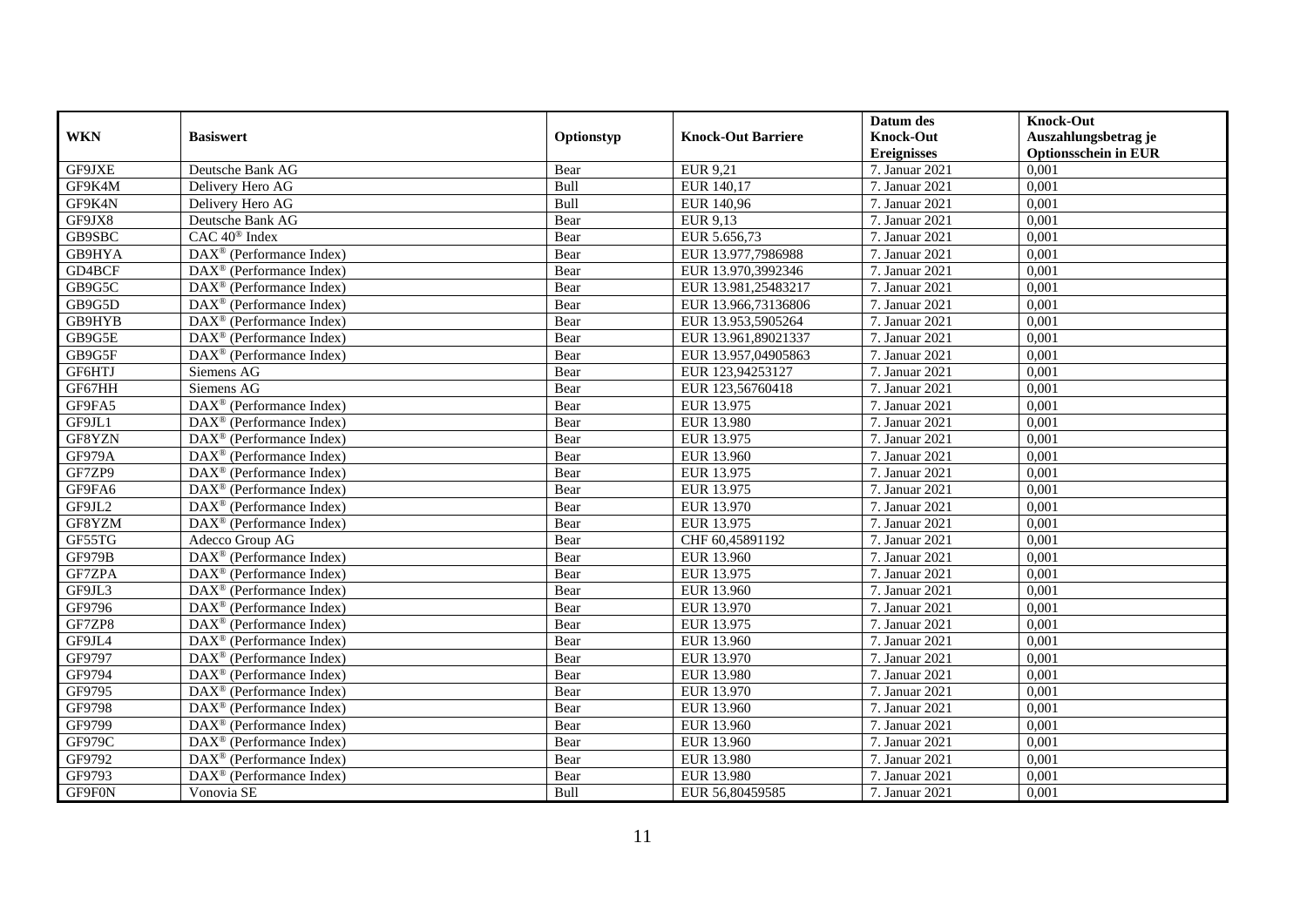| WKN | Basiswert | Optionstyp | Knock-Out Barriere | Datum des Knock-Out Ereignisses | Knock-Out Auszahlungsbetrag je Optionsschein in EUR |
|---|---|---|---|---|---|
| GF9JXE | Deutsche Bank AG | Bear | EUR 9,21 | 7. Januar 2021 | 0,001 |
| GF9K4M | Delivery Hero AG | Bull | EUR 140,17 | 7. Januar 2021 | 0,001 |
| GF9K4N | Delivery Hero AG | Bull | EUR 140,96 | 7. Januar 2021 | 0,001 |
| GF9JX8 | Deutsche Bank AG | Bear | EUR 9,13 | 7. Januar 2021 | 0,001 |
| GB9SBC | CAC 40® Index | Bear | EUR 5.656,73 | 7. Januar 2021 | 0,001 |
| GB9HYA | DAX® (Performance Index) | Bear | EUR 13.977,7986988 | 7. Januar 2021 | 0,001 |
| GD4BCF | DAX® (Performance Index) | Bear | EUR 13.970,3992346 | 7. Januar 2021 | 0,001 |
| GB9G5C | DAX® (Performance Index) | Bear | EUR 13.981,25483217 | 7. Januar 2021 | 0,001 |
| GB9G5D | DAX® (Performance Index) | Bear | EUR 13.966,73136806 | 7. Januar 2021 | 0,001 |
| GB9HYB | DAX® (Performance Index) | Bear | EUR 13.953,5905264 | 7. Januar 2021 | 0,001 |
| GB9G5E | DAX® (Performance Index) | Bear | EUR 13.961,89021337 | 7. Januar 2021 | 0,001 |
| GB9G5F | DAX® (Performance Index) | Bear | EUR 13.957,04905863 | 7. Januar 2021 | 0,001 |
| GF6HTJ | Siemens AG | Bear | EUR 123,94253127 | 7. Januar 2021 | 0,001 |
| GF67HH | Siemens AG | Bear | EUR 123,56760418 | 7. Januar 2021 | 0,001 |
| GF9FA5 | DAX® (Performance Index) | Bear | EUR 13.975 | 7. Januar 2021 | 0,001 |
| GF9JL1 | DAX® (Performance Index) | Bear | EUR 13.980 | 7. Januar 2021 | 0,001 |
| GF8YZN | DAX® (Performance Index) | Bear | EUR 13.975 | 7. Januar 2021 | 0,001 |
| GF979A | DAX® (Performance Index) | Bear | EUR 13.960 | 7. Januar 2021 | 0,001 |
| GF7ZP9 | DAX® (Performance Index) | Bear | EUR 13.975 | 7. Januar 2021 | 0,001 |
| GF9FA6 | DAX® (Performance Index) | Bear | EUR 13.975 | 7. Januar 2021 | 0,001 |
| GF9JL2 | DAX® (Performance Index) | Bear | EUR 13.970 | 7. Januar 2021 | 0,001 |
| GF8YZM | DAX® (Performance Index) | Bear | EUR 13.975 | 7. Januar 2021 | 0,001 |
| GF55TG | Adecco Group AG | Bear | CHF 60,45891192 | 7. Januar 2021 | 0,001 |
| GF979B | DAX® (Performance Index) | Bear | EUR 13.960 | 7. Januar 2021 | 0,001 |
| GF7ZPA | DAX® (Performance Index) | Bear | EUR 13.975 | 7. Januar 2021 | 0,001 |
| GF9JL3 | DAX® (Performance Index) | Bear | EUR 13.960 | 7. Januar 2021 | 0,001 |
| GF9796 | DAX® (Performance Index) | Bear | EUR 13.970 | 7. Januar 2021 | 0,001 |
| GF7ZP8 | DAX® (Performance Index) | Bear | EUR 13.975 | 7. Januar 2021 | 0,001 |
| GF9JL4 | DAX® (Performance Index) | Bear | EUR 13.960 | 7. Januar 2021 | 0,001 |
| GF9797 | DAX® (Performance Index) | Bear | EUR 13.970 | 7. Januar 2021 | 0,001 |
| GF9794 | DAX® (Performance Index) | Bear | EUR 13.980 | 7. Januar 2021 | 0,001 |
| GF9795 | DAX® (Performance Index) | Bear | EUR 13.970 | 7. Januar 2021 | 0,001 |
| GF9798 | DAX® (Performance Index) | Bear | EUR 13.960 | 7. Januar 2021 | 0,001 |
| GF9799 | DAX® (Performance Index) | Bear | EUR 13.960 | 7. Januar 2021 | 0,001 |
| GF979C | DAX® (Performance Index) | Bear | EUR 13.960 | 7. Januar 2021 | 0,001 |
| GF9792 | DAX® (Performance Index) | Bear | EUR 13.980 | 7. Januar 2021 | 0,001 |
| GF9793 | DAX® (Performance Index) | Bear | EUR 13.980 | 7. Januar 2021 | 0,001 |
| GF9F0N | Vonovia SE | Bull | EUR 56,80459585 | 7. Januar 2021 | 0,001 |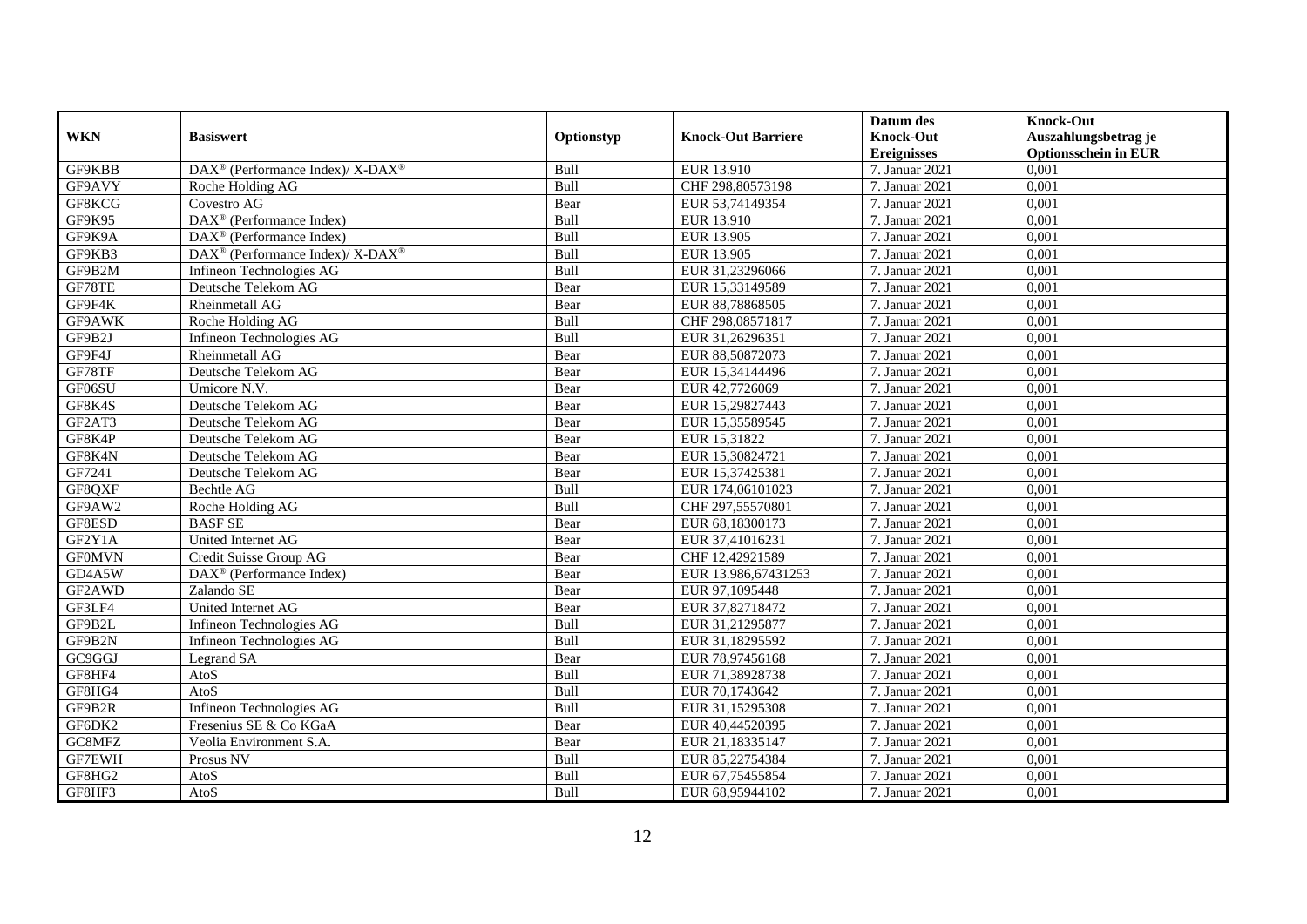| WKN | Basiswert | Optionstyp | Knock-Out Barriere | Datum des Knock-Out Ereignisses | Knock-Out Auszahlungsbetrag je Optionsschein in EUR |
|---|---|---|---|---|---|
| GF9KBB | DAX® (Performance Index)/ X-DAX® | Bull | EUR 13.910 | 7. Januar 2021 | 0,001 |
| GF9AVY | Roche Holding AG | Bull | CHF 298,80573198 | 7. Januar 2021 | 0,001 |
| GF8KCG | Covestro AG | Bear | EUR 53,74149354 | 7. Januar 2021 | 0,001 |
| GF9K95 | DAX® (Performance Index) | Bull | EUR 13.910 | 7. Januar 2021 | 0,001 |
| GF9K9A | DAX® (Performance Index) | Bull | EUR 13.905 | 7. Januar 2021 | 0,001 |
| GF9KB3 | DAX® (Performance Index)/ X-DAX® | Bull | EUR 13.905 | 7. Januar 2021 | 0,001 |
| GF9B2M | Infineon Technologies AG | Bull | EUR 31,23296066 | 7. Januar 2021 | 0,001 |
| GF78TE | Deutsche Telekom AG | Bear | EUR 15,33149589 | 7. Januar 2021 | 0,001 |
| GF9F4K | Rheinmetall AG | Bear | EUR 88,78868505 | 7. Januar 2021 | 0,001 |
| GF9AWK | Roche Holding AG | Bull | CHF 298,08571817 | 7. Januar 2021 | 0,001 |
| GF9B2J | Infineon Technologies AG | Bull | EUR 31,26296351 | 7. Januar 2021 | 0,001 |
| GF9F4J | Rheinmetall AG | Bear | EUR 88,50872073 | 7. Januar 2021 | 0,001 |
| GF78TF | Deutsche Telekom AG | Bear | EUR 15,34144496 | 7. Januar 2021 | 0,001 |
| GF06SU | Umicore N.V. | Bear | EUR 42,7726069 | 7. Januar 2021 | 0,001 |
| GF8K4S | Deutsche Telekom AG | Bear | EUR 15,29827443 | 7. Januar 2021 | 0,001 |
| GF2AT3 | Deutsche Telekom AG | Bear | EUR 15,35589545 | 7. Januar 2021 | 0,001 |
| GF8K4P | Deutsche Telekom AG | Bear | EUR 15,31822 | 7. Januar 2021 | 0,001 |
| GF8K4N | Deutsche Telekom AG | Bear | EUR 15,30824721 | 7. Januar 2021 | 0,001 |
| GF7241 | Deutsche Telekom AG | Bear | EUR 15,37425381 | 7. Januar 2021 | 0,001 |
| GF8QXF | Bechtle AG | Bull | EUR 174,06101023 | 7. Januar 2021 | 0,001 |
| GF9AW2 | Roche Holding AG | Bull | CHF 297,55570801 | 7. Januar 2021 | 0,001 |
| GF8ESD | BASF SE | Bear | EUR 68,18300173 | 7. Januar 2021 | 0,001 |
| GF2Y1A | United Internet AG | Bear | EUR 37,41016231 | 7. Januar 2021 | 0,001 |
| GF0MVN | Credit Suisse Group AG | Bear | CHF 12,42921589 | 7. Januar 2021 | 0,001 |
| GD4A5W | DAX® (Performance Index) | Bear | EUR 13.986,67431253 | 7. Januar 2021 | 0,001 |
| GF2AWD | Zalando SE | Bear | EUR 97,1095448 | 7. Januar 2021 | 0,001 |
| GF3LF4 | United Internet AG | Bear | EUR 37,82718472 | 7. Januar 2021 | 0,001 |
| GF9B2L | Infineon Technologies AG | Bull | EUR 31,21295877 | 7. Januar 2021 | 0,001 |
| GF9B2N | Infineon Technologies AG | Bull | EUR 31,18295592 | 7. Januar 2021 | 0,001 |
| GC9GGJ | Legrand SA | Bear | EUR 78,97456168 | 7. Januar 2021 | 0,001 |
| GF8HF4 | AtoS | Bull | EUR 71,38928738 | 7. Januar 2021 | 0,001 |
| GF8HG4 | AtoS | Bull | EUR 70,1743642 | 7. Januar 2021 | 0,001 |
| GF9B2R | Infineon Technologies AG | Bull | EUR 31,15295308 | 7. Januar 2021 | 0,001 |
| GF6DK2 | Fresenius SE & Co KGaA | Bear | EUR 40,44520395 | 7. Januar 2021 | 0,001 |
| GC8MFZ | Veolia Environment S.A. | Bear | EUR 21,18335147 | 7. Januar 2021 | 0,001 |
| GF7EWH | Prosus NV | Bull | EUR 85,22754384 | 7. Januar 2021 | 0,001 |
| GF8HG2 | AtoS | Bull | EUR 67,75455854 | 7. Januar 2021 | 0,001 |
| GF8HF3 | AtoS | Bull | EUR 68,95944102 | 7. Januar 2021 | 0,001 |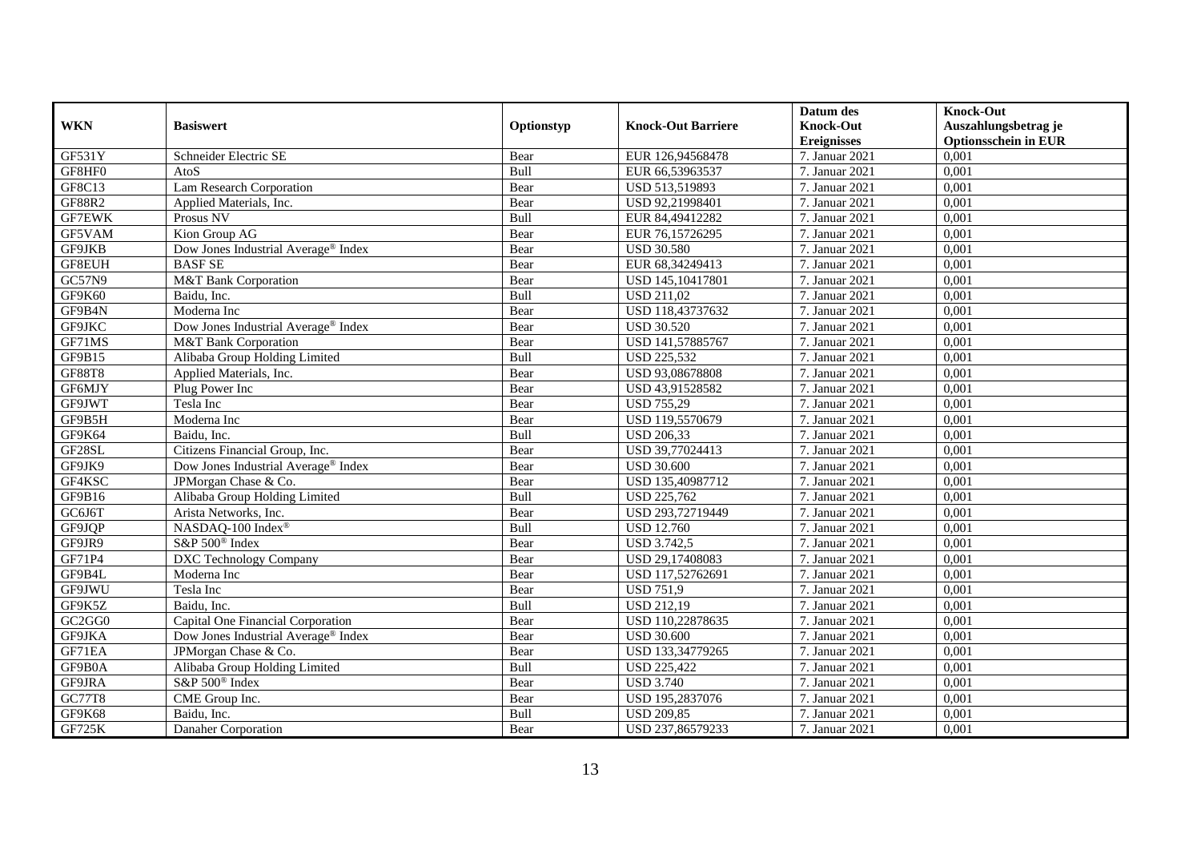| WKN | Basiswert | Optionstyp | Knock-Out Barriere | Datum des Knock-Out Ereignisses | Knock-Out Auszahlungsbetrag je Optionsschein in EUR |
|---|---|---|---|---|---|
| GF531Y | Schneider Electric SE | Bear | EUR 126,94568478 | 7. Januar 2021 | 0,001 |
| GF8HF0 | AtoS | Bull | EUR 66,53963537 | 7. Januar 2021 | 0,001 |
| GF8C13 | Lam Research Corporation | Bear | USD 513,519893 | 7. Januar 2021 | 0,001 |
| GF88R2 | Applied Materials, Inc. | Bear | USD 92,21998401 | 7. Januar 2021 | 0,001 |
| GF7EWK | Prosus NV | Bull | EUR 84,49412282 | 7. Januar 2021 | 0,001 |
| GF5VAM | Kion Group AG | Bear | EUR 76,15726295 | 7. Januar 2021 | 0,001 |
| GF9JKB | Dow Jones Industrial Average® Index | Bear | USD 30.580 | 7. Januar 2021 | 0,001 |
| GF8EUH | BASF SE | Bear | EUR 68,34249413 | 7. Januar 2021 | 0,001 |
| GC57N9 | M&T Bank Corporation | Bear | USD 145,10417801 | 7. Januar 2021 | 0,001 |
| GF9K60 | Baidu, Inc. | Bull | USD 211,02 | 7. Januar 2021 | 0,001 |
| GF9B4N | Moderna Inc | Bear | USD 118,43737632 | 7. Januar 2021 | 0,001 |
| GF9JKC | Dow Jones Industrial Average® Index | Bear | USD 30.520 | 7. Januar 2021 | 0,001 |
| GF71MS | M&T Bank Corporation | Bear | USD 141,57885767 | 7. Januar 2021 | 0,001 |
| GF9B15 | Alibaba Group Holding Limited | Bull | USD 225,532 | 7. Januar 2021 | 0,001 |
| GF88T8 | Applied Materials, Inc. | Bear | USD 93,08678808 | 7. Januar 2021 | 0,001 |
| GF6MJY | Plug Power Inc | Bear | USD 43,91528582 | 7. Januar 2021 | 0,001 |
| GF9JWT | Tesla Inc | Bear | USD 755,29 | 7. Januar 2021 | 0,001 |
| GF9B5H | Moderna Inc | Bear | USD 119,5570679 | 7. Januar 2021 | 0,001 |
| GF9K64 | Baidu, Inc. | Bull | USD 206,33 | 7. Januar 2021 | 0,001 |
| GF28SL | Citizens Financial Group, Inc. | Bear | USD 39,77024413 | 7. Januar 2021 | 0,001 |
| GF9JK9 | Dow Jones Industrial Average® Index | Bear | USD 30.600 | 7. Januar 2021 | 0,001 |
| GF4KSC | JPMorgan Chase & Co. | Bear | USD 135,40987712 | 7. Januar 2021 | 0,001 |
| GF9B16 | Alibaba Group Holding Limited | Bull | USD 225,762 | 7. Januar 2021 | 0,001 |
| GC6J6T | Arista Networks, Inc. | Bear | USD 293,72719449 | 7. Januar 2021 | 0,001 |
| GF9JQP | NASDAQ-100 Index® | Bull | USD 12.760 | 7. Januar 2021 | 0,001 |
| GF9JR9 | S&P 500® Index | Bear | USD 3.742,5 | 7. Januar 2021 | 0,001 |
| GF71P4 | DXC Technology Company | Bear | USD 29,17408083 | 7. Januar 2021 | 0,001 |
| GF9B4L | Moderna Inc | Bear | USD 117,52762691 | 7. Januar 2021 | 0,001 |
| GF9JWU | Tesla Inc | Bear | USD 751,9 | 7. Januar 2021 | 0,001 |
| GF9K5Z | Baidu, Inc. | Bull | USD 212,19 | 7. Januar 2021 | 0,001 |
| GC2GG0 | Capital One Financial Corporation | Bear | USD 110,22878635 | 7. Januar 2021 | 0,001 |
| GF9JKA | Dow Jones Industrial Average® Index | Bear | USD 30.600 | 7. Januar 2021 | 0,001 |
| GF71EA | JPMorgan Chase & Co. | Bear | USD 133,34779265 | 7. Januar 2021 | 0,001 |
| GF9B0A | Alibaba Group Holding Limited | Bull | USD 225,422 | 7. Januar 2021 | 0,001 |
| GF9JRA | S&P 500® Index | Bear | USD 3.740 | 7. Januar 2021 | 0,001 |
| GC77T8 | CME Group Inc. | Bear | USD 195,2837076 | 7. Januar 2021 | 0,001 |
| GF9K68 | Baidu, Inc. | Bull | USD 209,85 | 7. Januar 2021 | 0,001 |
| GF725K | Danaher Corporation | Bear | USD 237,86579233 | 7. Januar 2021 | 0,001 |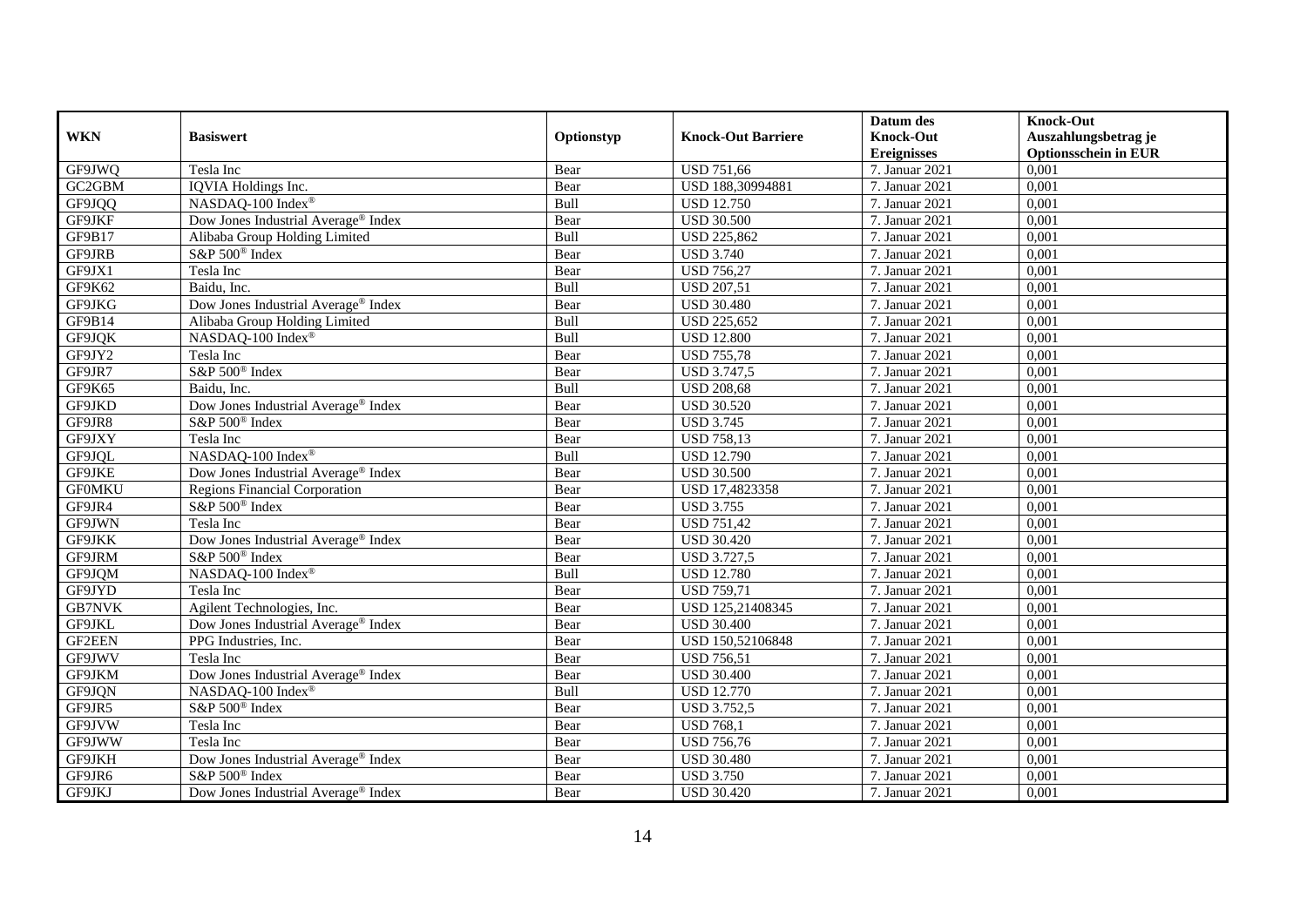| WKN | Basiswert | Optionstyp | Knock-Out Barriere | Datum des Knock-Out Ereignisses | Knock-Out Auszahlungsbetrag je Optionsschein in EUR |
|---|---|---|---|---|---|
| GF9JWQ | Tesla Inc | Bear | USD 751,66 | 7. Januar 2021 | 0,001 |
| GC2GBM | IQVIA Holdings Inc. | Bear | USD 188,30994881 | 7. Januar 2021 | 0,001 |
| GF9JQQ | NASDAQ-100 Index® | Bull | USD 12.750 | 7. Januar 2021 | 0,001 |
| GF9JKF | Dow Jones Industrial Average® Index | Bear | USD 30.500 | 7. Januar 2021 | 0,001 |
| GF9B17 | Alibaba Group Holding Limited | Bull | USD 225,862 | 7. Januar 2021 | 0,001 |
| GF9JRB | S&P 500® Index | Bear | USD 3.740 | 7. Januar 2021 | 0,001 |
| GF9JX1 | Tesla Inc | Bear | USD 756,27 | 7. Januar 2021 | 0,001 |
| GF9K62 | Baidu, Inc. | Bull | USD 207,51 | 7. Januar 2021 | 0,001 |
| GF9JKG | Dow Jones Industrial Average® Index | Bear | USD 30.480 | 7. Januar 2021 | 0,001 |
| GF9B14 | Alibaba Group Holding Limited | Bull | USD 225,652 | 7. Januar 2021 | 0,001 |
| GF9JQK | NASDAQ-100 Index® | Bull | USD 12.800 | 7. Januar 2021 | 0,001 |
| GF9JY2 | Tesla Inc | Bear | USD 755,78 | 7. Januar 2021 | 0,001 |
| GF9JR7 | S&P 500® Index | Bear | USD 3.747,5 | 7. Januar 2021 | 0,001 |
| GF9K65 | Baidu, Inc. | Bull | USD 208,68 | 7. Januar 2021 | 0,001 |
| GF9JKD | Dow Jones Industrial Average® Index | Bear | USD 30.520 | 7. Januar 2021 | 0,001 |
| GF9JR8 | S&P 500® Index | Bear | USD 3.745 | 7. Januar 2021 | 0,001 |
| GF9JXY | Tesla Inc | Bear | USD 758,13 | 7. Januar 2021 | 0,001 |
| GF9JQL | NASDAQ-100 Index® | Bull | USD 12.790 | 7. Januar 2021 | 0,001 |
| GF9JKE | Dow Jones Industrial Average® Index | Bear | USD 30.500 | 7. Januar 2021 | 0,001 |
| GF0MKU | Regions Financial Corporation | Bear | USD 17,4823358 | 7. Januar 2021 | 0,001 |
| GF9JR4 | S&P 500® Index | Bear | USD 3.755 | 7. Januar 2021 | 0,001 |
| GF9JWN | Tesla Inc | Bear | USD 751,42 | 7. Januar 2021 | 0,001 |
| GF9JKK | Dow Jones Industrial Average® Index | Bear | USD 30.420 | 7. Januar 2021 | 0,001 |
| GF9JRM | S&P 500® Index | Bear | USD 3.727,5 | 7. Januar 2021 | 0,001 |
| GF9JQM | NASDAQ-100 Index® | Bull | USD 12.780 | 7. Januar 2021 | 0,001 |
| GF9JYD | Tesla Inc | Bear | USD 759,71 | 7. Januar 2021 | 0,001 |
| GB7NVK | Agilent Technologies, Inc. | Bear | USD 125,21408345 | 7. Januar 2021 | 0,001 |
| GF9JKL | Dow Jones Industrial Average® Index | Bear | USD 30.400 | 7. Januar 2021 | 0,001 |
| GF2EEN | PPG Industries, Inc. | Bear | USD 150,52106848 | 7. Januar 2021 | 0,001 |
| GF9JWV | Tesla Inc | Bear | USD 756,51 | 7. Januar 2021 | 0,001 |
| GF9JKM | Dow Jones Industrial Average® Index | Bear | USD 30.400 | 7. Januar 2021 | 0,001 |
| GF9JQN | NASDAQ-100 Index® | Bull | USD 12.770 | 7. Januar 2021 | 0,001 |
| GF9JR5 | S&P 500® Index | Bear | USD 3.752,5 | 7. Januar 2021 | 0,001 |
| GF9JVW | Tesla Inc | Bear | USD 768,1 | 7. Januar 2021 | 0,001 |
| GF9JWW | Tesla Inc | Bear | USD 756,76 | 7. Januar 2021 | 0,001 |
| GF9JKH | Dow Jones Industrial Average® Index | Bear | USD 30.480 | 7. Januar 2021 | 0,001 |
| GF9JR6 | S&P 500® Index | Bear | USD 3.750 | 7. Januar 2021 | 0,001 |
| GF9JKJ | Dow Jones Industrial Average® Index | Bear | USD 30.420 | 7. Januar 2021 | 0,001 |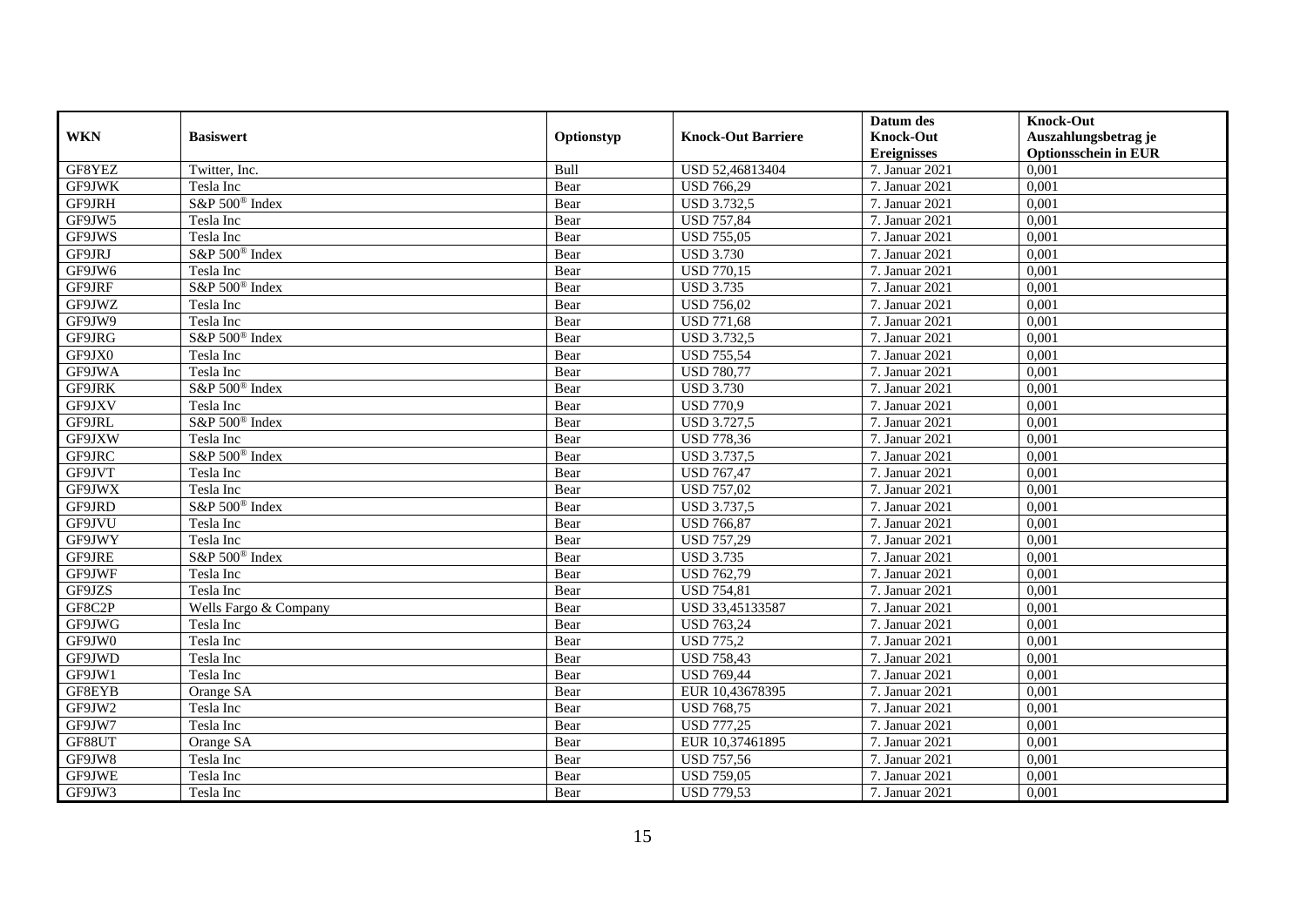| WKN | Basiswert | Optionstyp | Knock-Out Barriere | Datum des Knock-Out Ereignisses | Knock-Out Auszahlungsbetrag je Optionsschein in EUR |
|---|---|---|---|---|---|
| GF8YEZ | Twitter, Inc. | Bull | USD 52,46813404 | 7. Januar 2021 | 0,001 |
| GF9JWK | Tesla Inc | Bear | USD 766,29 | 7. Januar 2021 | 0,001 |
| GF9JRH | S&P 500® Index | Bear | USD 3.732,5 | 7. Januar 2021 | 0,001 |
| GF9JW5 | Tesla Inc | Bear | USD 757,84 | 7. Januar 2021 | 0,001 |
| GF9JWS | Tesla Inc | Bear | USD 755,05 | 7. Januar 2021 | 0,001 |
| GF9JRJ | S&P 500® Index | Bear | USD 3.730 | 7. Januar 2021 | 0,001 |
| GF9JW6 | Tesla Inc | Bear | USD 770,15 | 7. Januar 2021 | 0,001 |
| GF9JRF | S&P 500® Index | Bear | USD 3.735 | 7. Januar 2021 | 0,001 |
| GF9JWZ | Tesla Inc | Bear | USD 756,02 | 7. Januar 2021 | 0,001 |
| GF9JW9 | Tesla Inc | Bear | USD 771,68 | 7. Januar 2021 | 0,001 |
| GF9JRG | S&P 500® Index | Bear | USD 3.732,5 | 7. Januar 2021 | 0,001 |
| GF9JX0 | Tesla Inc | Bear | USD 755,54 | 7. Januar 2021 | 0,001 |
| GF9JWA | Tesla Inc | Bear | USD 780,77 | 7. Januar 2021 | 0,001 |
| GF9JRK | S&P 500® Index | Bear | USD 3.730 | 7. Januar 2021 | 0,001 |
| GF9JXV | Tesla Inc | Bear | USD 770,9 | 7. Januar 2021 | 0,001 |
| GF9JRL | S&P 500® Index | Bear | USD 3.727,5 | 7. Januar 2021 | 0,001 |
| GF9JXW | Tesla Inc | Bear | USD 778,36 | 7. Januar 2021 | 0,001 |
| GF9JRC | S&P 500® Index | Bear | USD 3.737,5 | 7. Januar 2021 | 0,001 |
| GF9JVT | Tesla Inc | Bear | USD 767,47 | 7. Januar 2021 | 0,001 |
| GF9JWX | Tesla Inc | Bear | USD 757,02 | 7. Januar 2021 | 0,001 |
| GF9JRD | S&P 500® Index | Bear | USD 3.737,5 | 7. Januar 2021 | 0,001 |
| GF9JVU | Tesla Inc | Bear | USD 766,87 | 7. Januar 2021 | 0,001 |
| GF9JWY | Tesla Inc | Bear | USD 757,29 | 7. Januar 2021 | 0,001 |
| GF9JRE | S&P 500® Index | Bear | USD 3.735 | 7. Januar 2021 | 0,001 |
| GF9JWF | Tesla Inc | Bear | USD 762,79 | 7. Januar 2021 | 0,001 |
| GF9JZS | Tesla Inc | Bear | USD 754,81 | 7. Januar 2021 | 0,001 |
| GF8C2P | Wells Fargo & Company | Bear | USD 33,45133587 | 7. Januar 2021 | 0,001 |
| GF9JWG | Tesla Inc | Bear | USD 763,24 | 7. Januar 2021 | 0,001 |
| GF9JW0 | Tesla Inc | Bear | USD 775,2 | 7. Januar 2021 | 0,001 |
| GF9JWD | Tesla Inc | Bear | USD 758,43 | 7. Januar 2021 | 0,001 |
| GF9JW1 | Tesla Inc | Bear | USD 769,44 | 7. Januar 2021 | 0,001 |
| GF8EYB | Orange SA | Bear | EUR 10,43678395 | 7. Januar 2021 | 0,001 |
| GF9JW2 | Tesla Inc | Bear | USD 768,75 | 7. Januar 2021 | 0,001 |
| GF9JW7 | Tesla Inc | Bear | USD 777,25 | 7. Januar 2021 | 0,001 |
| GF88UT | Orange SA | Bear | EUR 10,37461895 | 7. Januar 2021 | 0,001 |
| GF9JW8 | Tesla Inc | Bear | USD 757,56 | 7. Januar 2021 | 0,001 |
| GF9JWE | Tesla Inc | Bear | USD 759,05 | 7. Januar 2021 | 0,001 |
| GF9JW3 | Tesla Inc | Bear | USD 779,53 | 7. Januar 2021 | 0,001 |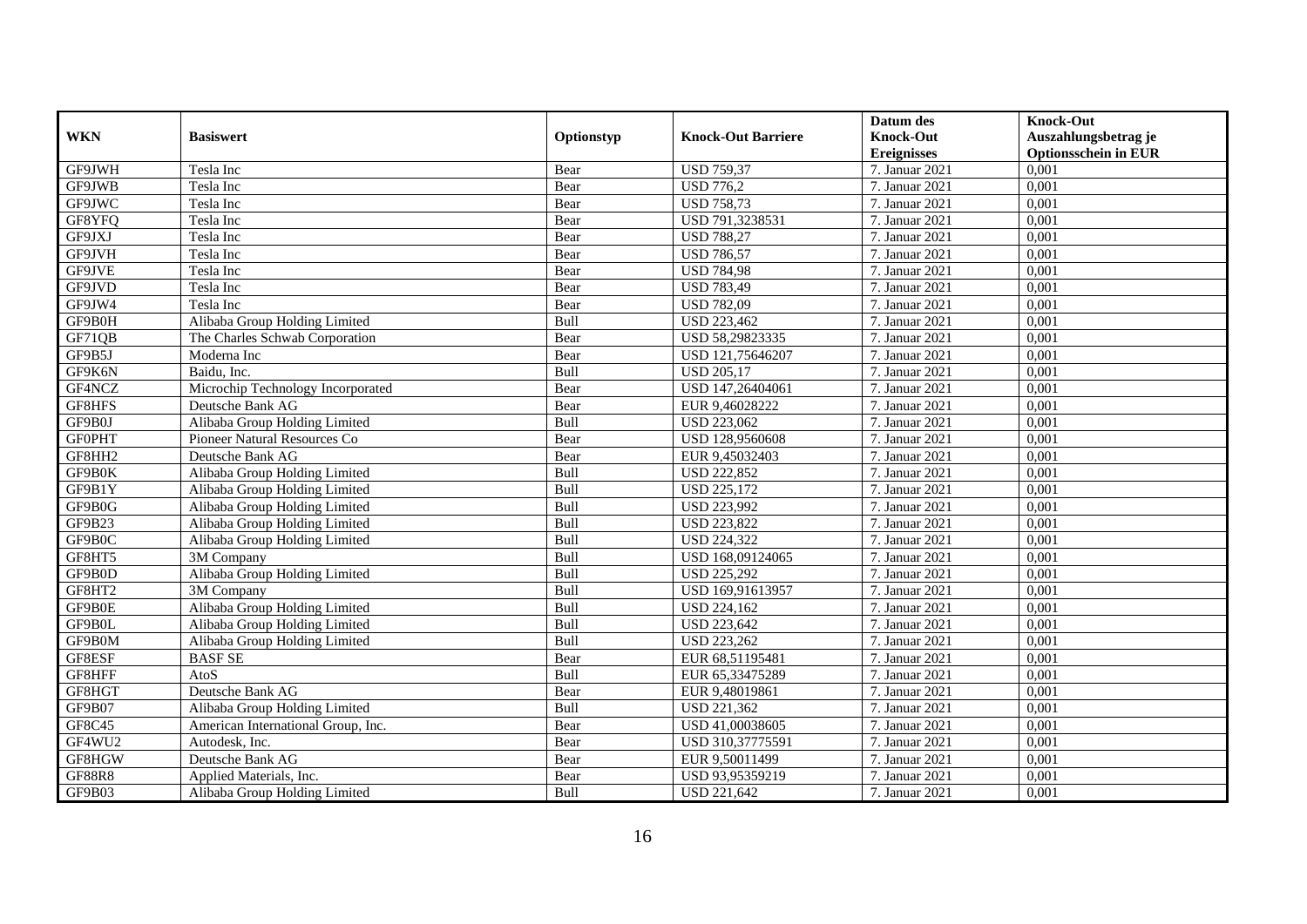| WKN | Basiswert | Optionstyp | Knock-Out Barriere | Datum des Knock-Out Ereignisses | Knock-Out Auszahlungsbetrag je Optionsschein in EUR |
|---|---|---|---|---|---|
| GF9JWH | Tesla Inc | Bear | USD 759,37 | 7. Januar 2021 | 0,001 |
| GF9JWB | Tesla Inc | Bear | USD 776,2 | 7. Januar 2021 | 0,001 |
| GF9JWC | Tesla Inc | Bear | USD 758,73 | 7. Januar 2021 | 0,001 |
| GF8YFQ | Tesla Inc | Bear | USD 791,3238531 | 7. Januar 2021 | 0,001 |
| GF9JXJ | Tesla Inc | Bear | USD 788,27 | 7. Januar 2021 | 0,001 |
| GF9JVH | Tesla Inc | Bear | USD 786,57 | 7. Januar 2021 | 0,001 |
| GF9JVE | Tesla Inc | Bear | USD 784,98 | 7. Januar 2021 | 0,001 |
| GF9JVD | Tesla Inc | Bear | USD 783,49 | 7. Januar 2021 | 0,001 |
| GF9JW4 | Tesla Inc | Bear | USD 782,09 | 7. Januar 2021 | 0,001 |
| GF9B0H | Alibaba Group Holding Limited | Bull | USD 223,462 | 7. Januar 2021 | 0,001 |
| GF71QB | The Charles Schwab Corporation | Bear | USD 58,29823335 | 7. Januar 2021 | 0,001 |
| GF9B5J | Moderna Inc | Bear | USD 121,75646207 | 7. Januar 2021 | 0,001 |
| GF9K6N | Baidu, Inc. | Bull | USD 205,17 | 7. Januar 2021 | 0,001 |
| GF4NCZ | Microchip Technology Incorporated | Bear | USD 147,26404061 | 7. Januar 2021 | 0,001 |
| GF8HFS | Deutsche Bank AG | Bear | EUR 9,46028222 | 7. Januar 2021 | 0,001 |
| GF9B0J | Alibaba Group Holding Limited | Bull | USD 223,062 | 7. Januar 2021 | 0,001 |
| GF0PHT | Pioneer Natural Resources Co | Bear | USD 128,9560608 | 7. Januar 2021 | 0,001 |
| GF8HH2 | Deutsche Bank AG | Bear | EUR 9,45032403 | 7. Januar 2021 | 0,001 |
| GF9B0K | Alibaba Group Holding Limited | Bull | USD 222,852 | 7. Januar 2021 | 0,001 |
| GF9B1Y | Alibaba Group Holding Limited | Bull | USD 225,172 | 7. Januar 2021 | 0,001 |
| GF9B0G | Alibaba Group Holding Limited | Bull | USD 223,992 | 7. Januar 2021 | 0,001 |
| GF9B23 | Alibaba Group Holding Limited | Bull | USD 223,822 | 7. Januar 2021 | 0,001 |
| GF9B0C | Alibaba Group Holding Limited | Bull | USD 224,322 | 7. Januar 2021 | 0,001 |
| GF8HT5 | 3M Company | Bull | USD 168,09124065 | 7. Januar 2021 | 0,001 |
| GF9B0D | Alibaba Group Holding Limited | Bull | USD 225,292 | 7. Januar 2021 | 0,001 |
| GF8HT2 | 3M Company | Bull | USD 169,91613957 | 7. Januar 2021 | 0,001 |
| GF9B0E | Alibaba Group Holding Limited | Bull | USD 224,162 | 7. Januar 2021 | 0,001 |
| GF9B0L | Alibaba Group Holding Limited | Bull | USD 223,642 | 7. Januar 2021 | 0,001 |
| GF9B0M | Alibaba Group Holding Limited | Bull | USD 223,262 | 7. Januar 2021 | 0,001 |
| GF8ESF | BASF SE | Bear | EUR 68,51195481 | 7. Januar 2021 | 0,001 |
| GF8HFF | AtoS | Bull | EUR 65,33475289 | 7. Januar 2021 | 0,001 |
| GF8HGT | Deutsche Bank AG | Bear | EUR 9,48019861 | 7. Januar 2021 | 0,001 |
| GF9B07 | Alibaba Group Holding Limited | Bull | USD 221,362 | 7. Januar 2021 | 0,001 |
| GF8C45 | American International Group, Inc. | Bear | USD 41,00038605 | 7. Januar 2021 | 0,001 |
| GF4WU2 | Autodesk, Inc. | Bear | USD 310,37775591 | 7. Januar 2021 | 0,001 |
| GF8HGW | Deutsche Bank AG | Bear | EUR 9,50011499 | 7. Januar 2021 | 0,001 |
| GF88R8 | Applied Materials, Inc. | Bear | USD 93,95359219 | 7. Januar 2021 | 0,001 |
| GF9B03 | Alibaba Group Holding Limited | Bull | USD 221,642 | 7. Januar 2021 | 0,001 |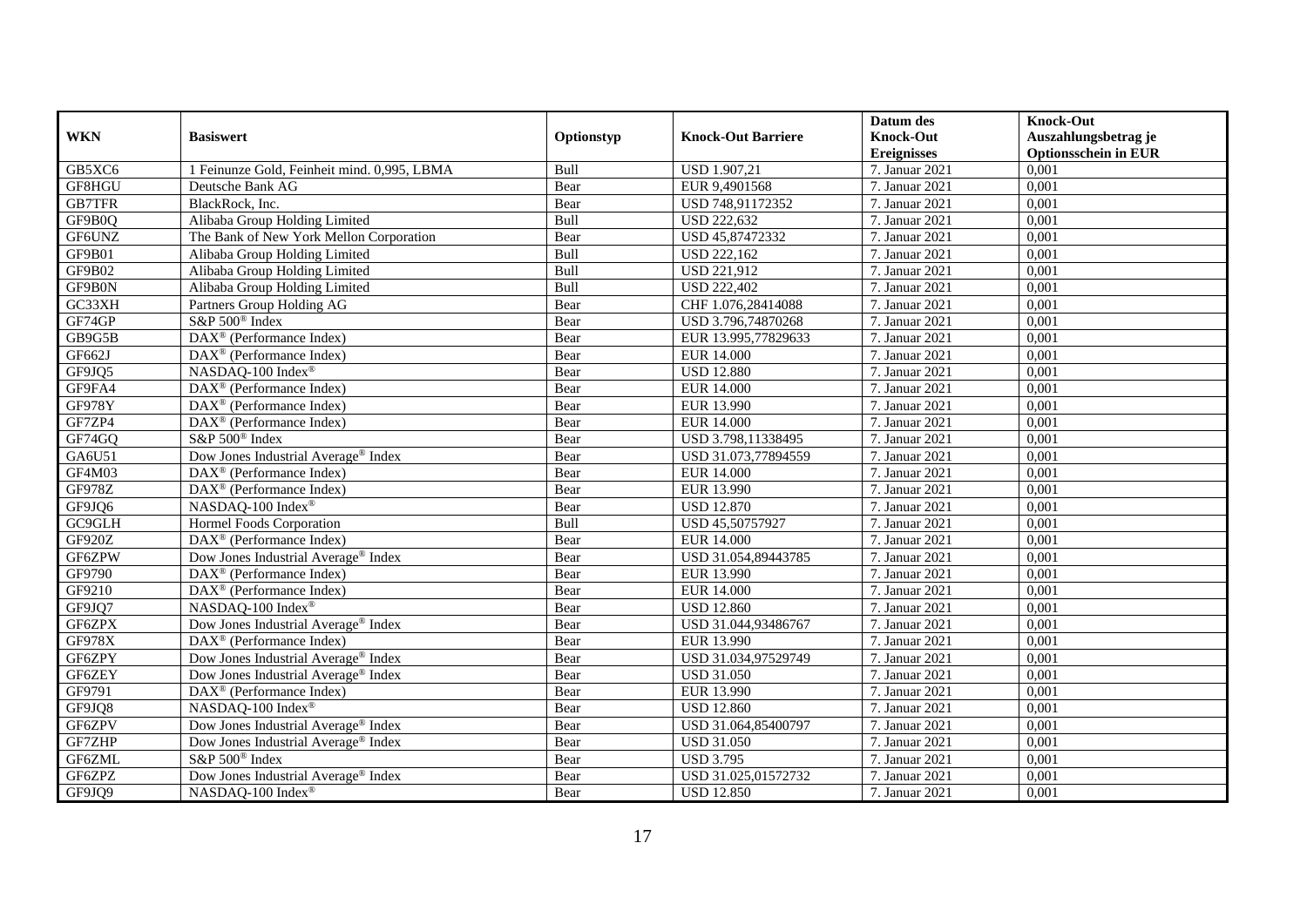| WKN | Basiswert | Optionstyp | Knock-Out Barriere | Datum des Knock-Out Ereignisses | Knock-Out Auszahlungsbetrag je Optionsschein in EUR |
|---|---|---|---|---|---|
| GB5XC6 | 1 Feinunze Gold, Feinheit mind. 0,995, LBMA | Bull | USD 1.907,21 | 7. Januar 2021 | 0,001 |
| GF8HGU | Deutsche Bank AG | Bear | EUR 9,4901568 | 7. Januar 2021 | 0,001 |
| GB7TFR | BlackRock, Inc. | Bear | USD 748,91172352 | 7. Januar 2021 | 0,001 |
| GF9B0Q | Alibaba Group Holding Limited | Bull | USD 222,632 | 7. Januar 2021 | 0,001 |
| GF6UNZ | The Bank of New York Mellon Corporation | Bear | USD 45,87472332 | 7. Januar 2021 | 0,001 |
| GF9B01 | Alibaba Group Holding Limited | Bull | USD 222,162 | 7. Januar 2021 | 0,001 |
| GF9B02 | Alibaba Group Holding Limited | Bull | USD 221,912 | 7. Januar 2021 | 0,001 |
| GF9B0N | Alibaba Group Holding Limited | Bull | USD 222,402 | 7. Januar 2021 | 0,001 |
| GC33XH | Partners Group Holding AG | Bear | CHF 1.076,28414088 | 7. Januar 2021 | 0,001 |
| GF74GP | S&P 500® Index | Bear | USD 3.796,74870268 | 7. Januar 2021 | 0,001 |
| GB9G5B | DAX® (Performance Index) | Bear | EUR 13.995,77829633 | 7. Januar 2021 | 0,001 |
| GF662J | DAX® (Performance Index) | Bear | EUR 14.000 | 7. Januar 2021 | 0,001 |
| GF9JQ5 | NASDAQ-100 Index® | Bear | USD 12.880 | 7. Januar 2021 | 0,001 |
| GF9FA4 | DAX® (Performance Index) | Bear | EUR 14.000 | 7. Januar 2021 | 0,001 |
| GF978Y | DAX® (Performance Index) | Bear | EUR 13.990 | 7. Januar 2021 | 0,001 |
| GF7ZP4 | DAX® (Performance Index) | Bear | EUR 14.000 | 7. Januar 2021 | 0,001 |
| GF74GQ | S&P 500® Index | Bear | USD 3.798,11338495 | 7. Januar 2021 | 0,001 |
| GA6U51 | Dow Jones Industrial Average® Index | Bear | USD 31.073,77894559 | 7. Januar 2021 | 0,001 |
| GF4M03 | DAX® (Performance Index) | Bear | EUR 14.000 | 7. Januar 2021 | 0,001 |
| GF978Z | DAX® (Performance Index) | Bear | EUR 13.990 | 7. Januar 2021 | 0,001 |
| GF9JQ6 | NASDAQ-100 Index® | Bear | USD 12.870 | 7. Januar 2021 | 0,001 |
| GC9GLH | Hormel Foods Corporation | Bull | USD 45,50757927 | 7. Januar 2021 | 0,001 |
| GF920Z | DAX® (Performance Index) | Bear | EUR 14.000 | 7. Januar 2021 | 0,001 |
| GF6ZPW | Dow Jones Industrial Average® Index | Bear | USD 31.054,89443785 | 7. Januar 2021 | 0,001 |
| GF9790 | DAX® (Performance Index) | Bear | EUR 13.990 | 7. Januar 2021 | 0,001 |
| GF9210 | DAX® (Performance Index) | Bear | EUR 14.000 | 7. Januar 2021 | 0,001 |
| GF9JQ7 | NASDAQ-100 Index® | Bear | USD 12.860 | 7. Januar 2021 | 0,001 |
| GF6ZPX | Dow Jones Industrial Average® Index | Bear | USD 31.044,93486767 | 7. Januar 2021 | 0,001 |
| GF978X | DAX® (Performance Index) | Bear | EUR 13.990 | 7. Januar 2021 | 0,001 |
| GF6ZPY | Dow Jones Industrial Average® Index | Bear | USD 31.034,97529749 | 7. Januar 2021 | 0,001 |
| GF6ZEY | Dow Jones Industrial Average® Index | Bear | USD 31.050 | 7. Januar 2021 | 0,001 |
| GF9791 | DAX® (Performance Index) | Bear | EUR 13.990 | 7. Januar 2021 | 0,001 |
| GF9JQ8 | NASDAQ-100 Index® | Bear | USD 12.860 | 7. Januar 2021 | 0,001 |
| GF6ZPV | Dow Jones Industrial Average® Index | Bear | USD 31.064,85400797 | 7. Januar 2021 | 0,001 |
| GF7ZHP | Dow Jones Industrial Average® Index | Bear | USD 31.050 | 7. Januar 2021 | 0,001 |
| GF6ZML | S&P 500® Index | Bear | USD 3.795 | 7. Januar 2021 | 0,001 |
| GF6ZPZ | Dow Jones Industrial Average® Index | Bear | USD 31.025,01572732 | 7. Januar 2021 | 0,001 |
| GF9JQ9 | NASDAQ-100 Index® | Bear | USD 12.850 | 7. Januar 2021 | 0,001 |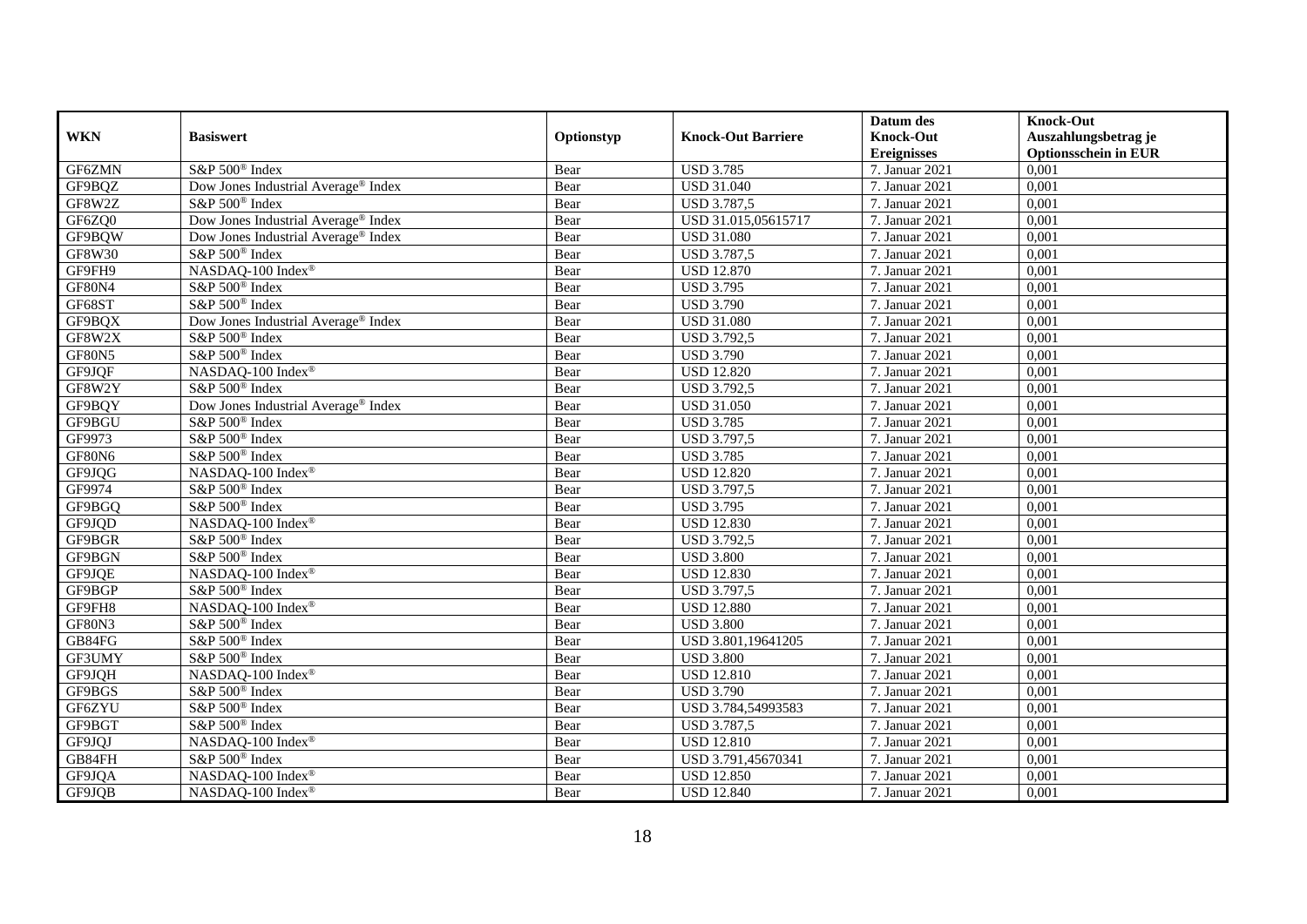| WKN | Basiswert | Optionstyp | Knock-Out Barriere | Datum des Knock-Out Ereignisses | Knock-Out Auszahlungsbetrag je Optionsschein in EUR |
|---|---|---|---|---|---|
| GF6ZMN | S&P 500® Index | Bear | USD 3.785 | 7. Januar 2021 | 0,001 |
| GF9BQZ | Dow Jones Industrial Average® Index | Bear | USD 31.040 | 7. Januar 2021 | 0,001 |
| GF8W2Z | S&P 500® Index | Bear | USD 3.787,5 | 7. Januar 2021 | 0,001 |
| GF6ZQ0 | Dow Jones Industrial Average® Index | Bear | USD 31.015,05615717 | 7. Januar 2021 | 0,001 |
| GF9BQW | Dow Jones Industrial Average® Index | Bear | USD 31.080 | 7. Januar 2021 | 0,001 |
| GF8W30 | S&P 500® Index | Bear | USD 3.787,5 | 7. Januar 2021 | 0,001 |
| GF9FH9 | NASDAQ-100 Index® | Bear | USD 12.870 | 7. Januar 2021 | 0,001 |
| GF80N4 | S&P 500® Index | Bear | USD 3.795 | 7. Januar 2021 | 0,001 |
| GF68ST | S&P 500® Index | Bear | USD 3.790 | 7. Januar 2021 | 0,001 |
| GF9BQX | Dow Jones Industrial Average® Index | Bear | USD 31.080 | 7. Januar 2021 | 0,001 |
| GF8W2X | S&P 500® Index | Bear | USD 3.792,5 | 7. Januar 2021 | 0,001 |
| GF80N5 | S&P 500® Index | Bear | USD 3.790 | 7. Januar 2021 | 0,001 |
| GF9JQF | NASDAQ-100 Index® | Bear | USD 12.820 | 7. Januar 2021 | 0,001 |
| GF8W2Y | S&P 500® Index | Bear | USD 3.792,5 | 7. Januar 2021 | 0,001 |
| GF9BQY | Dow Jones Industrial Average® Index | Bear | USD 31.050 | 7. Januar 2021 | 0,001 |
| GF9BGU | S&P 500® Index | Bear | USD 3.785 | 7. Januar 2021 | 0,001 |
| GF9973 | S&P 500® Index | Bear | USD 3.797,5 | 7. Januar 2021 | 0,001 |
| GF80N6 | S&P 500® Index | Bear | USD 3.785 | 7. Januar 2021 | 0,001 |
| GF9JQG | NASDAQ-100 Index® | Bear | USD 12.820 | 7. Januar 2021 | 0,001 |
| GF9974 | S&P 500® Index | Bear | USD 3.797,5 | 7. Januar 2021 | 0,001 |
| GF9BGQ | S&P 500® Index | Bear | USD 3.795 | 7. Januar 2021 | 0,001 |
| GF9JQD | NASDAQ-100 Index® | Bear | USD 12.830 | 7. Januar 2021 | 0,001 |
| GF9BGR | S&P 500® Index | Bear | USD 3.792,5 | 7. Januar 2021 | 0,001 |
| GF9BGN | S&P 500® Index | Bear | USD 3.800 | 7. Januar 2021 | 0,001 |
| GF9JQE | NASDAQ-100 Index® | Bear | USD 12.830 | 7. Januar 2021 | 0,001 |
| GF9BGP | S&P 500® Index | Bear | USD 3.797,5 | 7. Januar 2021 | 0,001 |
| GF9FH8 | NASDAQ-100 Index® | Bear | USD 12.880 | 7. Januar 2021 | 0,001 |
| GF80N3 | S&P 500® Index | Bear | USD 3.800 | 7. Januar 2021 | 0,001 |
| GB84FG | S&P 500® Index | Bear | USD 3.801,19641205 | 7. Januar 2021 | 0,001 |
| GF3UMY | S&P 500® Index | Bear | USD 3.800 | 7. Januar 2021 | 0,001 |
| GF9JQH | NASDAQ-100 Index® | Bear | USD 12.810 | 7. Januar 2021 | 0,001 |
| GF9BGS | S&P 500® Index | Bear | USD 3.790 | 7. Januar 2021 | 0,001 |
| GF6ZYU | S&P 500® Index | Bear | USD 3.784,54993583 | 7. Januar 2021 | 0,001 |
| GF9BGT | S&P 500® Index | Bear | USD 3.787,5 | 7. Januar 2021 | 0,001 |
| GF9JQJ | NASDAQ-100 Index® | Bear | USD 12.810 | 7. Januar 2021 | 0,001 |
| GB84FH | S&P 500® Index | Bear | USD 3.791,45670341 | 7. Januar 2021 | 0,001 |
| GF9JQA | NASDAQ-100 Index® | Bear | USD 12.850 | 7. Januar 2021 | 0,001 |
| GF9JQB | NASDAQ-100 Index® | Bear | USD 12.840 | 7. Januar 2021 | 0,001 |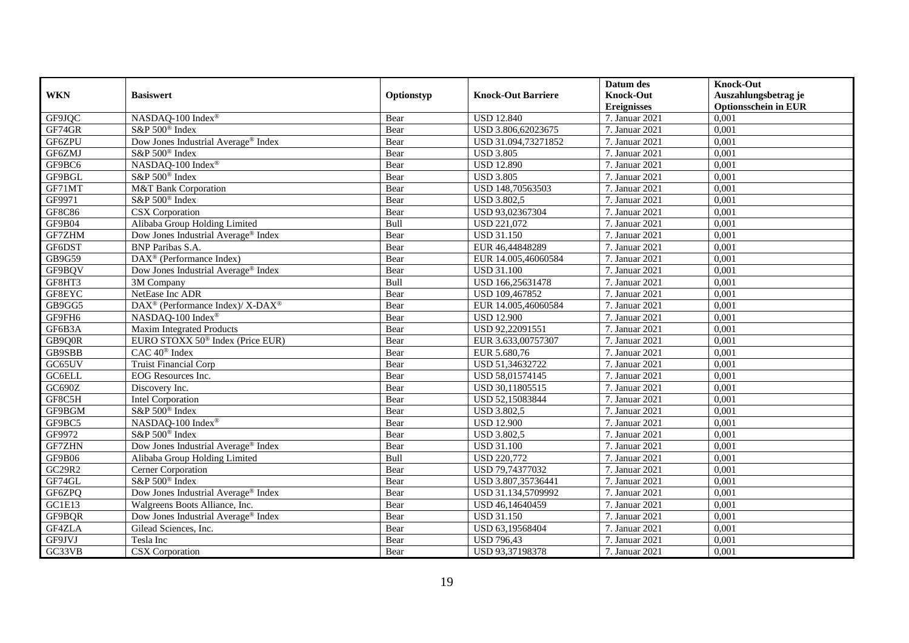| WKN | Basiswert | Optionstyp | Knock-Out Barriere | Datum des Knock-Out Ereignisses | Knock-Out Auszahlungsbetrag je Optionsschein in EUR |
|---|---|---|---|---|---|
| GF9JQC | NASDAQ-100 Index® | Bear | USD 12.840 | 7. Januar 2021 | 0,001 |
| GF74GR | S&P 500® Index | Bear | USD 3.806,62023675 | 7. Januar 2021 | 0,001 |
| GF6ZPU | Dow Jones Industrial Average® Index | Bear | USD 31.094,73271852 | 7. Januar 2021 | 0,001 |
| GF6ZMJ | S&P 500® Index | Bear | USD 3.805 | 7. Januar 2021 | 0,001 |
| GF9BC6 | NASDAQ-100 Index® | Bear | USD 12.890 | 7. Januar 2021 | 0,001 |
| GF9BGL | S&P 500® Index | Bear | USD 3.805 | 7. Januar 2021 | 0,001 |
| GF71MT | M&T Bank Corporation | Bear | USD 148,70563503 | 7. Januar 2021 | 0,001 |
| GF9971 | S&P 500® Index | Bear | USD 3.802,5 | 7. Januar 2021 | 0,001 |
| GF8C86 | CSX Corporation | Bear | USD 93,02367304 | 7. Januar 2021 | 0,001 |
| GF9B04 | Alibaba Group Holding Limited | Bull | USD 221,072 | 7. Januar 2021 | 0,001 |
| GF7ZHM | Dow Jones Industrial Average® Index | Bear | USD 31.150 | 7. Januar 2021 | 0,001 |
| GF6DST | BNP Paribas S.A. | Bear | EUR 46,44848289 | 7. Januar 2021 | 0,001 |
| GB9G59 | DAX® (Performance Index) | Bear | EUR 14.005,46060584 | 7. Januar 2021 | 0,001 |
| GF9BQV | Dow Jones Industrial Average® Index | Bear | USD 31.100 | 7. Januar 2021 | 0,001 |
| GF8HT3 | 3M Company | Bull | USD 166,25631478 | 7. Januar 2021 | 0,001 |
| GF8EYC | NetEase Inc ADR | Bear | USD 109,467852 | 7. Januar 2021 | 0,001 |
| GB9GG5 | DAX® (Performance Index)/ X-DAX® | Bear | EUR 14.005,46060584 | 7. Januar 2021 | 0,001 |
| GF9FH6 | NASDAQ-100 Index® | Bear | USD 12.900 | 7. Januar 2021 | 0,001 |
| GF6B3A | Maxim Integrated Products | Bear | USD 92,22091551 | 7. Januar 2021 | 0,001 |
| GB9Q0R | EURO STOXX 50® Index (Price EUR) | Bear | EUR 3.633,00757307 | 7. Januar 2021 | 0,001 |
| GB9SBB | CAC 40® Index | Bear | EUR 5.680,76 | 7. Januar 2021 | 0,001 |
| GC65UV | Truist Financial Corp | Bear | USD 51,34632722 | 7. Januar 2021 | 0,001 |
| GC6ELL | EOG Resources Inc. | Bear | USD 58,01574145 | 7. Januar 2021 | 0,001 |
| GC690Z | Discovery Inc. | Bear | USD 30,11805515 | 7. Januar 2021 | 0,001 |
| GF8C5H | Intel Corporation | Bear | USD 52,15083844 | 7. Januar 2021 | 0,001 |
| GF9BGM | S&P 500® Index | Bear | USD 3.802,5 | 7. Januar 2021 | 0,001 |
| GF9BC5 | NASDAQ-100 Index® | Bear | USD 12.900 | 7. Januar 2021 | 0,001 |
| GF9972 | S&P 500® Index | Bear | USD 3.802,5 | 7. Januar 2021 | 0,001 |
| GF7ZHN | Dow Jones Industrial Average® Index | Bear | USD 31.100 | 7. Januar 2021 | 0,001 |
| GF9B06 | Alibaba Group Holding Limited | Bull | USD 220,772 | 7. Januar 2021 | 0,001 |
| GC29R2 | Cerner Corporation | Bear | USD 79,74377032 | 7. Januar 2021 | 0,001 |
| GF74GL | S&P 500® Index | Bear | USD 3.807,35736441 | 7. Januar 2021 | 0,001 |
| GF6ZPQ | Dow Jones Industrial Average® Index | Bear | USD 31.134,5709992 | 7. Januar 2021 | 0,001 |
| GC1E13 | Walgreens Boots Alliance, Inc. | Bear | USD 46,14640459 | 7. Januar 2021 | 0,001 |
| GF9BQR | Dow Jones Industrial Average® Index | Bear | USD 31.150 | 7. Januar 2021 | 0,001 |
| GF4ZLA | Gilead Sciences, Inc. | Bear | USD 63,19568404 | 7. Januar 2021 | 0,001 |
| GF9JVJ | Tesla Inc | Bear | USD 796,43 | 7. Januar 2021 | 0,001 |
| GC33VB | CSX Corporation | Bear | USD 93,37198378 | 7. Januar 2021 | 0,001 |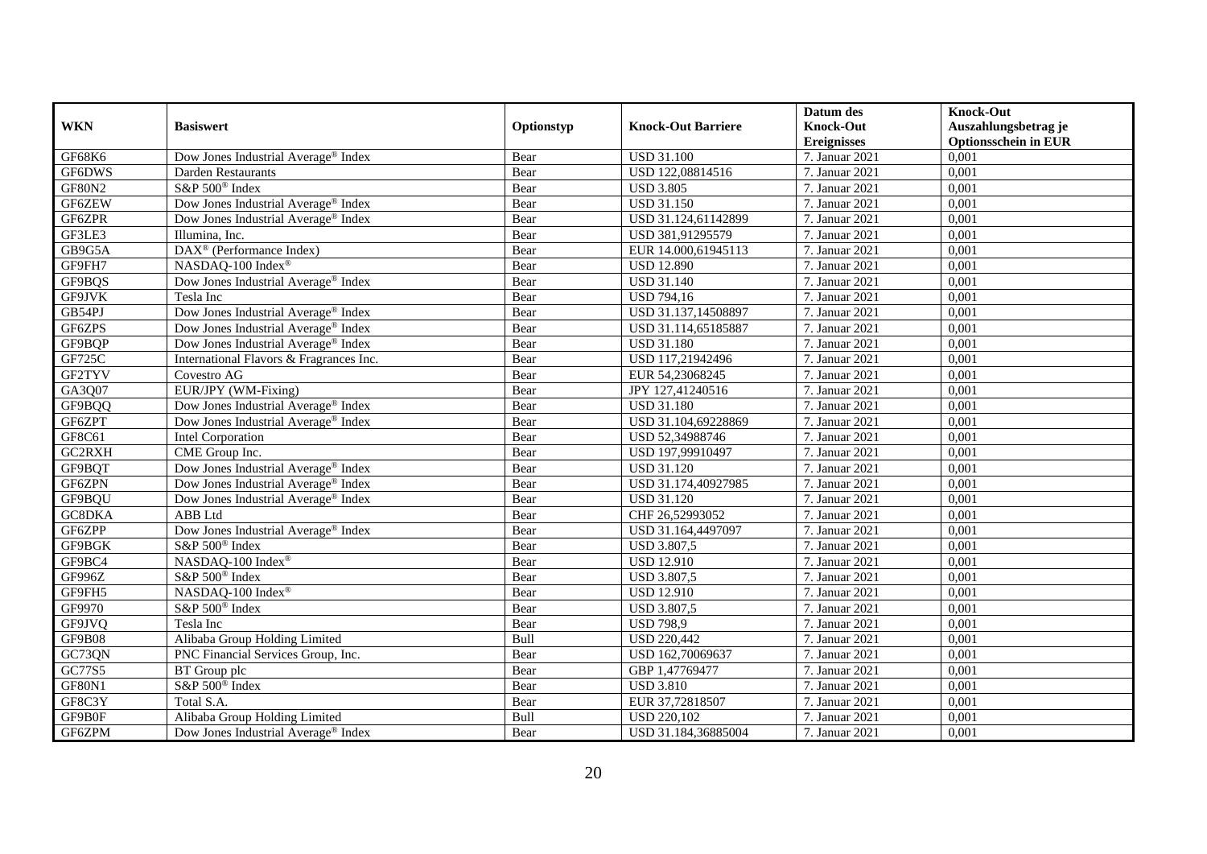| WKN | Basiswert | Optionstyp | Knock-Out Barriere | Datum des Knock-Out Ereignisses | Knock-Out Auszahlungsbetrag je Optionsschein in EUR |
|---|---|---|---|---|---|
| GF68K6 | Dow Jones Industrial Average® Index | Bear | USD 31.100 | 7. Januar 2021 | 0,001 |
| GF6DWS | Darden Restaurants | Bear | USD 122,08814516 | 7. Januar 2021 | 0,001 |
| GF80N2 | S&P 500® Index | Bear | USD 3.805 | 7. Januar 2021 | 0,001 |
| GF6ZEW | Dow Jones Industrial Average® Index | Bear | USD 31.150 | 7. Januar 2021 | 0,001 |
| GF6ZPR | Dow Jones Industrial Average® Index | Bear | USD 31.124,61142899 | 7. Januar 2021 | 0,001 |
| GF3LE3 | Illumina, Inc. | Bear | USD 381,91295579 | 7. Januar 2021 | 0,001 |
| GB9G5A | DAX® (Performance Index) | Bear | EUR 14.000,61945113 | 7. Januar 2021 | 0,001 |
| GF9FH7 | NASDAQ-100 Index® | Bear | USD 12.890 | 7. Januar 2021 | 0,001 |
| GF9BQS | Dow Jones Industrial Average® Index | Bear | USD 31.140 | 7. Januar 2021 | 0,001 |
| GF9JVK | Tesla Inc | Bear | USD 794,16 | 7. Januar 2021 | 0,001 |
| GB54PJ | Dow Jones Industrial Average® Index | Bear | USD 31.137,14508897 | 7. Januar 2021 | 0,001 |
| GF6ZPS | Dow Jones Industrial Average® Index | Bear | USD 31.114,65185887 | 7. Januar 2021 | 0,001 |
| GF9BQP | Dow Jones Industrial Average® Index | Bear | USD 31.180 | 7. Januar 2021 | 0,001 |
| GF725C | International Flavors & Fragrances Inc. | Bear | USD 117,21942496 | 7. Januar 2021 | 0,001 |
| GF2TYV | Covestro AG | Bear | EUR 54,23068245 | 7. Januar 2021 | 0,001 |
| GA3Q07 | EUR/JPY (WM-Fixing) | Bear | JPY 127,41240516 | 7. Januar 2021 | 0,001 |
| GF9BQQ | Dow Jones Industrial Average® Index | Bear | USD 31.180 | 7. Januar 2021 | 0,001 |
| GF6ZPT | Dow Jones Industrial Average® Index | Bear | USD 31.104,69228869 | 7. Januar 2021 | 0,001 |
| GF8C61 | Intel Corporation | Bear | USD 52,34988746 | 7. Januar 2021 | 0,001 |
| GC2RXH | CME Group Inc. | Bear | USD 197,99910497 | 7. Januar 2021 | 0,001 |
| GF9BQT | Dow Jones Industrial Average® Index | Bear | USD 31.120 | 7. Januar 2021 | 0,001 |
| GF6ZPN | Dow Jones Industrial Average® Index | Bear | USD 31.174,40927985 | 7. Januar 2021 | 0,001 |
| GF9BQU | Dow Jones Industrial Average® Index | Bear | USD 31.120 | 7. Januar 2021 | 0,001 |
| GC8DKA | ABB Ltd | Bear | CHF 26,52993052 | 7. Januar 2021 | 0,001 |
| GF6ZPP | Dow Jones Industrial Average® Index | Bear | USD 31.164,4497097 | 7. Januar 2021 | 0,001 |
| GF9BGK | S&P 500® Index | Bear | USD 3.807,5 | 7. Januar 2021 | 0,001 |
| GF9BC4 | NASDAQ-100 Index® | Bear | USD 12.910 | 7. Januar 2021 | 0,001 |
| GF996Z | S&P 500® Index | Bear | USD 3.807,5 | 7. Januar 2021 | 0,001 |
| GF9FH5 | NASDAQ-100 Index® | Bear | USD 12.910 | 7. Januar 2021 | 0,001 |
| GF9970 | S&P 500® Index | Bear | USD 3.807,5 | 7. Januar 2021 | 0,001 |
| GF9JVQ | Tesla Inc | Bear | USD 798,9 | 7. Januar 2021 | 0,001 |
| GF9B08 | Alibaba Group Holding Limited | Bull | USD 220,442 | 7. Januar 2021 | 0,001 |
| GC73QN | PNC Financial Services Group, Inc. | Bear | USD 162,70069637 | 7. Januar 2021 | 0,001 |
| GC77S5 | BT Group plc | Bear | GBP 1,47769477 | 7. Januar 2021 | 0,001 |
| GF80N1 | S&P 500® Index | Bear | USD 3.810 | 7. Januar 2021 | 0,001 |
| GF8C3Y | Total S.A. | Bear | EUR 37,72818507 | 7. Januar 2021 | 0,001 |
| GF9B0F | Alibaba Group Holding Limited | Bull | USD 220,102 | 7. Januar 2021 | 0,001 |
| GF6ZPM | Dow Jones Industrial Average® Index | Bear | USD 31.184,36885004 | 7. Januar 2021 | 0,001 |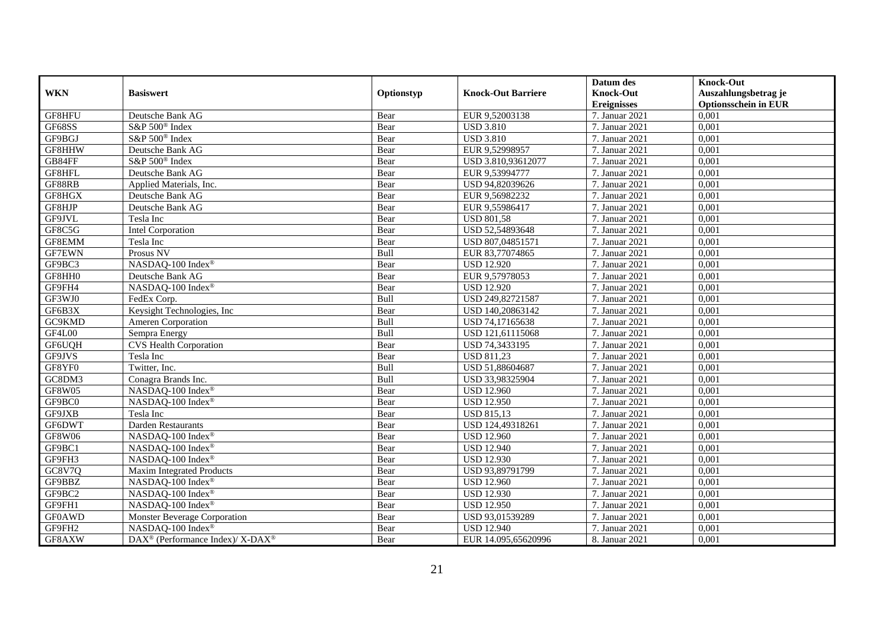| WKN | Basiswert | Optionstyp | Knock-Out Barriere | Datum des Knock-Out Ereignisses | Knock-Out Auszahlungsbetrag je Optionsschein in EUR |
|---|---|---|---|---|---|
| GF8HFU | Deutsche Bank AG | Bear | EUR 9,52003138 | 7. Januar 2021 | 0,001 |
| GF68SS | S&P 500® Index | Bear | USD 3.810 | 7. Januar 2021 | 0,001 |
| GF9BGJ | S&P 500® Index | Bear | USD 3.810 | 7. Januar 2021 | 0,001 |
| GF8HHW | Deutsche Bank AG | Bear | EUR 9,52998957 | 7. Januar 2021 | 0,001 |
| GB84FF | S&P 500® Index | Bear | USD 3.810,93612077 | 7. Januar 2021 | 0,001 |
| GF8HFL | Deutsche Bank AG | Bear | EUR 9,53994777 | 7. Januar 2021 | 0,001 |
| GF88RB | Applied Materials, Inc. | Bear | USD 94,82039626 | 7. Januar 2021 | 0,001 |
| GF8HGX | Deutsche Bank AG | Bear | EUR 9,56982232 | 7. Januar 2021 | 0,001 |
| GF8HJP | Deutsche Bank AG | Bear | EUR 9,55986417 | 7. Januar 2021 | 0,001 |
| GF9JVL | Tesla Inc | Bear | USD 801,58 | 7. Januar 2021 | 0,001 |
| GF8C5G | Intel Corporation | Bear | USD 52,54893648 | 7. Januar 2021 | 0,001 |
| GF8EMM | Tesla Inc | Bear | USD 807,04851571 | 7. Januar 2021 | 0,001 |
| GF7EWN | Prosus NV | Bull | EUR 83,77074865 | 7. Januar 2021 | 0,001 |
| GF9BC3 | NASDAQ-100 Index® | Bear | USD 12.920 | 7. Januar 2021 | 0,001 |
| GF8HH0 | Deutsche Bank AG | Bear | EUR 9,57978053 | 7. Januar 2021 | 0,001 |
| GF9FH4 | NASDAQ-100 Index® | Bear | USD 12.920 | 7. Januar 2021 | 0,001 |
| GF3WJ0 | FedEx Corp. | Bull | USD 249,82721587 | 7. Januar 2021 | 0,001 |
| GF6B3X | Keysight Technologies, Inc | Bear | USD 140,20863142 | 7. Januar 2021 | 0,001 |
| GC9KMD | Ameren Corporation | Bull | USD 74,17165638 | 7. Januar 2021 | 0,001 |
| GF4L00 | Sempra Energy | Bull | USD 121,61115068 | 7. Januar 2021 | 0,001 |
| GF6UQH | CVS Health Corporation | Bear | USD 74,3433195 | 7. Januar 2021 | 0,001 |
| GF9JVS | Tesla Inc | Bear | USD 811,23 | 7. Januar 2021 | 0,001 |
| GF8YF0 | Twitter, Inc. | Bull | USD 51,88604687 | 7. Januar 2021 | 0,001 |
| GC8DM3 | Conagra Brands Inc. | Bull | USD 33,98325904 | 7. Januar 2021 | 0,001 |
| GF8W05 | NASDAQ-100 Index® | Bear | USD 12.960 | 7. Januar 2021 | 0,001 |
| GF9BC0 | NASDAQ-100 Index® | Bear | USD 12.950 | 7. Januar 2021 | 0,001 |
| GF9JXB | Tesla Inc | Bear | USD 815,13 | 7. Januar 2021 | 0,001 |
| GF6DWT | Darden Restaurants | Bear | USD 124,49318261 | 7. Januar 2021 | 0,001 |
| GF8W06 | NASDAQ-100 Index® | Bear | USD 12.960 | 7. Januar 2021 | 0,001 |
| GF9BC1 | NASDAQ-100 Index® | Bear | USD 12.940 | 7. Januar 2021 | 0,001 |
| GF9FH3 | NASDAQ-100 Index® | Bear | USD 12.930 | 7. Januar 2021 | 0,001 |
| GC8V7Q | Maxim Integrated Products | Bear | USD 93,89791799 | 7. Januar 2021 | 0,001 |
| GF9BBZ | NASDAQ-100 Index® | Bear | USD 12.960 | 7. Januar 2021 | 0,001 |
| GF9BC2 | NASDAQ-100 Index® | Bear | USD 12.930 | 7. Januar 2021 | 0,001 |
| GF9FH1 | NASDAQ-100 Index® | Bear | USD 12.950 | 7. Januar 2021 | 0,001 |
| GF0AWD | Monster Beverage Corporation | Bear | USD 93,01539289 | 7. Januar 2021 | 0,001 |
| GF9FH2 | NASDAQ-100 Index® | Bear | USD 12.940 | 7. Januar 2021 | 0,001 |
| GF8AXW | DAX® (Performance Index)/ X-DAX® | Bear | EUR 14.095,65620996 | 8. Januar 2021 | 0,001 |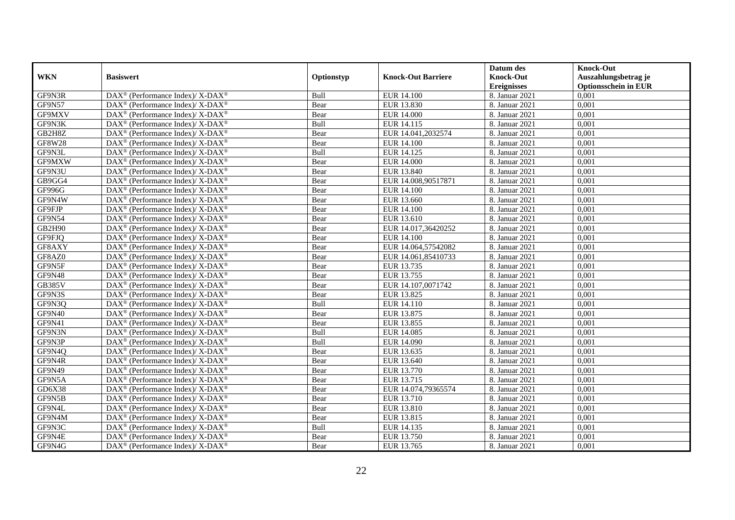| WKN | Basiswert | Optionstyp | Knock-Out Barriere | Datum des Knock-Out Ereignisses | Knock-Out Auszahlungsbetrag je Optionsschein in EUR |
|---|---|---|---|---|---|
| GF9N3R | DAX® (Performance Index)/ X-DAX® | Bull | EUR 14.100 | 8. Januar 2021 | 0,001 |
| GF9N57 | DAX® (Performance Index)/ X-DAX® | Bear | EUR 13.830 | 8. Januar 2021 | 0,001 |
| GF9MXV | DAX® (Performance Index)/ X-DAX® | Bear | EUR 14.000 | 8. Januar 2021 | 0,001 |
| GF9N3K | DAX® (Performance Index)/ X-DAX® | Bull | EUR 14.115 | 8. Januar 2021 | 0,001 |
| GB2H8Z | DAX® (Performance Index)/ X-DAX® | Bear | EUR 14.041,2032574 | 8. Januar 2021 | 0,001 |
| GF8W28 | DAX® (Performance Index)/ X-DAX® | Bear | EUR 14.100 | 8. Januar 2021 | 0,001 |
| GF9N3L | DAX® (Performance Index)/ X-DAX® | Bull | EUR 14.125 | 8. Januar 2021 | 0,001 |
| GF9MXW | DAX® (Performance Index)/ X-DAX® | Bear | EUR 14.000 | 8. Januar 2021 | 0,001 |
| GF9N3U | DAX® (Performance Index)/ X-DAX® | Bear | EUR 13.840 | 8. Januar 2021 | 0,001 |
| GB9GG4 | DAX® (Performance Index)/ X-DAX® | Bear | EUR 14.008,90517871 | 8. Januar 2021 | 0,001 |
| GF996G | DAX® (Performance Index)/ X-DAX® | Bear | EUR 14.100 | 8. Januar 2021 | 0,001 |
| GF9N4W | DAX® (Performance Index)/ X-DAX® | Bear | EUR 13.660 | 8. Januar 2021 | 0,001 |
| GF9FJP | DAX® (Performance Index)/ X-DAX® | Bear | EUR 14.100 | 8. Januar 2021 | 0,001 |
| GF9N54 | DAX® (Performance Index)/ X-DAX® | Bear | EUR 13.610 | 8. Januar 2021 | 0,001 |
| GB2H90 | DAX® (Performance Index)/ X-DAX® | Bear | EUR 14.017,36420252 | 8. Januar 2021 | 0,001 |
| GF9FJQ | DAX® (Performance Index)/ X-DAX® | Bear | EUR 14.100 | 8. Januar 2021 | 0,001 |
| GF8AXY | DAX® (Performance Index)/ X-DAX® | Bear | EUR 14.064,57542082 | 8. Januar 2021 | 0,001 |
| GF8AZ0 | DAX® (Performance Index)/ X-DAX® | Bear | EUR 14.061,85410733 | 8. Januar 2021 | 0,001 |
| GF9N5F | DAX® (Performance Index)/ X-DAX® | Bear | EUR 13.735 | 8. Januar 2021 | 0,001 |
| GF9N48 | DAX® (Performance Index)/ X-DAX® | Bear | EUR 13.755 | 8. Januar 2021 | 0,001 |
| GB385V | DAX® (Performance Index)/ X-DAX® | Bear | EUR 14.107,0071742 | 8. Januar 2021 | 0,001 |
| GF9N3S | DAX® (Performance Index)/ X-DAX® | Bear | EUR 13.825 | 8. Januar 2021 | 0,001 |
| GF9N3Q | DAX® (Performance Index)/ X-DAX® | Bull | EUR 14.110 | 8. Januar 2021 | 0,001 |
| GF9N40 | DAX® (Performance Index)/ X-DAX® | Bear | EUR 13.875 | 8. Januar 2021 | 0,001 |
| GF9N41 | DAX® (Performance Index)/ X-DAX® | Bear | EUR 13.855 | 8. Januar 2021 | 0,001 |
| GF9N3N | DAX® (Performance Index)/ X-DAX® | Bull | EUR 14.085 | 8. Januar 2021 | 0,001 |
| GF9N3P | DAX® (Performance Index)/ X-DAX® | Bull | EUR 14.090 | 8. Januar 2021 | 0,001 |
| GF9N4Q | DAX® (Performance Index)/ X-DAX® | Bear | EUR 13.635 | 8. Januar 2021 | 0,001 |
| GF9N4R | DAX® (Performance Index)/ X-DAX® | Bear | EUR 13.640 | 8. Januar 2021 | 0,001 |
| GF9N49 | DAX® (Performance Index)/ X-DAX® | Bear | EUR 13.770 | 8. Januar 2021 | 0,001 |
| GF9N5A | DAX® (Performance Index)/ X-DAX® | Bear | EUR 13.715 | 8. Januar 2021 | 0,001 |
| GD6X38 | DAX® (Performance Index)/ X-DAX® | Bear | EUR 14.074,79365574 | 8. Januar 2021 | 0,001 |
| GF9N5B | DAX® (Performance Index)/ X-DAX® | Bear | EUR 13.710 | 8. Januar 2021 | 0,001 |
| GF9N4L | DAX® (Performance Index)/ X-DAX® | Bear | EUR 13.810 | 8. Januar 2021 | 0,001 |
| GF9N4M | DAX® (Performance Index)/ X-DAX® | Bear | EUR 13.815 | 8. Januar 2021 | 0,001 |
| GF9N3C | DAX® (Performance Index)/ X-DAX® | Bull | EUR 14.135 | 8. Januar 2021 | 0,001 |
| GF9N4E | DAX® (Performance Index)/ X-DAX® | Bear | EUR 13.750 | 8. Januar 2021 | 0,001 |
| GF9N4G | DAX® (Performance Index)/ X-DAX® | Bear | EUR 13.765 | 8. Januar 2021 | 0,001 |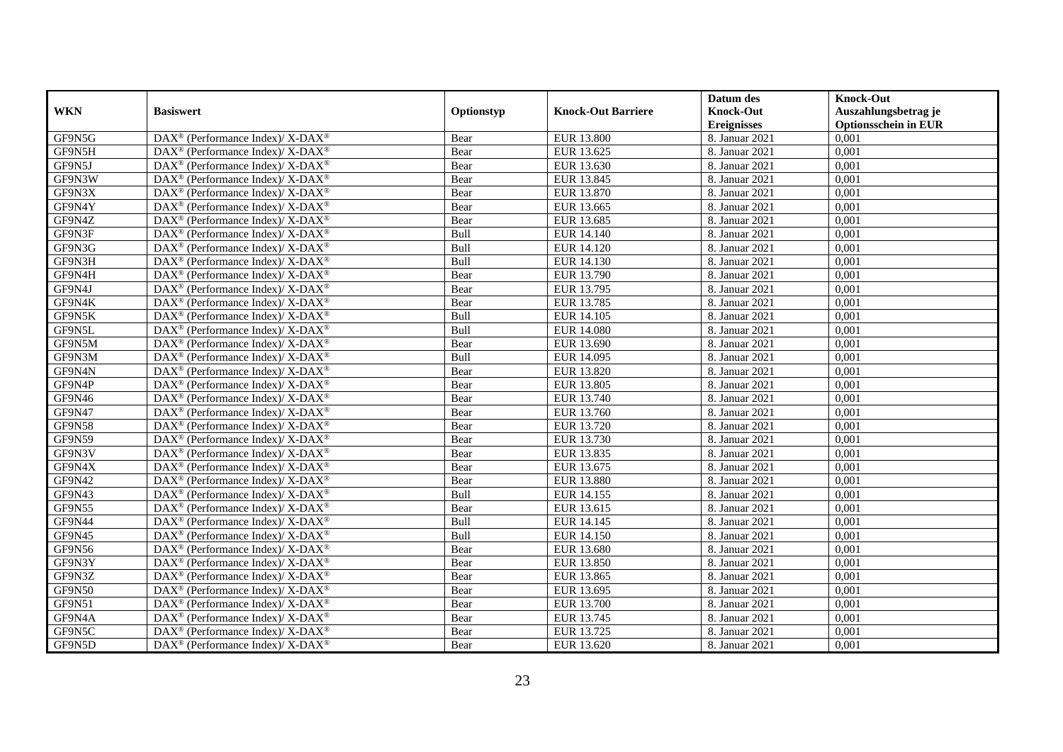| WKN | Basiswert | Optionstyp | Knock-Out Barriere | Datum des Knock-Out Ereignisses | Knock-Out Auszahlungsbetrag je Optionsschein in EUR |
|---|---|---|---|---|---|
| GF9N5G | DAX® (Performance Index)/ X-DAX® | Bear | EUR 13.800 | 8. Januar 2021 | 0,001 |
| GF9N5H | DAX® (Performance Index)/ X-DAX® | Bear | EUR 13.625 | 8. Januar 2021 | 0,001 |
| GF9N5J | DAX® (Performance Index)/ X-DAX® | Bear | EUR 13.630 | 8. Januar 2021 | 0,001 |
| GF9N3W | DAX® (Performance Index)/ X-DAX® | Bear | EUR 13.845 | 8. Januar 2021 | 0,001 |
| GF9N3X | DAX® (Performance Index)/ X-DAX® | Bear | EUR 13.870 | 8. Januar 2021 | 0,001 |
| GF9N4Y | DAX® (Performance Index)/ X-DAX® | Bear | EUR 13.665 | 8. Januar 2021 | 0,001 |
| GF9N4Z | DAX® (Performance Index)/ X-DAX® | Bear | EUR 13.685 | 8. Januar 2021 | 0,001 |
| GF9N3F | DAX® (Performance Index)/ X-DAX® | Bull | EUR 14.140 | 8. Januar 2021 | 0,001 |
| GF9N3G | DAX® (Performance Index)/ X-DAX® | Bull | EUR 14.120 | 8. Januar 2021 | 0,001 |
| GF9N3H | DAX® (Performance Index)/ X-DAX® | Bull | EUR 14.130 | 8. Januar 2021 | 0,001 |
| GF9N4H | DAX® (Performance Index)/ X-DAX® | Bear | EUR 13.790 | 8. Januar 2021 | 0,001 |
| GF9N4J | DAX® (Performance Index)/ X-DAX® | Bear | EUR 13.795 | 8. Januar 2021 | 0,001 |
| GF9N4K | DAX® (Performance Index)/ X-DAX® | Bear | EUR 13.785 | 8. Januar 2021 | 0,001 |
| GF9N5K | DAX® (Performance Index)/ X-DAX® | Bull | EUR 14.105 | 8. Januar 2021 | 0,001 |
| GF9N5L | DAX® (Performance Index)/ X-DAX® | Bull | EUR 14.080 | 8. Januar 2021 | 0,001 |
| GF9N5M | DAX® (Performance Index)/ X-DAX® | Bear | EUR 13.690 | 8. Januar 2021 | 0,001 |
| GF9N3M | DAX® (Performance Index)/ X-DAX® | Bull | EUR 14.095 | 8. Januar 2021 | 0,001 |
| GF9N4N | DAX® (Performance Index)/ X-DAX® | Bear | EUR 13.820 | 8. Januar 2021 | 0,001 |
| GF9N4P | DAX® (Performance Index)/ X-DAX® | Bear | EUR 13.805 | 8. Januar 2021 | 0,001 |
| GF9N46 | DAX® (Performance Index)/ X-DAX® | Bear | EUR 13.740 | 8. Januar 2021 | 0,001 |
| GF9N47 | DAX® (Performance Index)/ X-DAX® | Bear | EUR 13.760 | 8. Januar 2021 | 0,001 |
| GF9N58 | DAX® (Performance Index)/ X-DAX® | Bear | EUR 13.720 | 8. Januar 2021 | 0,001 |
| GF9N59 | DAX® (Performance Index)/ X-DAX® | Bear | EUR 13.730 | 8. Januar 2021 | 0,001 |
| GF9N3V | DAX® (Performance Index)/ X-DAX® | Bear | EUR 13.835 | 8. Januar 2021 | 0,001 |
| GF9N4X | DAX® (Performance Index)/ X-DAX® | Bear | EUR 13.675 | 8. Januar 2021 | 0,001 |
| GF9N42 | DAX® (Performance Index)/ X-DAX® | Bear | EUR 13.880 | 8. Januar 2021 | 0,001 |
| GF9N43 | DAX® (Performance Index)/ X-DAX® | Bull | EUR 14.155 | 8. Januar 2021 | 0,001 |
| GF9N55 | DAX® (Performance Index)/ X-DAX® | Bear | EUR 13.615 | 8. Januar 2021 | 0,001 |
| GF9N44 | DAX® (Performance Index)/ X-DAX® | Bull | EUR 14.145 | 8. Januar 2021 | 0,001 |
| GF9N45 | DAX® (Performance Index)/ X-DAX® | Bull | EUR 14.150 | 8. Januar 2021 | 0,001 |
| GF9N56 | DAX® (Performance Index)/ X-DAX® | Bear | EUR 13.680 | 8. Januar 2021 | 0,001 |
| GF9N3Y | DAX® (Performance Index)/ X-DAX® | Bear | EUR 13.850 | 8. Januar 2021 | 0,001 |
| GF9N3Z | DAX® (Performance Index)/ X-DAX® | Bear | EUR 13.865 | 8. Januar 2021 | 0,001 |
| GF9N50 | DAX® (Performance Index)/ X-DAX® | Bear | EUR 13.695 | 8. Januar 2021 | 0,001 |
| GF9N51 | DAX® (Performance Index)/ X-DAX® | Bear | EUR 13.700 | 8. Januar 2021 | 0,001 |
| GF9N4A | DAX® (Performance Index)/ X-DAX® | Bear | EUR 13.745 | 8. Januar 2021 | 0,001 |
| GF9N5C | DAX® (Performance Index)/ X-DAX® | Bear | EUR 13.725 | 8. Januar 2021 | 0,001 |
| GF9N5D | DAX® (Performance Index)/ X-DAX® | Bear | EUR 13.620 | 8. Januar 2021 | 0,001 |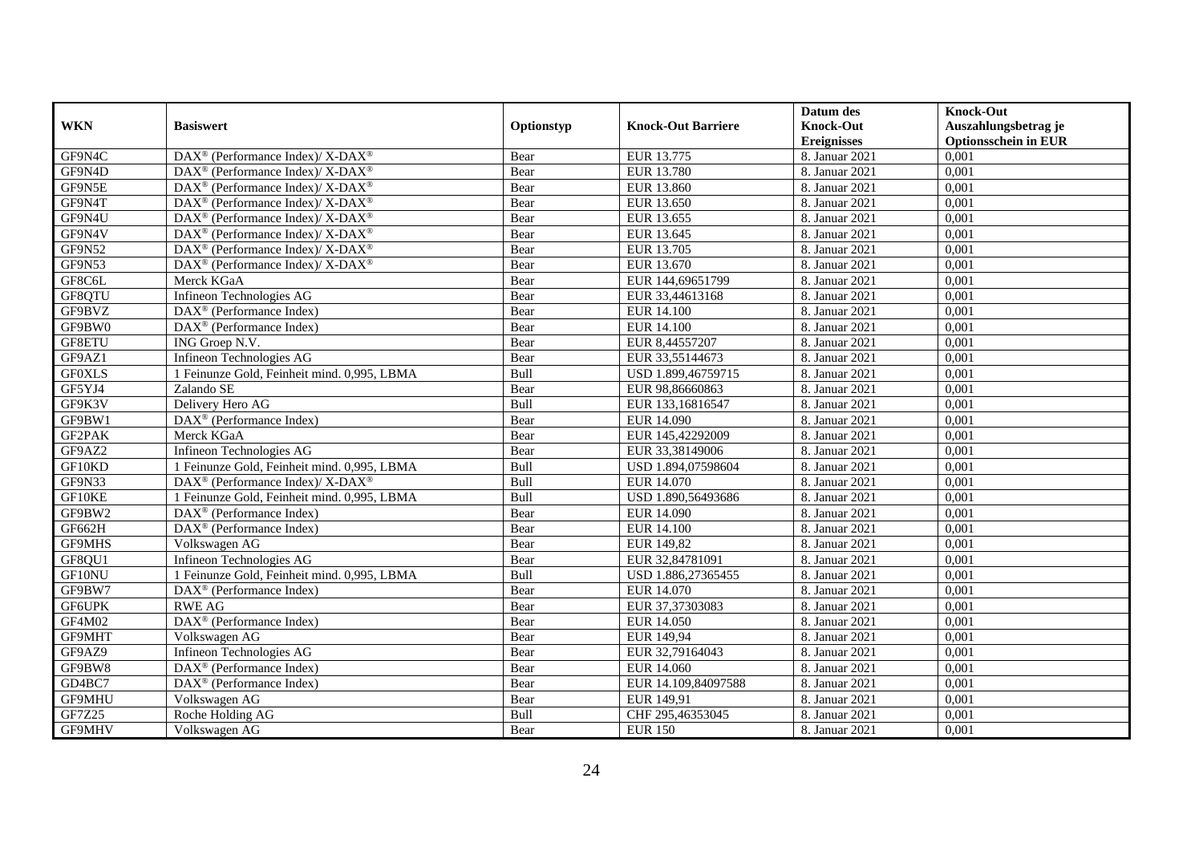| WKN | Basiswert | Optionstyp | Knock-Out Barriere | Datum des Knock-Out Ereignisses | Knock-Out Auszahlungsbetrag je Optionsschein in EUR |
|---|---|---|---|---|---|
| GF9N4C | DAX® (Performance Index)/ X-DAX® | Bear | EUR 13.775 | 8. Januar 2021 | 0,001 |
| GF9N4D | DAX® (Performance Index)/ X-DAX® | Bear | EUR 13.780 | 8. Januar 2021 | 0,001 |
| GF9N5E | DAX® (Performance Index)/ X-DAX® | Bear | EUR 13.860 | 8. Januar 2021 | 0,001 |
| GF9N4T | DAX® (Performance Index)/ X-DAX® | Bear | EUR 13.650 | 8. Januar 2021 | 0,001 |
| GF9N4U | DAX® (Performance Index)/ X-DAX® | Bear | EUR 13.655 | 8. Januar 2021 | 0,001 |
| GF9N4V | DAX® (Performance Index)/ X-DAX® | Bear | EUR 13.645 | 8. Januar 2021 | 0,001 |
| GF9N52 | DAX® (Performance Index)/ X-DAX® | Bear | EUR 13.705 | 8. Januar 2021 | 0,001 |
| GF9N53 | DAX® (Performance Index)/ X-DAX® | Bear | EUR 13.670 | 8. Januar 2021 | 0,001 |
| GF8C6L | Merck KGaA | Bear | EUR 144,69651799 | 8. Januar 2021 | 0,001 |
| GF8QTU | Infineon Technologies AG | Bear | EUR 33,44613168 | 8. Januar 2021 | 0,001 |
| GF9BVZ | DAX® (Performance Index) | Bear | EUR 14.100 | 8. Januar 2021 | 0,001 |
| GF9BW0 | DAX® (Performance Index) | Bear | EUR 14.100 | 8. Januar 2021 | 0,001 |
| GF8ETU | ING Groep N.V. | Bear | EUR 8,44557207 | 8. Januar 2021 | 0,001 |
| GF9AZ1 | Infineon Technologies AG | Bear | EUR 33,55144673 | 8. Januar 2021 | 0,001 |
| GF0XLS | 1 Feinunze Gold, Feinheit mind. 0,995, LBMA | Bull | USD 1.899,46759715 | 8. Januar 2021 | 0,001 |
| GF5YJ4 | Zalando SE | Bear | EUR 98,86660863 | 8. Januar 2021 | 0,001 |
| GF9K3V | Delivery Hero AG | Bull | EUR 133,16816547 | 8. Januar 2021 | 0,001 |
| GF9BW1 | DAX® (Performance Index) | Bear | EUR 14.090 | 8. Januar 2021 | 0,001 |
| GF2PAK | Merck KGaA | Bear | EUR 145,42292009 | 8. Januar 2021 | 0,001 |
| GF9AZ2 | Infineon Technologies AG | Bear | EUR 33,38149006 | 8. Januar 2021 | 0,001 |
| GF10KD | 1 Feinunze Gold, Feinheit mind. 0,995, LBMA | Bull | USD 1.894,07598604 | 8. Januar 2021 | 0,001 |
| GF9N33 | DAX® (Performance Index)/ X-DAX® | Bull | EUR 14.070 | 8. Januar 2021 | 0,001 |
| GF10KE | 1 Feinunze Gold, Feinheit mind. 0,995, LBMA | Bull | USD 1.890,56493686 | 8. Januar 2021 | 0,001 |
| GF9BW2 | DAX® (Performance Index) | Bear | EUR 14.090 | 8. Januar 2021 | 0,001 |
| GF662H | DAX® (Performance Index) | Bear | EUR 14.100 | 8. Januar 2021 | 0,001 |
| GF9MHS | Volkswagen AG | Bear | EUR 149,82 | 8. Januar 2021 | 0,001 |
| GF8QU1 | Infineon Technologies AG | Bear | EUR 32,84781091 | 8. Januar 2021 | 0,001 |
| GF10NU | 1 Feinunze Gold, Feinheit mind. 0,995, LBMA | Bull | USD 1.886,27365455 | 8. Januar 2021 | 0,001 |
| GF9BW7 | DAX® (Performance Index) | Bear | EUR 14.070 | 8. Januar 2021 | 0,001 |
| GF6UPK | RWE AG | Bear | EUR 37,37303083 | 8. Januar 2021 | 0,001 |
| GF4M02 | DAX® (Performance Index) | Bear | EUR 14.050 | 8. Januar 2021 | 0,001 |
| GF9MHT | Volkswagen AG | Bear | EUR 149,94 | 8. Januar 2021 | 0,001 |
| GF9AZ9 | Infineon Technologies AG | Bear | EUR 32,79164043 | 8. Januar 2021 | 0,001 |
| GF9BW8 | DAX® (Performance Index) | Bear | EUR 14.060 | 8. Januar 2021 | 0,001 |
| GD4BC7 | DAX® (Performance Index) | Bear | EUR 14.109,84097588 | 8. Januar 2021 | 0,001 |
| GF9MHU | Volkswagen AG | Bear | EUR 149,91 | 8. Januar 2021 | 0,001 |
| GF7Z25 | Roche Holding AG | Bull | CHF 295,46353045 | 8. Januar 2021 | 0,001 |
| GF9MHV | Volkswagen AG | Bear | EUR 150 | 8. Januar 2021 | 0,001 |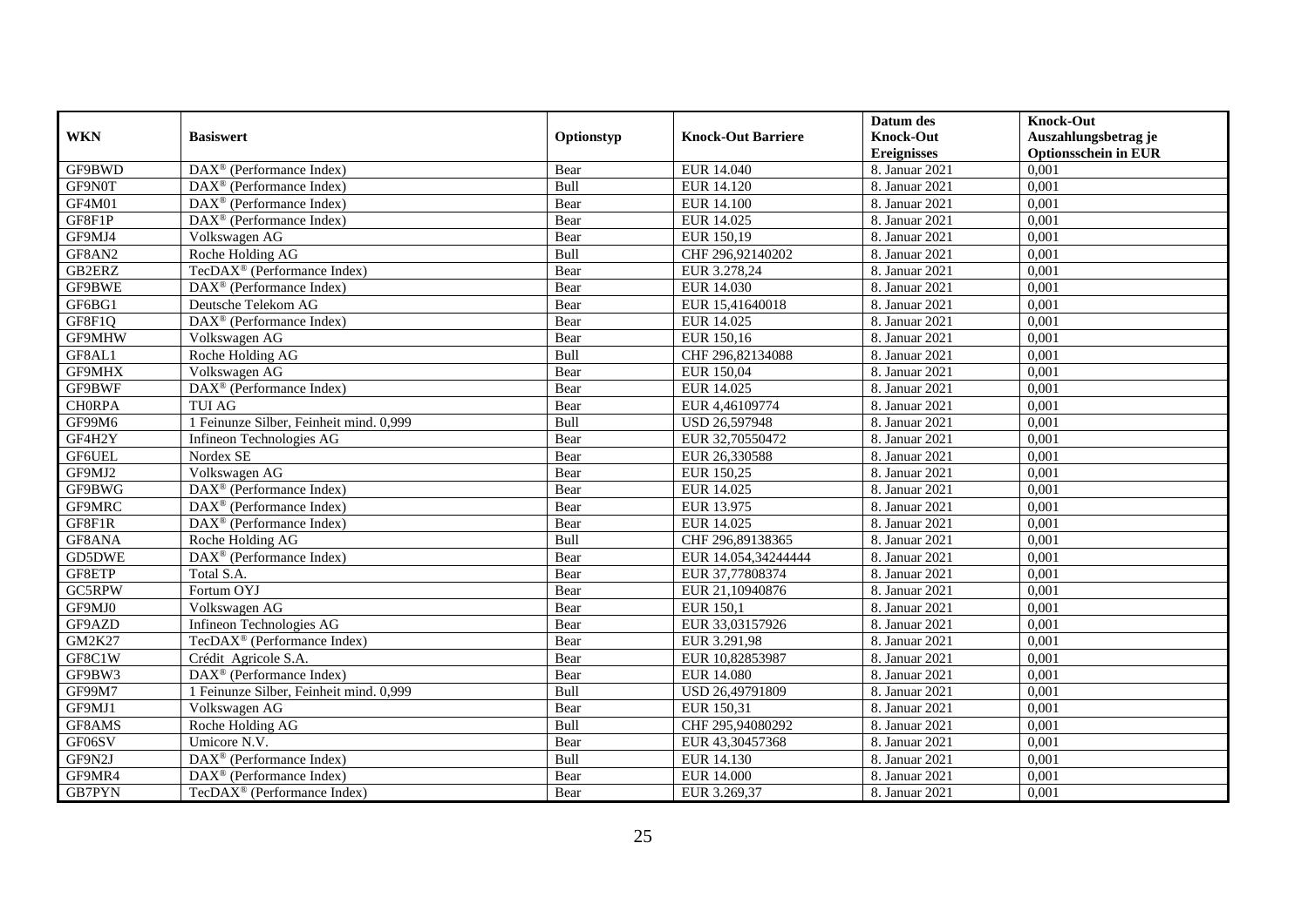| WKN | Basiswert | Optionstyp | Knock-Out Barriere | Datum des Knock-Out Ereignisses | Knock-Out Auszahlungsbetrag je Optionsschein in EUR |
|---|---|---|---|---|---|
| GF9BWD | DAX® (Performance Index) | Bear | EUR 14.040 | 8. Januar 2021 | 0,001 |
| GF9N0T | DAX® (Performance Index) | Bull | EUR 14.120 | 8. Januar 2021 | 0,001 |
| GF4M01 | DAX® (Performance Index) | Bear | EUR 14.100 | 8. Januar 2021 | 0,001 |
| GF8F1P | DAX® (Performance Index) | Bear | EUR 14.025 | 8. Januar 2021 | 0,001 |
| GF9MJ4 | Volkswagen AG | Bear | EUR 150,19 | 8. Januar 2021 | 0,001 |
| GF8AN2 | Roche Holding AG | Bull | CHF 296,92140202 | 8. Januar 2021 | 0,001 |
| GB2ERZ | TecDAX® (Performance Index) | Bear | EUR 3.278,24 | 8. Januar 2021 | 0,001 |
| GF9BWE | DAX® (Performance Index) | Bear | EUR 14.030 | 8. Januar 2021 | 0,001 |
| GF6BG1 | Deutsche Telekom AG | Bear | EUR 15,41640018 | 8. Januar 2021 | 0,001 |
| GF8F1Q | DAX® (Performance Index) | Bear | EUR 14.025 | 8. Januar 2021 | 0,001 |
| GF9MHW | Volkswagen AG | Bear | EUR 150,16 | 8. Januar 2021 | 0,001 |
| GF8AL1 | Roche Holding AG | Bull | CHF 296,82134088 | 8. Januar 2021 | 0,001 |
| GF9MHX | Volkswagen AG | Bear | EUR 150,04 | 8. Januar 2021 | 0,001 |
| GF9BWF | DAX® (Performance Index) | Bear | EUR 14.025 | 8. Januar 2021 | 0,001 |
| CH0RPA | TUI AG | Bear | EUR 4,46109774 | 8. Januar 2021 | 0,001 |
| GF99M6 | 1 Feinunze Silber, Feinheit mind. 0,999 | Bull | USD 26,597948 | 8. Januar 2021 | 0,001 |
| GF4H2Y | Infineon Technologies AG | Bear | EUR 32,70550472 | 8. Januar 2021 | 0,001 |
| GF6UEL | Nordex SE | Bear | EUR 26,330588 | 8. Januar 2021 | 0,001 |
| GF9MJ2 | Volkswagen AG | Bear | EUR 150,25 | 8. Januar 2021 | 0,001 |
| GF9BWG | DAX® (Performance Index) | Bear | EUR 14.025 | 8. Januar 2021 | 0,001 |
| GF9MRC | DAX® (Performance Index) | Bear | EUR 13.975 | 8. Januar 2021 | 0,001 |
| GF8F1R | DAX® (Performance Index) | Bear | EUR 14.025 | 8. Januar 2021 | 0,001 |
| GF8ANA | Roche Holding AG | Bull | CHF 296,89138365 | 8. Januar 2021 | 0,001 |
| GD5DWE | DAX® (Performance Index) | Bear | EUR 14.054,34244444 | 8. Januar 2021 | 0,001 |
| GF8ETP | Total S.A. | Bear | EUR 37,77808374 | 8. Januar 2021 | 0,001 |
| GC5RPW | Fortum OYJ | Bear | EUR 21,10940876 | 8. Januar 2021 | 0,001 |
| GF9MJ0 | Volkswagen AG | Bear | EUR 150,1 | 8. Januar 2021 | 0,001 |
| GF9AZD | Infineon Technologies AG | Bear | EUR 33,03157926 | 8. Januar 2021 | 0,001 |
| GM2K27 | TecDAX® (Performance Index) | Bear | EUR 3.291,98 | 8. Januar 2021 | 0,001 |
| GF8C1W | Crédit Agricole S.A. | Bear | EUR 10,82853987 | 8. Januar 2021 | 0,001 |
| GF9BW3 | DAX® (Performance Index) | Bear | EUR 14.080 | 8. Januar 2021 | 0,001 |
| GF99M7 | 1 Feinunze Silber, Feinheit mind. 0,999 | Bull | USD 26,49791809 | 8. Januar 2021 | 0,001 |
| GF9MJ1 | Volkswagen AG | Bear | EUR 150,31 | 8. Januar 2021 | 0,001 |
| GF8AMS | Roche Holding AG | Bull | CHF 295,94080292 | 8. Januar 2021 | 0,001 |
| GF06SV | Umicore N.V. | Bear | EUR 43,30457368 | 8. Januar 2021 | 0,001 |
| GF9N2J | DAX® (Performance Index) | Bull | EUR 14.130 | 8. Januar 2021 | 0,001 |
| GF9MR4 | DAX® (Performance Index) | Bear | EUR 14.000 | 8. Januar 2021 | 0,001 |
| GB7PYN | TecDAX® (Performance Index) | Bear | EUR 3.269,37 | 8. Januar 2021 | 0,001 |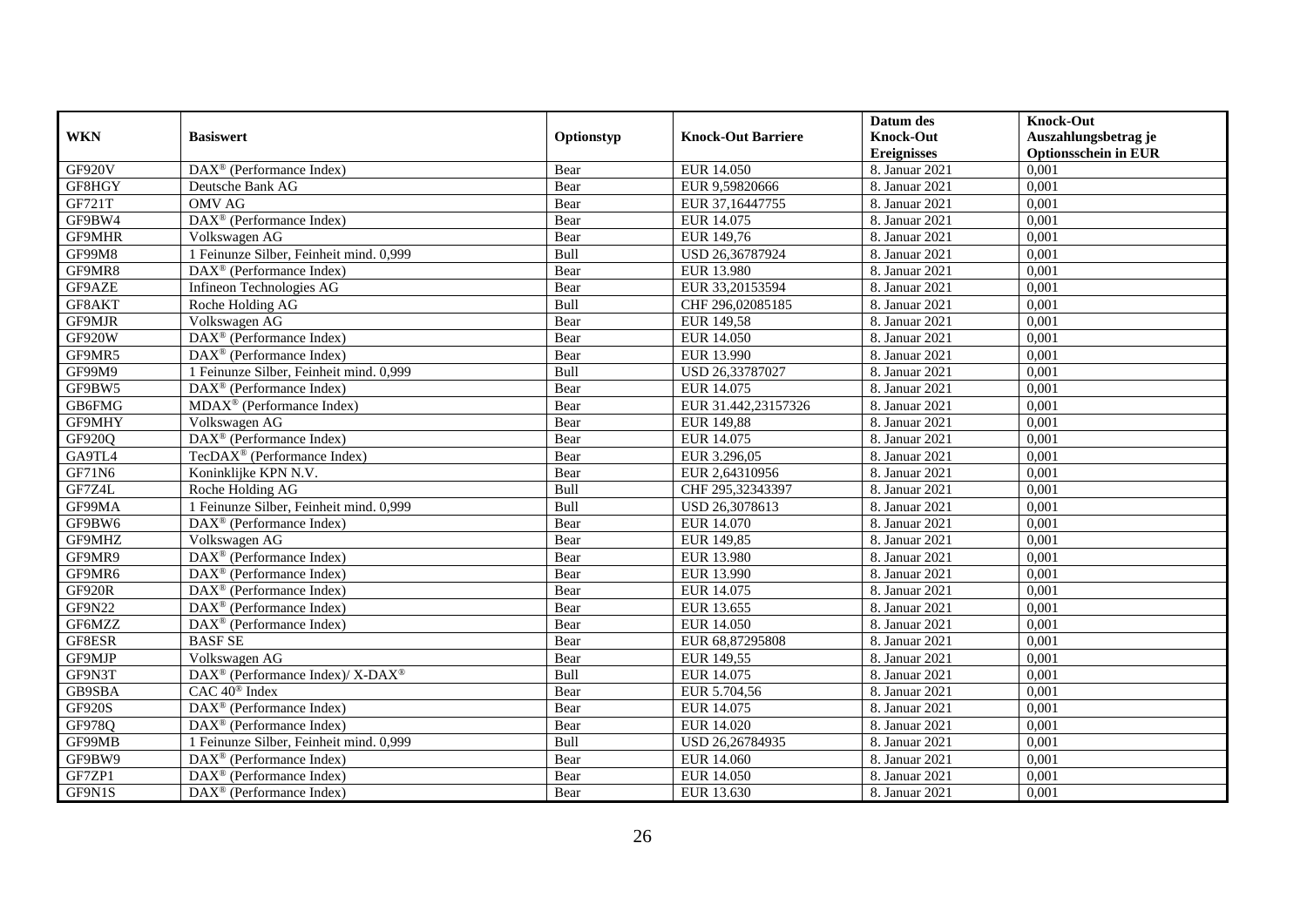| WKN | Basiswert | Optionstyp | Knock-Out Barriere | Datum des Knock-Out Ereignisses | Knock-Out Auszahlungsbetrag je Optionsschein in EUR |
|---|---|---|---|---|---|
| GF920V | DAX® (Performance Index) | Bear | EUR 14.050 | 8. Januar 2021 | 0,001 |
| GF8HGY | Deutsche Bank AG | Bear | EUR 9,59820666 | 8. Januar 2021 | 0,001 |
| GF721T | OMV AG | Bear | EUR 37,16447755 | 8. Januar 2021 | 0,001 |
| GF9BW4 | DAX® (Performance Index) | Bear | EUR 14.075 | 8. Januar 2021 | 0,001 |
| GF9MHR | Volkswagen AG | Bear | EUR 149,76 | 8. Januar 2021 | 0,001 |
| GF99M8 | 1 Feinunze Silber, Feinheit mind. 0,999 | Bull | USD 26,36787924 | 8. Januar 2021 | 0,001 |
| GF9MR8 | DAX® (Performance Index) | Bear | EUR 13.980 | 8. Januar 2021 | 0,001 |
| GF9AZE | Infineon Technologies AG | Bear | EUR 33,20153594 | 8. Januar 2021 | 0,001 |
| GF8AKT | Roche Holding AG | Bull | CHF 296,02085185 | 8. Januar 2021 | 0,001 |
| GF9MJR | Volkswagen AG | Bear | EUR 149,58 | 8. Januar 2021 | 0,001 |
| GF920W | DAX® (Performance Index) | Bear | EUR 14.050 | 8. Januar 2021 | 0,001 |
| GF9MR5 | DAX® (Performance Index) | Bear | EUR 13.990 | 8. Januar 2021 | 0,001 |
| GF99M9 | 1 Feinunze Silber, Feinheit mind. 0,999 | Bull | USD 26,33787027 | 8. Januar 2021 | 0,001 |
| GF9BW5 | DAX® (Performance Index) | Bear | EUR 14.075 | 8. Januar 2021 | 0,001 |
| GB6FMG | MDAX® (Performance Index) | Bear | EUR 31.442,23157326 | 8. Januar 2021 | 0,001 |
| GF9MHY | Volkswagen AG | Bear | EUR 149,88 | 8. Januar 2021 | 0,001 |
| GF920Q | DAX® (Performance Index) | Bear | EUR 14.075 | 8. Januar 2021 | 0,001 |
| GA9TL4 | TecDAX® (Performance Index) | Bear | EUR 3.296,05 | 8. Januar 2021 | 0,001 |
| GF71N6 | Koninklijke KPN N.V. | Bear | EUR 2,64310956 | 8. Januar 2021 | 0,001 |
| GF7Z4L | Roche Holding AG | Bull | CHF 295,32343397 | 8. Januar 2021 | 0,001 |
| GF99MA | 1 Feinunze Silber, Feinheit mind. 0,999 | Bull | USD 26,3078613 | 8. Januar 2021 | 0,001 |
| GF9BW6 | DAX® (Performance Index) | Bear | EUR 14.070 | 8. Januar 2021 | 0,001 |
| GF9MHZ | Volkswagen AG | Bear | EUR 149,85 | 8. Januar 2021 | 0,001 |
| GF9MR9 | DAX® (Performance Index) | Bear | EUR 13.980 | 8. Januar 2021 | 0,001 |
| GF9MR6 | DAX® (Performance Index) | Bear | EUR 13.990 | 8. Januar 2021 | 0,001 |
| GF920R | DAX® (Performance Index) | Bear | EUR 14.075 | 8. Januar 2021 | 0,001 |
| GF9N22 | DAX® (Performance Index) | Bear | EUR 13.655 | 8. Januar 2021 | 0,001 |
| GF6MZZ | DAX® (Performance Index) | Bear | EUR 14.050 | 8. Januar 2021 | 0,001 |
| GF8ESR | BASF SE | Bear | EUR 68,87295808 | 8. Januar 2021 | 0,001 |
| GF9MJP | Volkswagen AG | Bear | EUR 149,55 | 8. Januar 2021 | 0,001 |
| GF9N3T | DAX® (Performance Index)/ X-DAX® | Bull | EUR 14.075 | 8. Januar 2021 | 0,001 |
| GB9SBA | CAC 40® Index | Bear | EUR 5.704,56 | 8. Januar 2021 | 0,001 |
| GF920S | DAX® (Performance Index) | Bear | EUR 14.075 | 8. Januar 2021 | 0,001 |
| GF978Q | DAX® (Performance Index) | Bear | EUR 14.020 | 8. Januar 2021 | 0,001 |
| GF99MB | 1 Feinunze Silber, Feinheit mind. 0,999 | Bull | USD 26,26784935 | 8. Januar 2021 | 0,001 |
| GF9BW9 | DAX® (Performance Index) | Bear | EUR 14.060 | 8. Januar 2021 | 0,001 |
| GF7ZP1 | DAX® (Performance Index) | Bear | EUR 14.050 | 8. Januar 2021 | 0,001 |
| GF9N1S | DAX® (Performance Index) | Bear | EUR 13.630 | 8. Januar 2021 | 0,001 |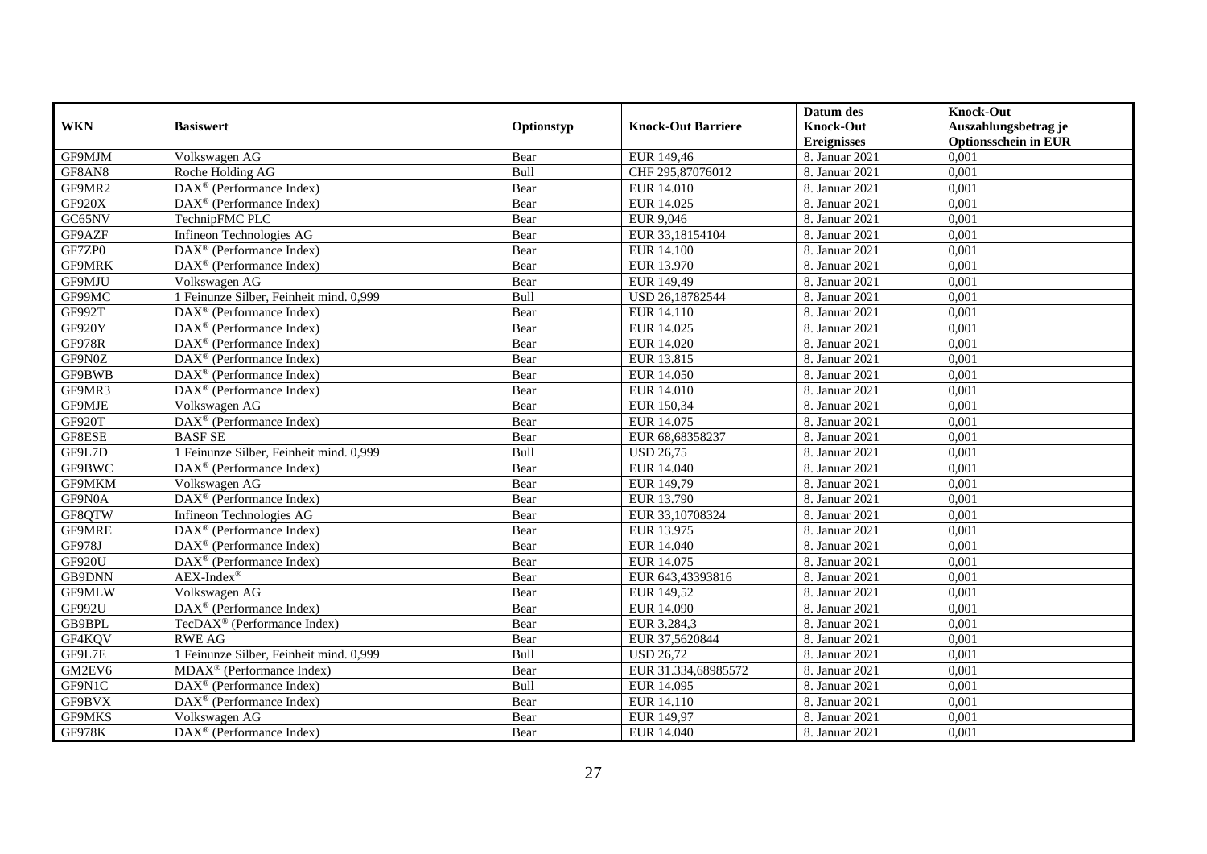| WKN | Basiswert | Optionstyp | Knock-Out Barriere | Datum des Knock-Out Ereignisses | Knock-Out Auszahlungsbetrag je Optionsschein in EUR |
|---|---|---|---|---|---|
| GF9MJM | Volkswagen AG | Bear | EUR 149,46 | 8. Januar 2021 | 0,001 |
| GF8AN8 | Roche Holding AG | Bull | CHF 295,87076012 | 8. Januar 2021 | 0,001 |
| GF9MR2 | DAX® (Performance Index) | Bear | EUR 14.010 | 8. Januar 2021 | 0,001 |
| GF920X | DAX® (Performance Index) | Bear | EUR 14.025 | 8. Januar 2021 | 0,001 |
| GC65NV | TechnipFMC PLC | Bear | EUR 9,046 | 8. Januar 2021 | 0,001 |
| GF9AZF | Infineon Technologies AG | Bear | EUR 33,18154104 | 8. Januar 2021 | 0,001 |
| GF7ZP0 | DAX® (Performance Index) | Bear | EUR 14.100 | 8. Januar 2021 | 0,001 |
| GF9MRK | DAX® (Performance Index) | Bear | EUR 13.970 | 8. Januar 2021 | 0,001 |
| GF9MJU | Volkswagen AG | Bear | EUR 149,49 | 8. Januar 2021 | 0,001 |
| GF99MC | 1 Feinunze Silber, Feinheit mind. 0,999 | Bull | USD 26,18782544 | 8. Januar 2021 | 0,001 |
| GF992T | DAX® (Performance Index) | Bear | EUR 14.110 | 8. Januar 2021 | 0,001 |
| GF920Y | DAX® (Performance Index) | Bear | EUR 14.025 | 8. Januar 2021 | 0,001 |
| GF978R | DAX® (Performance Index) | Bear | EUR 14.020 | 8. Januar 2021 | 0,001 |
| GF9N0Z | DAX® (Performance Index) | Bear | EUR 13.815 | 8. Januar 2021 | 0,001 |
| GF9BWB | DAX® (Performance Index) | Bear | EUR 14.050 | 8. Januar 2021 | 0,001 |
| GF9MR3 | DAX® (Performance Index) | Bear | EUR 14.010 | 8. Januar 2021 | 0,001 |
| GF9MJE | Volkswagen AG | Bear | EUR 150,34 | 8. Januar 2021 | 0,001 |
| GF920T | DAX® (Performance Index) | Bear | EUR 14.075 | 8. Januar 2021 | 0,001 |
| GF8ESE | BASF SE | Bear | EUR 68,68358237 | 8. Januar 2021 | 0,001 |
| GF9L7D | 1 Feinunze Silber, Feinheit mind. 0,999 | Bull | USD 26,75 | 8. Januar 2021 | 0,001 |
| GF9BWC | DAX® (Performance Index) | Bear | EUR 14.040 | 8. Januar 2021 | 0,001 |
| GF9MKM | Volkswagen AG | Bear | EUR 149,79 | 8. Januar 2021 | 0,001 |
| GF9N0A | DAX® (Performance Index) | Bear | EUR 13.790 | 8. Januar 2021 | 0,001 |
| GF8QTW | Infineon Technologies AG | Bear | EUR 33,10708324 | 8. Januar 2021 | 0,001 |
| GF9MRE | DAX® (Performance Index) | Bear | EUR 13.975 | 8. Januar 2021 | 0,001 |
| GF978J | DAX® (Performance Index) | Bear | EUR 14.040 | 8. Januar 2021 | 0,001 |
| GF920U | DAX® (Performance Index) | Bear | EUR 14.075 | 8. Januar 2021 | 0,001 |
| GB9DNN | AEX-Index® | Bear | EUR 643,43393816 | 8. Januar 2021 | 0,001 |
| GF9MLW | Volkswagen AG | Bear | EUR 149,52 | 8. Januar 2021 | 0,001 |
| GF992U | DAX® (Performance Index) | Bear | EUR 14.090 | 8. Januar 2021 | 0,001 |
| GB9BPL | TecDAX® (Performance Index) | Bear | EUR 3.284,3 | 8. Januar 2021 | 0,001 |
| GF4KQV | RWE AG | Bear | EUR 37,5620844 | 8. Januar 2021 | 0,001 |
| GF9L7E | 1 Feinunze Silber, Feinheit mind. 0,999 | Bull | USD 26,72 | 8. Januar 2021 | 0,001 |
| GM2EV6 | MDAX® (Performance Index) | Bear | EUR 31.334,68985572 | 8. Januar 2021 | 0,001 |
| GF9N1C | DAX® (Performance Index) | Bull | EUR 14.095 | 8. Januar 2021 | 0,001 |
| GF9BVX | DAX® (Performance Index) | Bear | EUR 14.110 | 8. Januar 2021 | 0,001 |
| GF9MKS | Volkswagen AG | Bear | EUR 149,97 | 8. Januar 2021 | 0,001 |
| GF978K | DAX® (Performance Index) | Bear | EUR 14.040 | 8. Januar 2021 | 0,001 |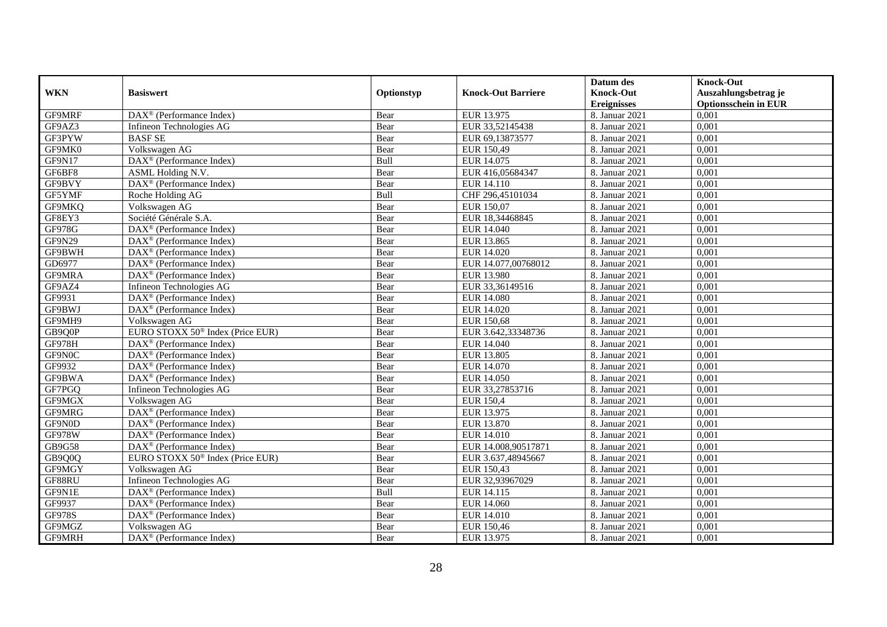| WKN | Basiswert | Optionstyp | Knock-Out Barriere | Datum des Knock-Out Ereignisses | Knock-Out Auszahlungsbetrag je Optionsschein in EUR |
|---|---|---|---|---|---|
| GF9MRF | DAX® (Performance Index) | Bear | EUR 13.975 | 8. Januar 2021 | 0,001 |
| GF9AZ3 | Infineon Technologies AG | Bear | EUR 33,52145438 | 8. Januar 2021 | 0,001 |
| GF3PYW | BASF SE | Bear | EUR 69,13873577 | 8. Januar 2021 | 0,001 |
| GF9MK0 | Volkswagen AG | Bear | EUR 150,49 | 8. Januar 2021 | 0,001 |
| GF9N17 | DAX® (Performance Index) | Bull | EUR 14.075 | 8. Januar 2021 | 0,001 |
| GF6BF8 | ASML Holding N.V. | Bear | EUR 416,05684347 | 8. Januar 2021 | 0,001 |
| GF9BVY | DAX® (Performance Index) | Bear | EUR 14.110 | 8. Januar 2021 | 0,001 |
| GF5YMF | Roche Holding AG | Bull | CHF 296,45101034 | 8. Januar 2021 | 0,001 |
| GF9MKQ | Volkswagen AG | Bear | EUR 150,07 | 8. Januar 2021 | 0,001 |
| GF8EY3 | Société Générale S.A. | Bear | EUR 18,34468845 | 8. Januar 2021 | 0,001 |
| GF978G | DAX® (Performance Index) | Bear | EUR 14.040 | 8. Januar 2021 | 0,001 |
| GF9N29 | DAX® (Performance Index) | Bear | EUR 13.865 | 8. Januar 2021 | 0,001 |
| GF9BWH | DAX® (Performance Index) | Bear | EUR 14.020 | 8. Januar 2021 | 0,001 |
| GD6977 | DAX® (Performance Index) | Bear | EUR 14.077,00768012 | 8. Januar 2021 | 0,001 |
| GF9MRA | DAX® (Performance Index) | Bear | EUR 13.980 | 8. Januar 2021 | 0,001 |
| GF9AZ4 | Infineon Technologies AG | Bear | EUR 33,36149516 | 8. Januar 2021 | 0,001 |
| GF9931 | DAX® (Performance Index) | Bear | EUR 14.080 | 8. Januar 2021 | 0,001 |
| GF9BWJ | DAX® (Performance Index) | Bear | EUR 14.020 | 8. Januar 2021 | 0,001 |
| GF9MH9 | Volkswagen AG | Bear | EUR 150,68 | 8. Januar 2021 | 0,001 |
| GB9Q0P | EURO STOXX 50® Index (Price EUR) | Bear | EUR 3.642,33348736 | 8. Januar 2021 | 0,001 |
| GF978H | DAX® (Performance Index) | Bear | EUR 14.040 | 8. Januar 2021 | 0,001 |
| GF9N0C | DAX® (Performance Index) | Bear | EUR 13.805 | 8. Januar 2021 | 0,001 |
| GF9932 | DAX® (Performance Index) | Bear | EUR 14.070 | 8. Januar 2021 | 0,001 |
| GF9BWA | DAX® (Performance Index) | Bear | EUR 14.050 | 8. Januar 2021 | 0,001 |
| GF7PGQ | Infineon Technologies AG | Bear | EUR 33,27853716 | 8. Januar 2021 | 0,001 |
| GF9MGX | Volkswagen AG | Bear | EUR 150,4 | 8. Januar 2021 | 0,001 |
| GF9MRG | DAX® (Performance Index) | Bear | EUR 13.975 | 8. Januar 2021 | 0,001 |
| GF9N0D | DAX® (Performance Index) | Bear | EUR 13.870 | 8. Januar 2021 | 0,001 |
| GF978W | DAX® (Performance Index) | Bear | EUR 14.010 | 8. Januar 2021 | 0,001 |
| GB9G58 | DAX® (Performance Index) | Bear | EUR 14.008,90517871 | 8. Januar 2021 | 0,001 |
| GB9Q0Q | EURO STOXX 50® Index (Price EUR) | Bear | EUR 3.637,48945667 | 8. Januar 2021 | 0,001 |
| GF9MGY | Volkswagen AG | Bear | EUR 150,43 | 8. Januar 2021 | 0,001 |
| GF88RU | Infineon Technologies AG | Bear | EUR 32,93967029 | 8. Januar 2021 | 0,001 |
| GF9N1E | DAX® (Performance Index) | Bull | EUR 14.115 | 8. Januar 2021 | 0,001 |
| GF9937 | DAX® (Performance Index) | Bear | EUR 14.060 | 8. Januar 2021 | 0,001 |
| GF978S | DAX® (Performance Index) | Bear | EUR 14.010 | 8. Januar 2021 | 0,001 |
| GF9MGZ | Volkswagen AG | Bear | EUR 150,46 | 8. Januar 2021 | 0,001 |
| GF9MRH | DAX® (Performance Index) | Bear | EUR 13.975 | 8. Januar 2021 | 0,001 |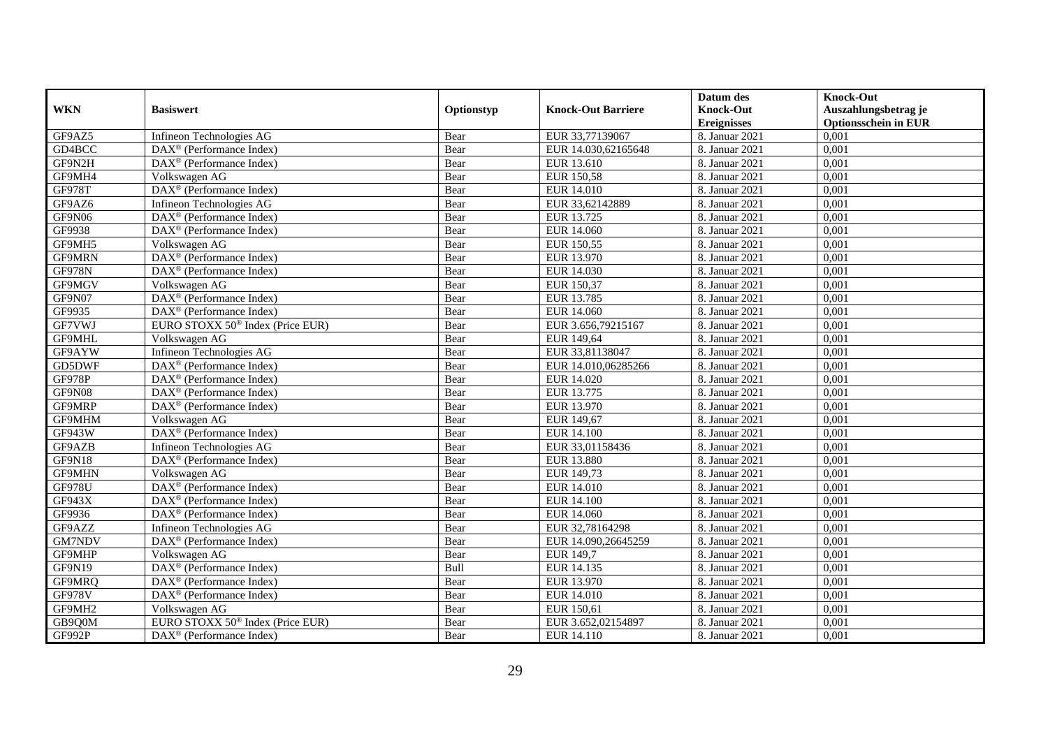| WKN | Basiswert | Optionstyp | Knock-Out Barriere | Datum des Knock-Out Ereignisses | Knock-Out Auszahlungsbetrag je Optionsschein in EUR |
|---|---|---|---|---|---|
| GF9AZ5 | Infineon Technologies AG | Bear | EUR 33,77139067 | 8. Januar 2021 | 0,001 |
| GD4BCC | DAX® (Performance Index) | Bear | EUR 14.030,62165648 | 8. Januar 2021 | 0,001 |
| GF9N2H | DAX® (Performance Index) | Bear | EUR 13.610 | 8. Januar 2021 | 0,001 |
| GF9MH4 | Volkswagen AG | Bear | EUR 150,58 | 8. Januar 2021 | 0,001 |
| GF978T | DAX® (Performance Index) | Bear | EUR 14.010 | 8. Januar 2021 | 0,001 |
| GF9AZ6 | Infineon Technologies AG | Bear | EUR 33,62142889 | 8. Januar 2021 | 0,001 |
| GF9N06 | DAX® (Performance Index) | Bear | EUR 13.725 | 8. Januar 2021 | 0,001 |
| GF9938 | DAX® (Performance Index) | Bear | EUR 14.060 | 8. Januar 2021 | 0,001 |
| GF9MH5 | Volkswagen AG | Bear | EUR 150,55 | 8. Januar 2021 | 0,001 |
| GF9MRN | DAX® (Performance Index) | Bear | EUR 13.970 | 8. Januar 2021 | 0,001 |
| GF978N | DAX® (Performance Index) | Bear | EUR 14.030 | 8. Januar 2021 | 0,001 |
| GF9MGV | Volkswagen AG | Bear | EUR 150,37 | 8. Januar 2021 | 0,001 |
| GF9N07 | DAX® (Performance Index) | Bear | EUR 13.785 | 8. Januar 2021 | 0,001 |
| GF9935 | DAX® (Performance Index) | Bear | EUR 14.060 | 8. Januar 2021 | 0,001 |
| GF7VWJ | EURO STOXX 50® Index (Price EUR) | Bear | EUR 3.656,79215167 | 8. Januar 2021 | 0,001 |
| GF9MHL | Volkswagen AG | Bear | EUR 149,64 | 8. Januar 2021 | 0,001 |
| GF9AYW | Infineon Technologies AG | Bear | EUR 33,81138047 | 8. Januar 2021 | 0,001 |
| GD5DWF | DAX® (Performance Index) | Bear | EUR 14.010,06285266 | 8. Januar 2021 | 0,001 |
| GF978P | DAX® (Performance Index) | Bear | EUR 14.020 | 8. Januar 2021 | 0,001 |
| GF9N08 | DAX® (Performance Index) | Bear | EUR 13.775 | 8. Januar 2021 | 0,001 |
| GF9MRP | DAX® (Performance Index) | Bear | EUR 13.970 | 8. Januar 2021 | 0,001 |
| GF9MHM | Volkswagen AG | Bear | EUR 149,67 | 8. Januar 2021 | 0,001 |
| GF943W | DAX® (Performance Index) | Bear | EUR 14.100 | 8. Januar 2021 | 0,001 |
| GF9AZB | Infineon Technologies AG | Bear | EUR 33,01158436 | 8. Januar 2021 | 0,001 |
| GF9N18 | DAX® (Performance Index) | Bear | EUR 13.880 | 8. Januar 2021 | 0,001 |
| GF9MHN | Volkswagen AG | Bear | EUR 149,73 | 8. Januar 2021 | 0,001 |
| GF978U | DAX® (Performance Index) | Bear | EUR 14.010 | 8. Januar 2021 | 0,001 |
| GF943X | DAX® (Performance Index) | Bear | EUR 14.100 | 8. Januar 2021 | 0,001 |
| GF9936 | DAX® (Performance Index) | Bear | EUR 14.060 | 8. Januar 2021 | 0,001 |
| GF9AZZ | Infineon Technologies AG | Bear | EUR 32,78164298 | 8. Januar 2021 | 0,001 |
| GM7NDV | DAX® (Performance Index) | Bear | EUR 14.090,26645259 | 8. Januar 2021 | 0,001 |
| GF9MHP | Volkswagen AG | Bear | EUR 149,7 | 8. Januar 2021 | 0,001 |
| GF9N19 | DAX® (Performance Index) | Bull | EUR 14.135 | 8. Januar 2021 | 0,001 |
| GF9MRQ | DAX® (Performance Index) | Bear | EUR 13.970 | 8. Januar 2021 | 0,001 |
| GF978V | DAX® (Performance Index) | Bear | EUR 14.010 | 8. Januar 2021 | 0,001 |
| GF9MH2 | Volkswagen AG | Bear | EUR 150,61 | 8. Januar 2021 | 0,001 |
| GB9Q0M | EURO STOXX 50® Index (Price EUR) | Bear | EUR 3.652,02154897 | 8. Januar 2021 | 0,001 |
| GF992P | DAX® (Performance Index) | Bear | EUR 14.110 | 8. Januar 2021 | 0,001 |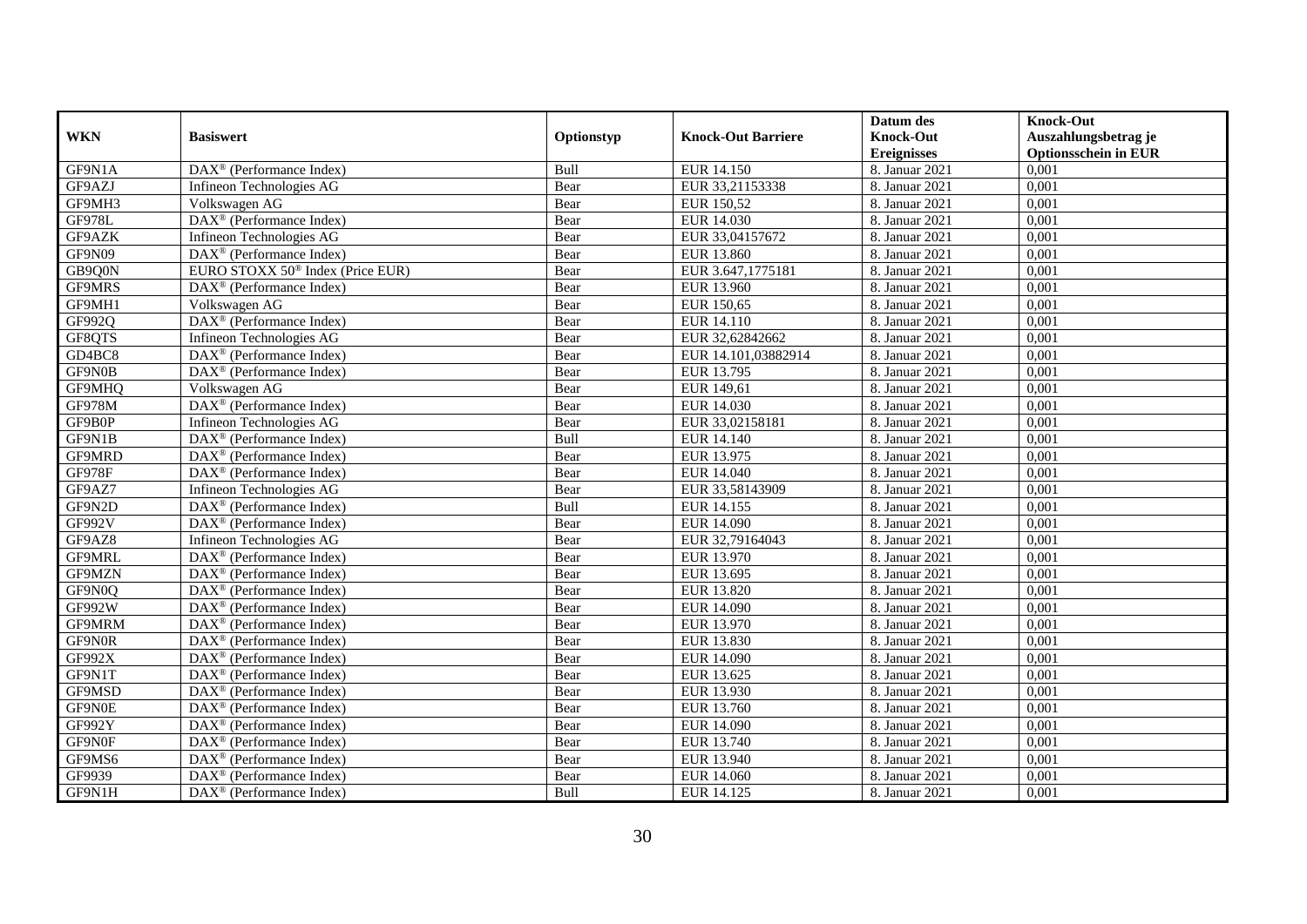| WKN | Basiswert | Optionstyp | Knock-Out Barriere | Datum des Knock-Out Ereignisses | Knock-Out Auszahlungsbetrag je Optionsschein in EUR |
|---|---|---|---|---|---|
| GF9N1A | DAX® (Performance Index) | Bull | EUR 14.150 | 8. Januar 2021 | 0,001 |
| GF9AZJ | Infineon Technologies AG | Bear | EUR 33,21153338 | 8. Januar 2021 | 0,001 |
| GF9MH3 | Volkswagen AG | Bear | EUR 150,52 | 8. Januar 2021 | 0,001 |
| GF978L | DAX® (Performance Index) | Bear | EUR 14.030 | 8. Januar 2021 | 0,001 |
| GF9AZK | Infineon Technologies AG | Bear | EUR 33,04157672 | 8. Januar 2021 | 0,001 |
| GF9N09 | DAX® (Performance Index) | Bear | EUR 13.860 | 8. Januar 2021 | 0,001 |
| GB9Q0N | EURO STOXX 50® Index (Price EUR) | Bear | EUR 3.647,1775181 | 8. Januar 2021 | 0,001 |
| GF9MRS | DAX® (Performance Index) | Bear | EUR 13.960 | 8. Januar 2021 | 0,001 |
| GF9MH1 | Volkswagen AG | Bear | EUR 150,65 | 8. Januar 2021 | 0,001 |
| GF992Q | DAX® (Performance Index) | Bear | EUR 14.110 | 8. Januar 2021 | 0,001 |
| GF8QTS | Infineon Technologies AG | Bear | EUR 32,62842662 | 8. Januar 2021 | 0,001 |
| GD4BC8 | DAX® (Performance Index) | Bear | EUR 14.101,03882914 | 8. Januar 2021 | 0,001 |
| GF9N0B | DAX® (Performance Index) | Bear | EUR 13.795 | 8. Januar 2021 | 0,001 |
| GF9MHQ | Volkswagen AG | Bear | EUR 149,61 | 8. Januar 2021 | 0,001 |
| GF978M | DAX® (Performance Index) | Bear | EUR 14.030 | 8. Januar 2021 | 0,001 |
| GF9B0P | Infineon Technologies AG | Bear | EUR 33,02158181 | 8. Januar 2021 | 0,001 |
| GF9N1B | DAX® (Performance Index) | Bull | EUR 14.140 | 8. Januar 2021 | 0,001 |
| GF9MRD | DAX® (Performance Index) | Bear | EUR 13.975 | 8. Januar 2021 | 0,001 |
| GF978F | DAX® (Performance Index) | Bear | EUR 14.040 | 8. Januar 2021 | 0,001 |
| GF9AZ7 | Infineon Technologies AG | Bear | EUR 33,58143909 | 8. Januar 2021 | 0,001 |
| GF9N2D | DAX® (Performance Index) | Bull | EUR 14.155 | 8. Januar 2021 | 0,001 |
| GF992V | DAX® (Performance Index) | Bear | EUR 14.090 | 8. Januar 2021 | 0,001 |
| GF9AZ8 | Infineon Technologies AG | Bear | EUR 32,79164043 | 8. Januar 2021 | 0,001 |
| GF9MRL | DAX® (Performance Index) | Bear | EUR 13.970 | 8. Januar 2021 | 0,001 |
| GF9MZN | DAX® (Performance Index) | Bear | EUR 13.695 | 8. Januar 2021 | 0,001 |
| GF9N0Q | DAX® (Performance Index) | Bear | EUR 13.820 | 8. Januar 2021 | 0,001 |
| GF992W | DAX® (Performance Index) | Bear | EUR 14.090 | 8. Januar 2021 | 0,001 |
| GF9MRM | DAX® (Performance Index) | Bear | EUR 13.970 | 8. Januar 2021 | 0,001 |
| GF9N0R | DAX® (Performance Index) | Bear | EUR 13.830 | 8. Januar 2021 | 0,001 |
| GF992X | DAX® (Performance Index) | Bear | EUR 14.090 | 8. Januar 2021 | 0,001 |
| GF9N1T | DAX® (Performance Index) | Bear | EUR 13.625 | 8. Januar 2021 | 0,001 |
| GF9MSD | DAX® (Performance Index) | Bear | EUR 13.930 | 8. Januar 2021 | 0,001 |
| GF9N0E | DAX® (Performance Index) | Bear | EUR 13.760 | 8. Januar 2021 | 0,001 |
| GF992Y | DAX® (Performance Index) | Bear | EUR 14.090 | 8. Januar 2021 | 0,001 |
| GF9N0F | DAX® (Performance Index) | Bear | EUR 13.740 | 8. Januar 2021 | 0,001 |
| GF9MS6 | DAX® (Performance Index) | Bear | EUR 13.940 | 8. Januar 2021 | 0,001 |
| GF9939 | DAX® (Performance Index) | Bear | EUR 14.060 | 8. Januar 2021 | 0,001 |
| GF9N1H | DAX® (Performance Index) | Bull | EUR 14.125 | 8. Januar 2021 | 0,001 |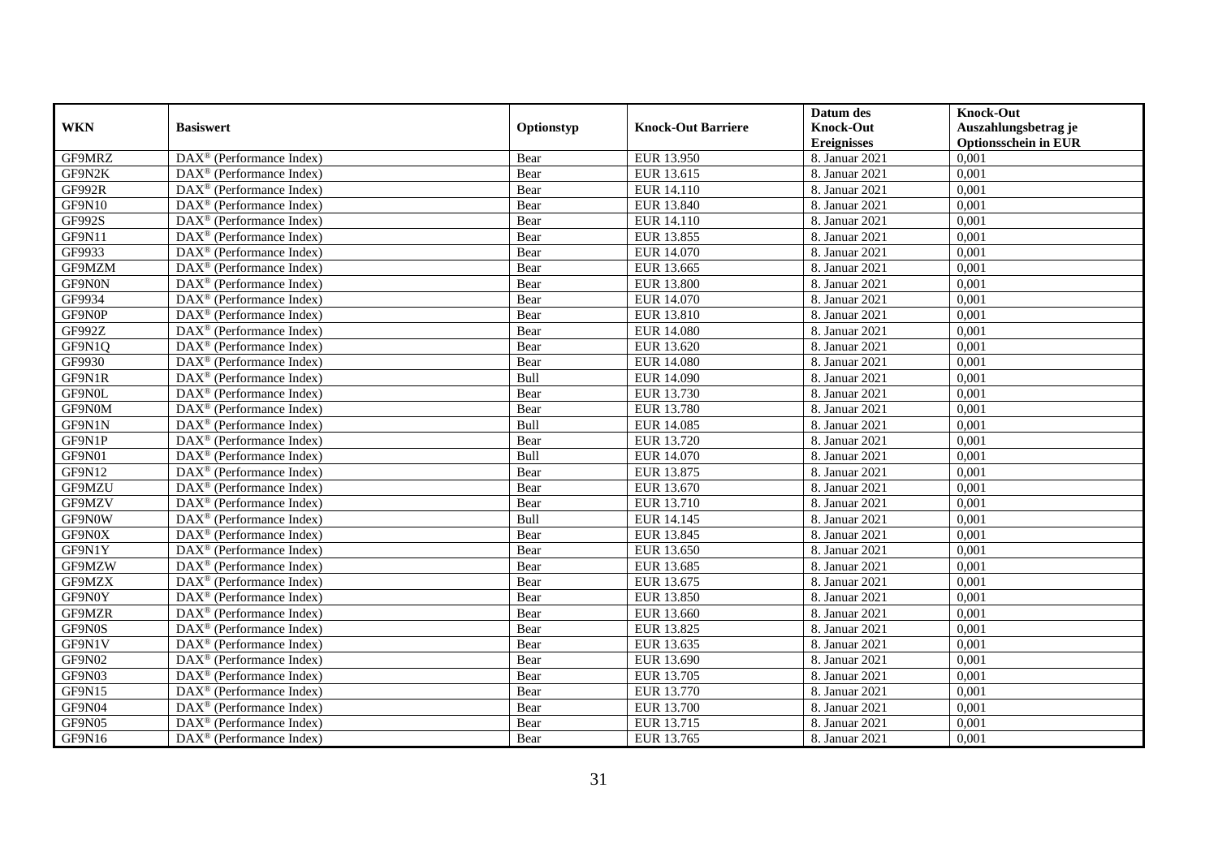| WKN | Basiswert | Optionstyp | Knock-Out Barriere | Datum des Knock-Out Ereignisses | Knock-Out Auszahlungsbetrag je Optionsschein in EUR |
|---|---|---|---|---|---|
| GF9MRZ | DAX® (Performance Index) | Bear | EUR 13.950 | 8. Januar 2021 | 0,001 |
| GF9N2K | DAX® (Performance Index) | Bear | EUR 13.615 | 8. Januar 2021 | 0,001 |
| GF992R | DAX® (Performance Index) | Bear | EUR 14.110 | 8. Januar 2021 | 0,001 |
| GF9N10 | DAX® (Performance Index) | Bear | EUR 13.840 | 8. Januar 2021 | 0,001 |
| GF992S | DAX® (Performance Index) | Bear | EUR 14.110 | 8. Januar 2021 | 0,001 |
| GF9N11 | DAX® (Performance Index) | Bear | EUR 13.855 | 8. Januar 2021 | 0,001 |
| GF9933 | DAX® (Performance Index) | Bear | EUR 14.070 | 8. Januar 2021 | 0,001 |
| GF9MZM | DAX® (Performance Index) | Bear | EUR 13.665 | 8. Januar 2021 | 0,001 |
| GF9N0N | DAX® (Performance Index) | Bear | EUR 13.800 | 8. Januar 2021 | 0,001 |
| GF9934 | DAX® (Performance Index) | Bear | EUR 14.070 | 8. Januar 2021 | 0,001 |
| GF9N0P | DAX® (Performance Index) | Bear | EUR 13.810 | 8. Januar 2021 | 0,001 |
| GF992Z | DAX® (Performance Index) | Bear | EUR 14.080 | 8. Januar 2021 | 0,001 |
| GF9N1Q | DAX® (Performance Index) | Bear | EUR 13.620 | 8. Januar 2021 | 0,001 |
| GF9930 | DAX® (Performance Index) | Bear | EUR 14.080 | 8. Januar 2021 | 0,001 |
| GF9N1R | DAX® (Performance Index) | Bull | EUR 14.090 | 8. Januar 2021 | 0,001 |
| GF9N0L | DAX® (Performance Index) | Bear | EUR 13.730 | 8. Januar 2021 | 0,001 |
| GF9N0M | DAX® (Performance Index) | Bear | EUR 13.780 | 8. Januar 2021 | 0,001 |
| GF9N1N | DAX® (Performance Index) | Bull | EUR 14.085 | 8. Januar 2021 | 0,001 |
| GF9N1P | DAX® (Performance Index) | Bear | EUR 13.720 | 8. Januar 2021 | 0,001 |
| GF9N01 | DAX® (Performance Index) | Bull | EUR 14.070 | 8. Januar 2021 | 0,001 |
| GF9N12 | DAX® (Performance Index) | Bear | EUR 13.875 | 8. Januar 2021 | 0,001 |
| GF9MZU | DAX® (Performance Index) | Bear | EUR 13.670 | 8. Januar 2021 | 0,001 |
| GF9MZV | DAX® (Performance Index) | Bear | EUR 13.710 | 8. Januar 2021 | 0,001 |
| GF9N0W | DAX® (Performance Index) | Bull | EUR 14.145 | 8. Januar 2021 | 0,001 |
| GF9N0X | DAX® (Performance Index) | Bear | EUR 13.845 | 8. Januar 2021 | 0,001 |
| GF9N1Y | DAX® (Performance Index) | Bear | EUR 13.650 | 8. Januar 2021 | 0,001 |
| GF9MZW | DAX® (Performance Index) | Bear | EUR 13.685 | 8. Januar 2021 | 0,001 |
| GF9MZX | DAX® (Performance Index) | Bear | EUR 13.675 | 8. Januar 2021 | 0,001 |
| GF9N0Y | DAX® (Performance Index) | Bear | EUR 13.850 | 8. Januar 2021 | 0,001 |
| GF9MZR | DAX® (Performance Index) | Bear | EUR 13.660 | 8. Januar 2021 | 0,001 |
| GF9N0S | DAX® (Performance Index) | Bear | EUR 13.825 | 8. Januar 2021 | 0,001 |
| GF9N1V | DAX® (Performance Index) | Bear | EUR 13.635 | 8. Januar 2021 | 0,001 |
| GF9N02 | DAX® (Performance Index) | Bear | EUR 13.690 | 8. Januar 2021 | 0,001 |
| GF9N03 | DAX® (Performance Index) | Bear | EUR 13.705 | 8. Januar 2021 | 0,001 |
| GF9N15 | DAX® (Performance Index) | Bear | EUR 13.770 | 8. Januar 2021 | 0,001 |
| GF9N04 | DAX® (Performance Index) | Bear | EUR 13.700 | 8. Januar 2021 | 0,001 |
| GF9N05 | DAX® (Performance Index) | Bear | EUR 13.715 | 8. Januar 2021 | 0,001 |
| GF9N16 | DAX® (Performance Index) | Bear | EUR 13.765 | 8. Januar 2021 | 0,001 |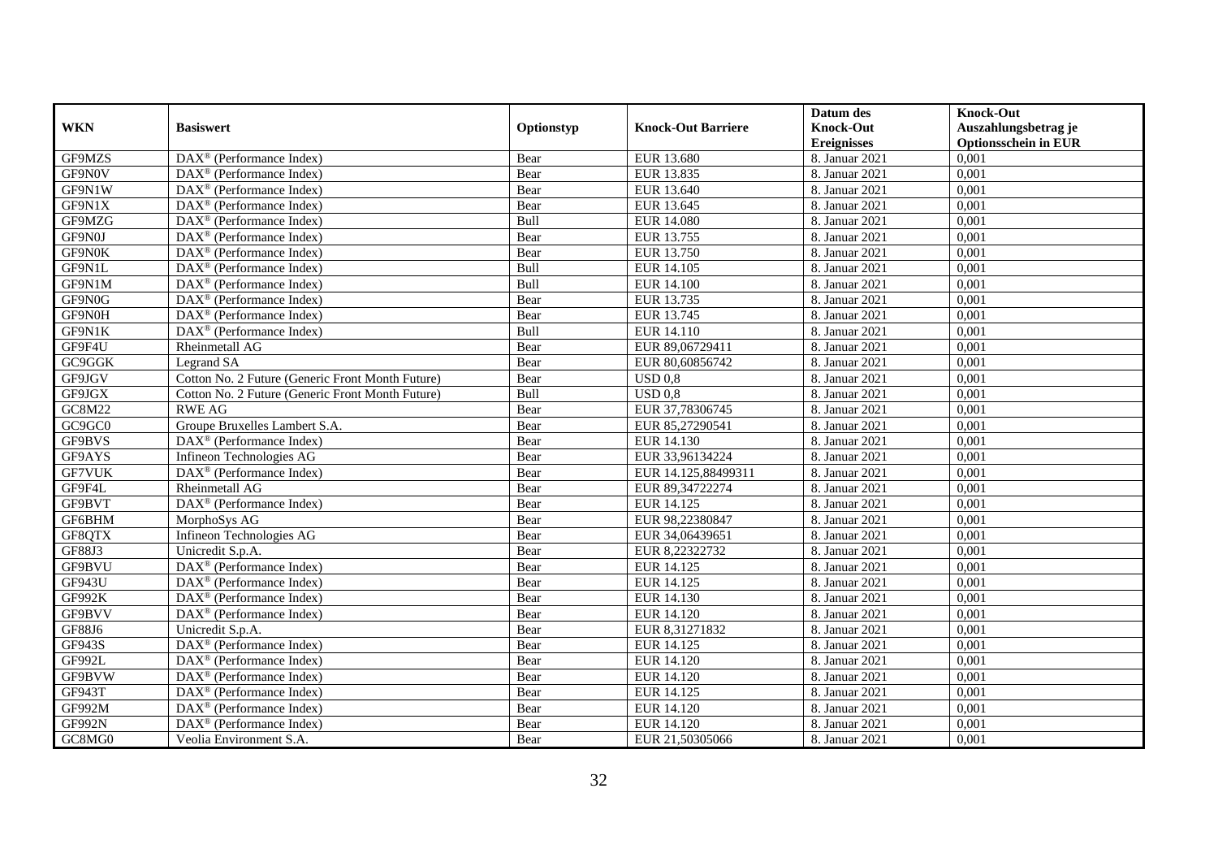| WKN | Basiswert | Optionstyp | Knock-Out Barriere | Datum des Knock-Out Ereignisses | Knock-Out Auszahlungsbetrag je Optionsschein in EUR |
|---|---|---|---|---|---|
| GF9MZS | DAX® (Performance Index) | Bear | EUR 13.680 | 8. Januar 2021 | 0,001 |
| GF9N0V | DAX® (Performance Index) | Bear | EUR 13.835 | 8. Januar 2021 | 0,001 |
| GF9N1W | DAX® (Performance Index) | Bear | EUR 13.640 | 8. Januar 2021 | 0,001 |
| GF9N1X | DAX® (Performance Index) | Bear | EUR 13.645 | 8. Januar 2021 | 0,001 |
| GF9MZG | DAX® (Performance Index) | Bull | EUR 14.080 | 8. Januar 2021 | 0,001 |
| GF9N0J | DAX® (Performance Index) | Bear | EUR 13.755 | 8. Januar 2021 | 0,001 |
| GF9N0K | DAX® (Performance Index) | Bear | EUR 13.750 | 8. Januar 2021 | 0,001 |
| GF9N1L | DAX® (Performance Index) | Bull | EUR 14.105 | 8. Januar 2021 | 0,001 |
| GF9N1M | DAX® (Performance Index) | Bull | EUR 14.100 | 8. Januar 2021 | 0,001 |
| GF9N0G | DAX® (Performance Index) | Bear | EUR 13.735 | 8. Januar 2021 | 0,001 |
| GF9N0H | DAX® (Performance Index) | Bear | EUR 13.745 | 8. Januar 2021 | 0,001 |
| GF9N1K | DAX® (Performance Index) | Bull | EUR 14.110 | 8. Januar 2021 | 0,001 |
| GF9F4U | Rheinmetall AG | Bear | EUR 89,06729411 | 8. Januar 2021 | 0,001 |
| GC9GGK | Legrand SA | Bear | EUR 80,60856742 | 8. Januar 2021 | 0,001 |
| GF9JGV | Cotton No. 2 Future (Generic Front Month Future) | Bear | USD 0,8 | 8. Januar 2021 | 0,001 |
| GF9JGX | Cotton No. 2 Future (Generic Front Month Future) | Bull | USD 0,8 | 8. Januar 2021 | 0,001 |
| GC8M22 | RWE AG | Bear | EUR 37,78306745 | 8. Januar 2021 | 0,001 |
| GC9GC0 | Groupe Bruxelles Lambert S.A. | Bear | EUR 85,27290541 | 8. Januar 2021 | 0,001 |
| GF9BVS | DAX® (Performance Index) | Bear | EUR 14.130 | 8. Januar 2021 | 0,001 |
| GF9AYS | Infineon Technologies AG | Bear | EUR 33,96134224 | 8. Januar 2021 | 0,001 |
| GF7VUK | DAX® (Performance Index) | Bear | EUR 14.125,88499311 | 8. Januar 2021 | 0,001 |
| GF9F4L | Rheinmetall AG | Bear | EUR 89,34722274 | 8. Januar 2021 | 0,001 |
| GF9BVT | DAX® (Performance Index) | Bear | EUR 14.125 | 8. Januar 2021 | 0,001 |
| GF6BHM | MorphoSys AG | Bear | EUR 98,22380847 | 8. Januar 2021 | 0,001 |
| GF8QTX | Infineon Technologies AG | Bear | EUR 34,06439651 | 8. Januar 2021 | 0,001 |
| GF88J3 | Unicredit S.p.A. | Bear | EUR 8,22322732 | 8. Januar 2021 | 0,001 |
| GF9BVU | DAX® (Performance Index) | Bear | EUR 14.125 | 8. Januar 2021 | 0,001 |
| GF943U | DAX® (Performance Index) | Bear | EUR 14.125 | 8. Januar 2021 | 0,001 |
| GF992K | DAX® (Performance Index) | Bear | EUR 14.130 | 8. Januar 2021 | 0,001 |
| GF9BVV | DAX® (Performance Index) | Bear | EUR 14.120 | 8. Januar 2021 | 0,001 |
| GF88J6 | Unicredit S.p.A. | Bear | EUR 8,31271832 | 8. Januar 2021 | 0,001 |
| GF943S | DAX® (Performance Index) | Bear | EUR 14.125 | 8. Januar 2021 | 0,001 |
| GF992L | DAX® (Performance Index) | Bear | EUR 14.120 | 8. Januar 2021 | 0,001 |
| GF9BVW | DAX® (Performance Index) | Bear | EUR 14.120 | 8. Januar 2021 | 0,001 |
| GF943T | DAX® (Performance Index) | Bear | EUR 14.125 | 8. Januar 2021 | 0,001 |
| GF992M | DAX® (Performance Index) | Bear | EUR 14.120 | 8. Januar 2021 | 0,001 |
| GF992N | DAX® (Performance Index) | Bear | EUR 14.120 | 8. Januar 2021 | 0,001 |
| GC8MG0 | Veolia Environment S.A. | Bear | EUR 21,50305066 | 8. Januar 2021 | 0,001 |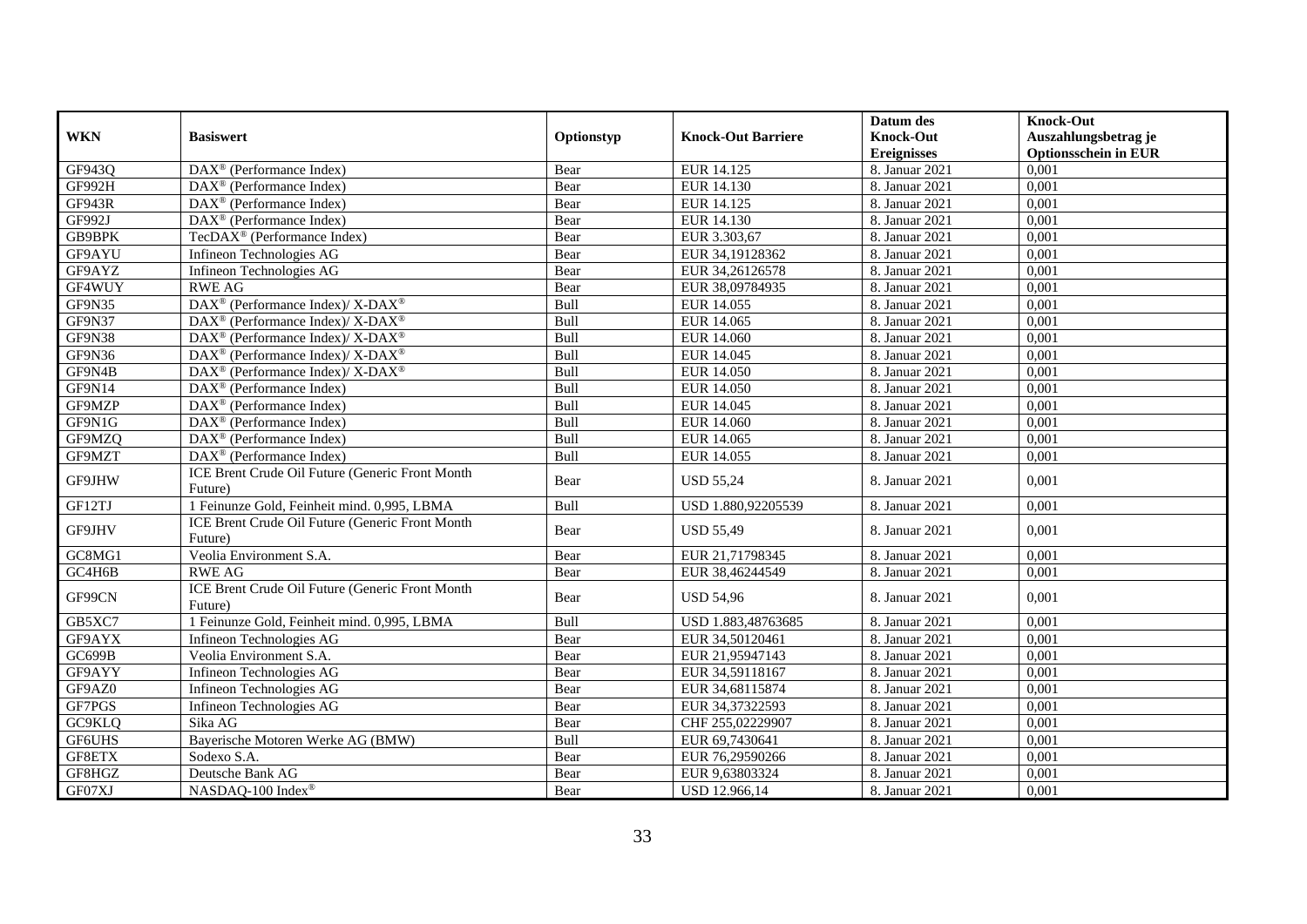| WKN | Basiswert | Optionstyp | Knock-Out Barriere | Datum des Knock-Out Ereignisses | Knock-Out Auszahlungsbetrag je Optionsschein in EUR |
|---|---|---|---|---|---|
| GF943Q | DAX® (Performance Index) | Bear | EUR 14.125 | 8. Januar 2021 | 0,001 |
| GF992H | DAX® (Performance Index) | Bear | EUR 14.130 | 8. Januar 2021 | 0,001 |
| GF943R | DAX® (Performance Index) | Bear | EUR 14.125 | 8. Januar 2021 | 0,001 |
| GF992J | DAX® (Performance Index) | Bear | EUR 14.130 | 8. Januar 2021 | 0,001 |
| GB9BPK | TecDAX® (Performance Index) | Bear | EUR 3.303,67 | 8. Januar 2021 | 0,001 |
| GF9AYU | Infineon Technologies AG | Bear | EUR 34,19128362 | 8. Januar 2021 | 0,001 |
| GF9AYZ | Infineon Technologies AG | Bear | EUR 34,26126578 | 8. Januar 2021 | 0,001 |
| GF4WUY | RWE AG | Bear | EUR 38,09784935 | 8. Januar 2021 | 0,001 |
| GF9N35 | DAX® (Performance Index)/ X-DAX® | Bull | EUR 14.055 | 8. Januar 2021 | 0,001 |
| GF9N37 | DAX® (Performance Index)/ X-DAX® | Bull | EUR 14.065 | 8. Januar 2021 | 0,001 |
| GF9N38 | DAX® (Performance Index)/ X-DAX® | Bull | EUR 14.060 | 8. Januar 2021 | 0,001 |
| GF9N36 | DAX® (Performance Index)/ X-DAX® | Bull | EUR 14.045 | 8. Januar 2021 | 0,001 |
| GF9N4B | DAX® (Performance Index)/ X-DAX® | Bull | EUR 14.050 | 8. Januar 2021 | 0,001 |
| GF9N14 | DAX® (Performance Index) | Bull | EUR 14.050 | 8. Januar 2021 | 0,001 |
| GF9MZP | DAX® (Performance Index) | Bull | EUR 14.045 | 8. Januar 2021 | 0,001 |
| GF9N1G | DAX® (Performance Index) | Bull | EUR 14.060 | 8. Januar 2021 | 0,001 |
| GF9MZQ | DAX® (Performance Index) | Bull | EUR 14.065 | 8. Januar 2021 | 0,001 |
| GF9MZT | DAX® (Performance Index) | Bull | EUR 14.055 | 8. Januar 2021 | 0,001 |
| GF9JHW | ICE Brent Crude Oil Future (Generic Front Month Future) | Bear | USD 55,24 | 8. Januar 2021 | 0,001 |
| GF12TJ | 1 Feinunze Gold, Feinheit mind. 0,995, LBMA | Bull | USD 1.880,92205539 | 8. Januar 2021 | 0,001 |
| GF9JHV | ICE Brent Crude Oil Future (Generic Front Month Future) | Bear | USD 55,49 | 8. Januar 2021 | 0,001 |
| GC8MG1 | Veolia Environment S.A. | Bear | EUR 21,71798345 | 8. Januar 2021 | 0,001 |
| GC4H6B | RWE AG | Bear | EUR 38,46244549 | 8. Januar 2021 | 0,001 |
| GF99CN | ICE Brent Crude Oil Future (Generic Front Month Future) | Bear | USD 54,96 | 8. Januar 2021 | 0,001 |
| GB5XC7 | 1 Feinunze Gold, Feinheit mind. 0,995, LBMA | Bull | USD 1.883,48763685 | 8. Januar 2021 | 0,001 |
| GF9AYX | Infineon Technologies AG | Bear | EUR 34,50120461 | 8. Januar 2021 | 0,001 |
| GC699B | Veolia Environment S.A. | Bear | EUR 21,95947143 | 8. Januar 2021 | 0,001 |
| GF9AYY | Infineon Technologies AG | Bear | EUR 34,59118167 | 8. Januar 2021 | 0,001 |
| GF9AZ0 | Infineon Technologies AG | Bear | EUR 34,68115874 | 8. Januar 2021 | 0,001 |
| GF7PGS | Infineon Technologies AG | Bear | EUR 34,37322593 | 8. Januar 2021 | 0,001 |
| GC9KLQ | Sika AG | Bear | CHF 255,02229907 | 8. Januar 2021 | 0,001 |
| GF6UHS | Bayerische Motoren Werke AG (BMW) | Bull | EUR 69,7430641 | 8. Januar 2021 | 0,001 |
| GF8ETX | Sodexo S.A. | Bear | EUR 76,29590266 | 8. Januar 2021 | 0,001 |
| GF8HGZ | Deutsche Bank AG | Bear | EUR 9,63803324 | 8. Januar 2021 | 0,001 |
| GF07XJ | NASDAQ-100 Index® | Bear | USD 12.966,14 | 8. Januar 2021 | 0,001 |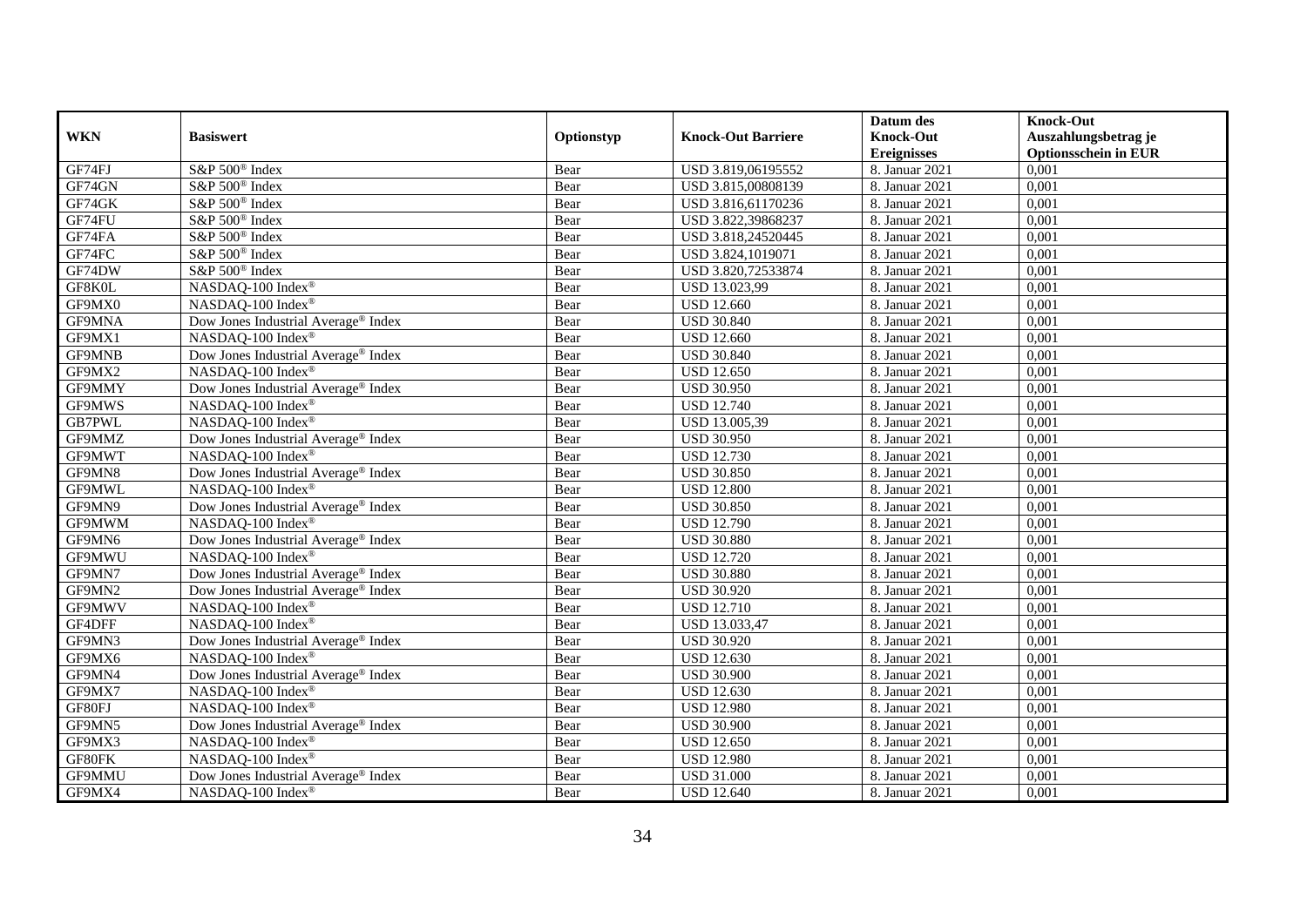| WKN | Basiswert | Optionstyp | Knock-Out Barriere | Datum des Knock-Out Ereignisses | Knock-Out Auszahlungsbetrag je Optionsschein in EUR |
|---|---|---|---|---|---|
| GF74FJ | S&P 500® Index | Bear | USD 3.819,06195552 | 8. Januar 2021 | 0,001 |
| GF74GN | S&P 500® Index | Bear | USD 3.815,00808139 | 8. Januar 2021 | 0,001 |
| GF74GK | S&P 500® Index | Bear | USD 3.816,61170236 | 8. Januar 2021 | 0,001 |
| GF74FU | S&P 500® Index | Bear | USD 3.822,39868237 | 8. Januar 2021 | 0,001 |
| GF74FA | S&P 500® Index | Bear | USD 3.818,24520445 | 8. Januar 2021 | 0,001 |
| GF74FC | S&P 500® Index | Bear | USD 3.824,1019071 | 8. Januar 2021 | 0,001 |
| GF74DW | S&P 500® Index | Bear | USD 3.820,72533874 | 8. Januar 2021 | 0,001 |
| GF8K0L | NASDAQ-100 Index® | Bear | USD 13.023,99 | 8. Januar 2021 | 0,001 |
| GF9MX0 | NASDAQ-100 Index® | Bear | USD 12.660 | 8. Januar 2021 | 0,001 |
| GF9MNA | Dow Jones Industrial Average® Index | Bear | USD 30.840 | 8. Januar 2021 | 0,001 |
| GF9MX1 | NASDAQ-100 Index® | Bear | USD 12.660 | 8. Januar 2021 | 0,001 |
| GF9MNB | Dow Jones Industrial Average® Index | Bear | USD 30.840 | 8. Januar 2021 | 0,001 |
| GF9MX2 | NASDAQ-100 Index® | Bear | USD 12.650 | 8. Januar 2021 | 0,001 |
| GF9MMY | Dow Jones Industrial Average® Index | Bear | USD 30.950 | 8. Januar 2021 | 0,001 |
| GF9MWS | NASDAQ-100 Index® | Bear | USD 12.740 | 8. Januar 2021 | 0,001 |
| GB7PWL | NASDAQ-100 Index® | Bear | USD 13.005,39 | 8. Januar 2021 | 0,001 |
| GF9MMZ | Dow Jones Industrial Average® Index | Bear | USD 30.950 | 8. Januar 2021 | 0,001 |
| GF9MWT | NASDAQ-100 Index® | Bear | USD 12.730 | 8. Januar 2021 | 0,001 |
| GF9MN8 | Dow Jones Industrial Average® Index | Bear | USD 30.850 | 8. Januar 2021 | 0,001 |
| GF9MWL | NASDAQ-100 Index® | Bear | USD 12.800 | 8. Januar 2021 | 0,001 |
| GF9MN9 | Dow Jones Industrial Average® Index | Bear | USD 30.850 | 8. Januar 2021 | 0,001 |
| GF9MWM | NASDAQ-100 Index® | Bear | USD 12.790 | 8. Januar 2021 | 0,001 |
| GF9MN6 | Dow Jones Industrial Average® Index | Bear | USD 30.880 | 8. Januar 2021 | 0,001 |
| GF9MWU | NASDAQ-100 Index® | Bear | USD 12.720 | 8. Januar 2021 | 0,001 |
| GF9MN7 | Dow Jones Industrial Average® Index | Bear | USD 30.880 | 8. Januar 2021 | 0,001 |
| GF9MN2 | Dow Jones Industrial Average® Index | Bear | USD 30.920 | 8. Januar 2021 | 0,001 |
| GF9MWV | NASDAQ-100 Index® | Bear | USD 12.710 | 8. Januar 2021 | 0,001 |
| GF4DFF | NASDAQ-100 Index® | Bear | USD 13.033,47 | 8. Januar 2021 | 0,001 |
| GF9MN3 | Dow Jones Industrial Average® Index | Bear | USD 30.920 | 8. Januar 2021 | 0,001 |
| GF9MX6 | NASDAQ-100 Index® | Bear | USD 12.630 | 8. Januar 2021 | 0,001 |
| GF9MN4 | Dow Jones Industrial Average® Index | Bear | USD 30.900 | 8. Januar 2021 | 0,001 |
| GF9MX7 | NASDAQ-100 Index® | Bear | USD 12.630 | 8. Januar 2021 | 0,001 |
| GF80FJ | NASDAQ-100 Index® | Bear | USD 12.980 | 8. Januar 2021 | 0,001 |
| GF9MN5 | Dow Jones Industrial Average® Index | Bear | USD 30.900 | 8. Januar 2021 | 0,001 |
| GF9MX3 | NASDAQ-100 Index® | Bear | USD 12.650 | 8. Januar 2021 | 0,001 |
| GF80FK | NASDAQ-100 Index® | Bear | USD 12.980 | 8. Januar 2021 | 0,001 |
| GF9MMU | Dow Jones Industrial Average® Index | Bear | USD 31.000 | 8. Januar 2021 | 0,001 |
| GF9MX4 | NASDAQ-100 Index® | Bear | USD 12.640 | 8. Januar 2021 | 0,001 |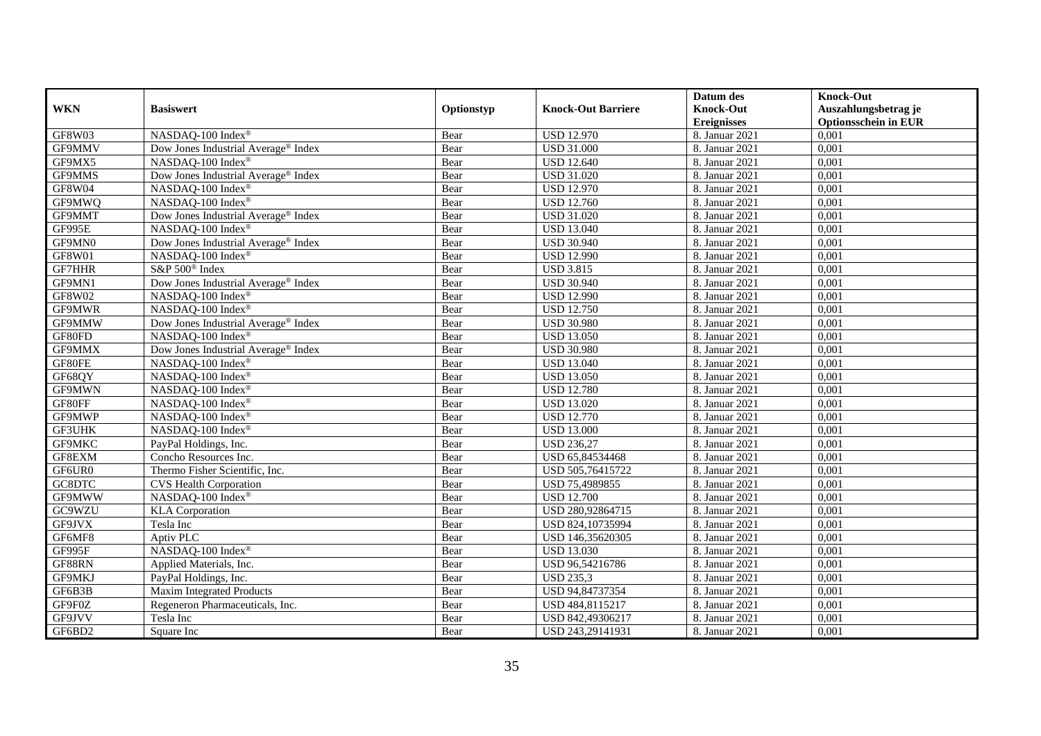| WKN | Basiswert | Optionstyp | Knock-Out Barriere | Datum des Knock-Out Ereignisses | Knock-Out Auszahlungsbetrag je Optionsschein in EUR |
|---|---|---|---|---|---|
| GF8W03 | NASDAQ-100 Index® | Bear | USD 12.970 | 8. Januar 2021 | 0,001 |
| GF9MMV | Dow Jones Industrial Average® Index | Bear | USD 31.000 | 8. Januar 2021 | 0,001 |
| GF9MX5 | NASDAQ-100 Index® | Bear | USD 12.640 | 8. Januar 2021 | 0,001 |
| GF9MMS | Dow Jones Industrial Average® Index | Bear | USD 31.020 | 8. Januar 2021 | 0,001 |
| GF8W04 | NASDAQ-100 Index® | Bear | USD 12.970 | 8. Januar 2021 | 0,001 |
| GF9MWQ | NASDAQ-100 Index® | Bear | USD 12.760 | 8. Januar 2021 | 0,001 |
| GF9MMT | Dow Jones Industrial Average® Index | Bear | USD 31.020 | 8. Januar 2021 | 0,001 |
| GF995E | NASDAQ-100 Index® | Bear | USD 13.040 | 8. Januar 2021 | 0,001 |
| GF9MN0 | Dow Jones Industrial Average® Index | Bear | USD 30.940 | 8. Januar 2021 | 0,001 |
| GF8W01 | NASDAQ-100 Index® | Bear | USD 12.990 | 8. Januar 2021 | 0,001 |
| GF7HHR | S&P 500® Index | Bear | USD 3.815 | 8. Januar 2021 | 0,001 |
| GF9MN1 | Dow Jones Industrial Average® Index | Bear | USD 30.940 | 8. Januar 2021 | 0,001 |
| GF8W02 | NASDAQ-100 Index® | Bear | USD 12.990 | 8. Januar 2021 | 0,001 |
| GF9MWR | NASDAQ-100 Index® | Bear | USD 12.750 | 8. Januar 2021 | 0,001 |
| GF9MMW | Dow Jones Industrial Average® Index | Bear | USD 30.980 | 8. Januar 2021 | 0,001 |
| GF80FD | NASDAQ-100 Index® | Bear | USD 13.050 | 8. Januar 2021 | 0,001 |
| GF9MMX | Dow Jones Industrial Average® Index | Bear | USD 30.980 | 8. Januar 2021 | 0,001 |
| GF80FE | NASDAQ-100 Index® | Bear | USD 13.040 | 8. Januar 2021 | 0,001 |
| GF68QY | NASDAQ-100 Index® | Bear | USD 13.050 | 8. Januar 2021 | 0,001 |
| GF9MWN | NASDAQ-100 Index® | Bear | USD 12.780 | 8. Januar 2021 | 0,001 |
| GF80FF | NASDAQ-100 Index® | Bear | USD 13.020 | 8. Januar 2021 | 0,001 |
| GF9MWP | NASDAQ-100 Index® | Bear | USD 12.770 | 8. Januar 2021 | 0,001 |
| GF3UHK | NASDAQ-100 Index® | Bear | USD 13.000 | 8. Januar 2021 | 0,001 |
| GF9MKC | PayPal Holdings, Inc. | Bear | USD 236,27 | 8. Januar 2021 | 0,001 |
| GF8EXM | Concho Resources Inc. | Bear | USD 65,84534468 | 8. Januar 2021 | 0,001 |
| GF6UR0 | Thermo Fisher Scientific, Inc. | Bear | USD 505,76415722 | 8. Januar 2021 | 0,001 |
| GC8DTC | CVS Health Corporation | Bear | USD 75,4989855 | 8. Januar 2021 | 0,001 |
| GF9MWW | NASDAQ-100 Index® | Bear | USD 12.700 | 8. Januar 2021 | 0,001 |
| GC9WZU | KLA Corporation | Bear | USD 280,92864715 | 8. Januar 2021 | 0,001 |
| GF9JVX | Tesla Inc | Bear | USD 824,10735994 | 8. Januar 2021 | 0,001 |
| GF6MF8 | Aptiv PLC | Bear | USD 146,35620305 | 8. Januar 2021 | 0,001 |
| GF995F | NASDAQ-100 Index® | Bear | USD 13.030 | 8. Januar 2021 | 0,001 |
| GF88RN | Applied Materials, Inc. | Bear | USD 96,54216786 | 8. Januar 2021 | 0,001 |
| GF9MKJ | PayPal Holdings, Inc. | Bear | USD 235,3 | 8. Januar 2021 | 0,001 |
| GF6B3B | Maxim Integrated Products | Bear | USD 94,84737354 | 8. Januar 2021 | 0,001 |
| GF9F0Z | Regeneron Pharmaceuticals, Inc. | Bear | USD 484,8115217 | 8. Januar 2021 | 0,001 |
| GF9JVV | Tesla Inc | Bear | USD 842,49306217 | 8. Januar 2021 | 0,001 |
| GF6BD2 | Square Inc | Bear | USD 243,29141931 | 8. Januar 2021 | 0,001 |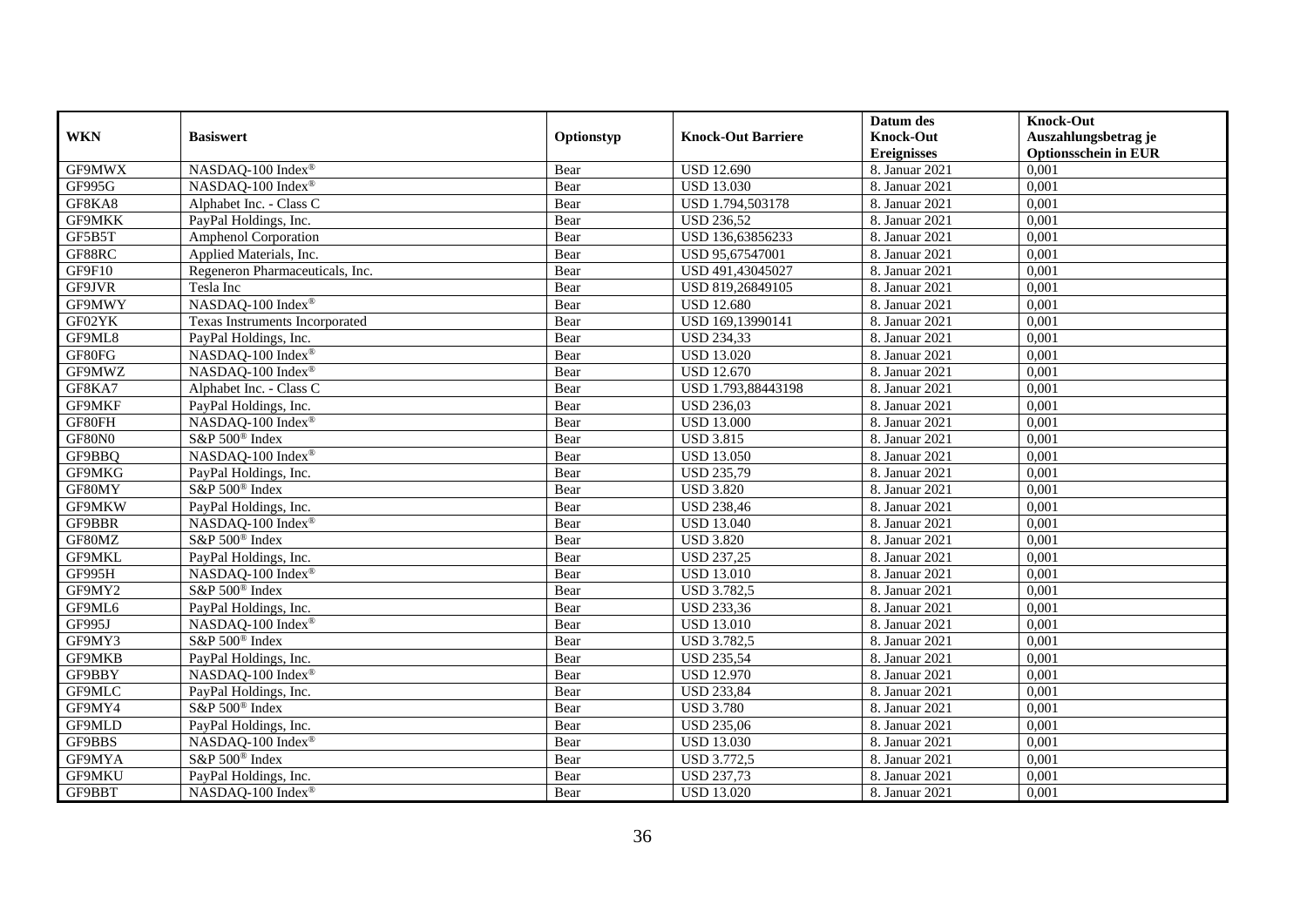| WKN | Basiswert | Optionstyp | Knock-Out Barriere | Datum des Knock-Out Ereignisses | Knock-Out Auszahlungsbetrag je Optionsschein in EUR |
|---|---|---|---|---|---|
| GF9MWX | NASDAQ-100 Index® | Bear | USD 12.690 | 8. Januar 2021 | 0,001 |
| GF995G | NASDAQ-100 Index® | Bear | USD 13.030 | 8. Januar 2021 | 0,001 |
| GF8KA8 | Alphabet Inc. - Class C | Bear | USD 1.794,503178 | 8. Januar 2021 | 0,001 |
| GF9MKK | PayPal Holdings, Inc. | Bear | USD 236,52 | 8. Januar 2021 | 0,001 |
| GF5B5T | Amphenol Corporation | Bear | USD 136,63856233 | 8. Januar 2021 | 0,001 |
| GF88RC | Applied Materials, Inc. | Bear | USD 95,67547001 | 8. Januar 2021 | 0,001 |
| GF9F10 | Regeneron Pharmaceuticals, Inc. | Bear | USD 491,43045027 | 8. Januar 2021 | 0,001 |
| GF9JVR | Tesla Inc | Bear | USD 819,26849105 | 8. Januar 2021 | 0,001 |
| GF9MWY | NASDAQ-100 Index® | Bear | USD 12.680 | 8. Januar 2021 | 0,001 |
| GF02YK | Texas Instruments Incorporated | Bear | USD 169,13990141 | 8. Januar 2021 | 0,001 |
| GF9ML8 | PayPal Holdings, Inc. | Bear | USD 234,33 | 8. Januar 2021 | 0,001 |
| GF80FG | NASDAQ-100 Index® | Bear | USD 13.020 | 8. Januar 2021 | 0,001 |
| GF9MWZ | NASDAQ-100 Index® | Bear | USD 12.670 | 8. Januar 2021 | 0,001 |
| GF8KA7 | Alphabet Inc. - Class C | Bear | USD 1.793,88443198 | 8. Januar 2021 | 0,001 |
| GF9MKF | PayPal Holdings, Inc. | Bear | USD 236,03 | 8. Januar 2021 | 0,001 |
| GF80FH | NASDAQ-100 Index® | Bear | USD 13.000 | 8. Januar 2021 | 0,001 |
| GF80N0 | S&P 500® Index | Bear | USD 3.815 | 8. Januar 2021 | 0,001 |
| GF9BBQ | NASDAQ-100 Index® | Bear | USD 13.050 | 8. Januar 2021 | 0,001 |
| GF9MKG | PayPal Holdings, Inc. | Bear | USD 235,79 | 8. Januar 2021 | 0,001 |
| GF80MY | S&P 500® Index | Bear | USD 3.820 | 8. Januar 2021 | 0,001 |
| GF9MKW | PayPal Holdings, Inc. | Bear | USD 238,46 | 8. Januar 2021 | 0,001 |
| GF9BBR | NASDAQ-100 Index® | Bear | USD 13.040 | 8. Januar 2021 | 0,001 |
| GF80MZ | S&P 500® Index | Bear | USD 3.820 | 8. Januar 2021 | 0,001 |
| GF9MKL | PayPal Holdings, Inc. | Bear | USD 237,25 | 8. Januar 2021 | 0,001 |
| GF995H | NASDAQ-100 Index® | Bear | USD 13.010 | 8. Januar 2021 | 0,001 |
| GF9MY2 | S&P 500® Index | Bear | USD 3.782,5 | 8. Januar 2021 | 0,001 |
| GF9ML6 | PayPal Holdings, Inc. | Bear | USD 233,36 | 8. Januar 2021 | 0,001 |
| GF995J | NASDAQ-100 Index® | Bear | USD 13.010 | 8. Januar 2021 | 0,001 |
| GF9MY3 | S&P 500® Index | Bear | USD 3.782,5 | 8. Januar 2021 | 0,001 |
| GF9MKB | PayPal Holdings, Inc. | Bear | USD 235,54 | 8. Januar 2021 | 0,001 |
| GF9BBY | NASDAQ-100 Index® | Bear | USD 12.970 | 8. Januar 2021 | 0,001 |
| GF9MLC | PayPal Holdings, Inc. | Bear | USD 233,84 | 8. Januar 2021 | 0,001 |
| GF9MY4 | S&P 500® Index | Bear | USD 3.780 | 8. Januar 2021 | 0,001 |
| GF9MLD | PayPal Holdings, Inc. | Bear | USD 235,06 | 8. Januar 2021 | 0,001 |
| GF9BBS | NASDAQ-100 Index® | Bear | USD 13.030 | 8. Januar 2021 | 0,001 |
| GF9MYA | S&P 500® Index | Bear | USD 3.772,5 | 8. Januar 2021 | 0,001 |
| GF9MKU | PayPal Holdings, Inc. | Bear | USD 237,73 | 8. Januar 2021 | 0,001 |
| GF9BBT | NASDAQ-100 Index® | Bear | USD 13.020 | 8. Januar 2021 | 0,001 |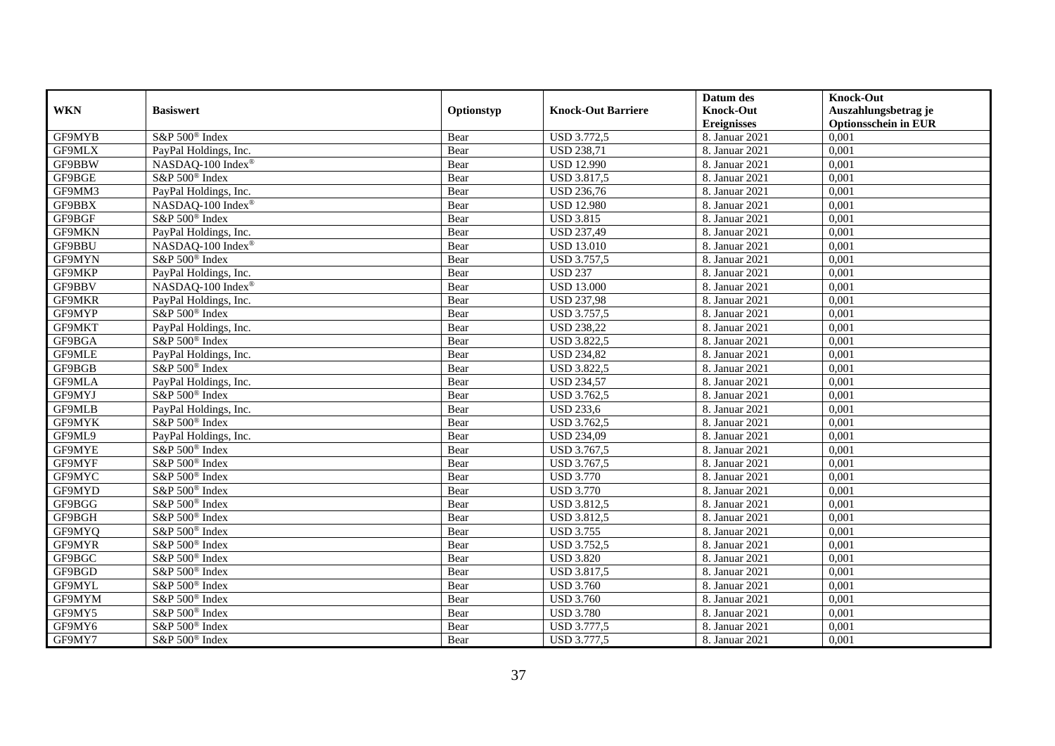| WKN | Basiswert | Optionstyp | Knock-Out Barriere | Datum des Knock-Out Ereignisses | Knock-Out Auszahlungsbetrag je Optionsschein in EUR |
|---|---|---|---|---|---|
| GF9MYB | S&P 500® Index | Bear | USD 3.772,5 | 8. Januar 2021 | 0,001 |
| GF9MLX | PayPal Holdings, Inc. | Bear | USD 238,71 | 8. Januar 2021 | 0,001 |
| GF9BBW | NASDAQ-100 Index® | Bear | USD 12.990 | 8. Januar 2021 | 0,001 |
| GF9BGE | S&P 500® Index | Bear | USD 3.817,5 | 8. Januar 2021 | 0,001 |
| GF9MM3 | PayPal Holdings, Inc. | Bear | USD 236,76 | 8. Januar 2021 | 0,001 |
| GF9BBX | NASDAQ-100 Index® | Bear | USD 12.980 | 8. Januar 2021 | 0,001 |
| GF9BGF | S&P 500® Index | Bear | USD 3.815 | 8. Januar 2021 | 0,001 |
| GF9MKN | PayPal Holdings, Inc. | Bear | USD 237,49 | 8. Januar 2021 | 0,001 |
| GF9BBU | NASDAQ-100 Index® | Bear | USD 13.010 | 8. Januar 2021 | 0,001 |
| GF9MYN | S&P 500® Index | Bear | USD 3.757,5 | 8. Januar 2021 | 0,001 |
| GF9MKP | PayPal Holdings, Inc. | Bear | USD 237 | 8. Januar 2021 | 0,001 |
| GF9BBV | NASDAQ-100 Index® | Bear | USD 13.000 | 8. Januar 2021 | 0,001 |
| GF9MKR | PayPal Holdings, Inc. | Bear | USD 237,98 | 8. Januar 2021 | 0,001 |
| GF9MYP | S&P 500® Index | Bear | USD 3.757,5 | 8. Januar 2021 | 0,001 |
| GF9MKT | PayPal Holdings, Inc. | Bear | USD 238,22 | 8. Januar 2021 | 0,001 |
| GF9BGA | S&P 500® Index | Bear | USD 3.822,5 | 8. Januar 2021 | 0,001 |
| GF9MLE | PayPal Holdings, Inc. | Bear | USD 234,82 | 8. Januar 2021 | 0,001 |
| GF9BGB | S&P 500® Index | Bear | USD 3.822,5 | 8. Januar 2021 | 0,001 |
| GF9MLA | PayPal Holdings, Inc. | Bear | USD 234,57 | 8. Januar 2021 | 0,001 |
| GF9MYJ | S&P 500® Index | Bear | USD 3.762,5 | 8. Januar 2021 | 0,001 |
| GF9MLB | PayPal Holdings, Inc. | Bear | USD 233,6 | 8. Januar 2021 | 0,001 |
| GF9MYK | S&P 500® Index | Bear | USD 3.762,5 | 8. Januar 2021 | 0,001 |
| GF9ML9 | PayPal Holdings, Inc. | Bear | USD 234,09 | 8. Januar 2021 | 0,001 |
| GF9MYE | S&P 500® Index | Bear | USD 3.767,5 | 8. Januar 2021 | 0,001 |
| GF9MYF | S&P 500® Index | Bear | USD 3.767,5 | 8. Januar 2021 | 0,001 |
| GF9MYC | S&P 500® Index | Bear | USD 3.770 | 8. Januar 2021 | 0,001 |
| GF9MYD | S&P 500® Index | Bear | USD 3.770 | 8. Januar 2021 | 0,001 |
| GF9BGG | S&P 500® Index | Bear | USD 3.812,5 | 8. Januar 2021 | 0,001 |
| GF9BGH | S&P 500® Index | Bear | USD 3.812,5 | 8. Januar 2021 | 0,001 |
| GF9MYQ | S&P 500® Index | Bear | USD 3.755 | 8. Januar 2021 | 0,001 |
| GF9MYR | S&P 500® Index | Bear | USD 3.752,5 | 8. Januar 2021 | 0,001 |
| GF9BGC | S&P 500® Index | Bear | USD 3.820 | 8. Januar 2021 | 0,001 |
| GF9BGD | S&P 500® Index | Bear | USD 3.817,5 | 8. Januar 2021 | 0,001 |
| GF9MYL | S&P 500® Index | Bear | USD 3.760 | 8. Januar 2021 | 0,001 |
| GF9MYM | S&P 500® Index | Bear | USD 3.760 | 8. Januar 2021 | 0,001 |
| GF9MY5 | S&P 500® Index | Bear | USD 3.780 | 8. Januar 2021 | 0,001 |
| GF9MY6 | S&P 500® Index | Bear | USD 3.777,5 | 8. Januar 2021 | 0,001 |
| GF9MY7 | S&P 500® Index | Bear | USD 3.777,5 | 8. Januar 2021 | 0,001 |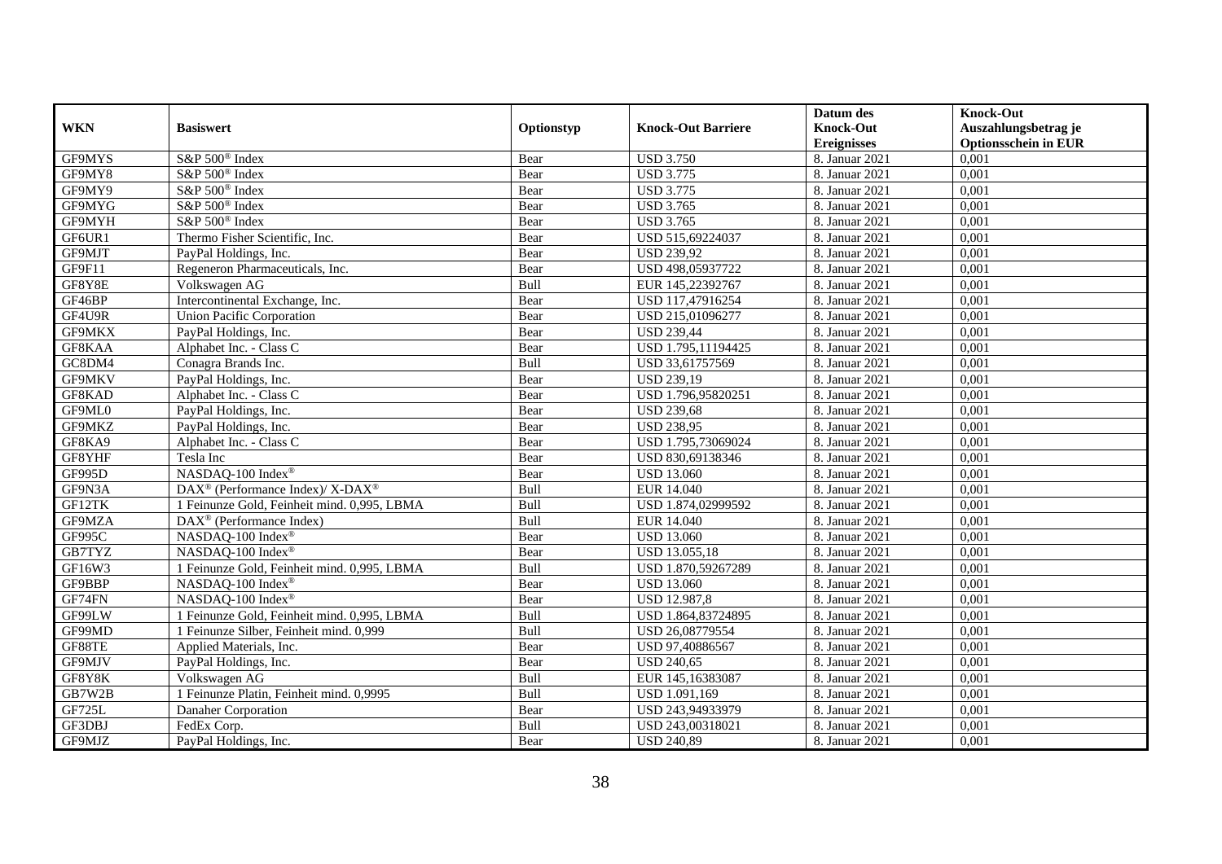| WKN | Basiswert | Optionstyp | Knock-Out Barriere | Datum des Knock-Out Ereignisses | Knock-Out Auszahlungsbetrag je Optionsschein in EUR |
|---|---|---|---|---|---|
| GF9MYS | S&P 500® Index | Bear | USD 3.750 | 8. Januar 2021 | 0,001 |
| GF9MY8 | S&P 500® Index | Bear | USD 3.775 | 8. Januar 2021 | 0,001 |
| GF9MY9 | S&P 500® Index | Bear | USD 3.775 | 8. Januar 2021 | 0,001 |
| GF9MYG | S&P 500® Index | Bear | USD 3.765 | 8. Januar 2021 | 0,001 |
| GF9MYH | S&P 500® Index | Bear | USD 3.765 | 8. Januar 2021 | 0,001 |
| GF6UR1 | Thermo Fisher Scientific, Inc. | Bear | USD 515,69224037 | 8. Januar 2021 | 0,001 |
| GF9MJT | PayPal Holdings, Inc. | Bear | USD 239,92 | 8. Januar 2021 | 0,001 |
| GF9F11 | Regeneron Pharmaceuticals, Inc. | Bear | USD 498,05937722 | 8. Januar 2021 | 0,001 |
| GF8Y8E | Volkswagen AG | Bull | EUR 145,22392767 | 8. Januar 2021 | 0,001 |
| GF46BP | Intercontinental Exchange, Inc. | Bear | USD 117,47916254 | 8. Januar 2021 | 0,001 |
| GF4U9R | Union Pacific Corporation | Bear | USD 215,01096277 | 8. Januar 2021 | 0,001 |
| GF9MKX | PayPal Holdings, Inc. | Bear | USD 239,44 | 8. Januar 2021 | 0,001 |
| GF8KAA | Alphabet Inc. - Class C | Bear | USD 1.795,11194425 | 8. Januar 2021 | 0,001 |
| GC8DM4 | Conagra Brands Inc. | Bull | USD 33,61757569 | 8. Januar 2021 | 0,001 |
| GF9MKV | PayPal Holdings, Inc. | Bear | USD 239,19 | 8. Januar 2021 | 0,001 |
| GF8KAD | Alphabet Inc. - Class C | Bear | USD 1.796,95820251 | 8. Januar 2021 | 0,001 |
| GF9ML0 | PayPal Holdings, Inc. | Bear | USD 239,68 | 8. Januar 2021 | 0,001 |
| GF9MKZ | PayPal Holdings, Inc. | Bear | USD 238,95 | 8. Januar 2021 | 0,001 |
| GF8KA9 | Alphabet Inc. - Class C | Bear | USD 1.795,73069024 | 8. Januar 2021 | 0,001 |
| GF8YHF | Tesla Inc | Bear | USD 830,69138346 | 8. Januar 2021 | 0,001 |
| GF995D | NASDAQ-100 Index® | Bear | USD 13.060 | 8. Januar 2021 | 0,001 |
| GF9N3A | DAX® (Performance Index)/ X-DAX® | Bull | EUR 14.040 | 8. Januar 2021 | 0,001 |
| GF12TK | 1 Feinunze Gold, Feinheit mind. 0,995, LBMA | Bull | USD 1.874,02999592 | 8. Januar 2021 | 0,001 |
| GF9MZA | DAX® (Performance Index) | Bull | EUR 14.040 | 8. Januar 2021 | 0,001 |
| GF995C | NASDAQ-100 Index® | Bear | USD 13.060 | 8. Januar 2021 | 0,001 |
| GB7TYZ | NASDAQ-100 Index® | Bear | USD 13.055,18 | 8. Januar 2021 | 0,001 |
| GF16W3 | 1 Feinunze Gold, Feinheit mind. 0,995, LBMA | Bull | USD 1.870,59267289 | 8. Januar 2021 | 0,001 |
| GF9BBP | NASDAQ-100 Index® | Bear | USD 13.060 | 8. Januar 2021 | 0,001 |
| GF74FN | NASDAQ-100 Index® | Bear | USD 12.987,8 | 8. Januar 2021 | 0,001 |
| GF99LW | 1 Feinunze Gold, Feinheit mind. 0,995, LBMA | Bull | USD 1.864,83724895 | 8. Januar 2021 | 0,001 |
| GF99MD | 1 Feinunze Silber, Feinheit mind. 0,999 | Bull | USD 26,08779554 | 8. Januar 2021 | 0,001 |
| GF88TE | Applied Materials, Inc. | Bear | USD 97,40886567 | 8. Januar 2021 | 0,001 |
| GF9MJV | PayPal Holdings, Inc. | Bear | USD 240,65 | 8. Januar 2021 | 0,001 |
| GF8Y8K | Volkswagen AG | Bull | EUR 145,16383087 | 8. Januar 2021 | 0,001 |
| GB7W2B | 1 Feinunze Platin, Feinheit mind. 0,9995 | Bull | USD 1.091,169 | 8. Januar 2021 | 0,001 |
| GF725L | Danaher Corporation | Bear | USD 243,94933979 | 8. Januar 2021 | 0,001 |
| GF3DBJ | FedEx Corp. | Bull | USD 243,00318021 | 8. Januar 2021 | 0,001 |
| GF9MJZ | PayPal Holdings, Inc. | Bear | USD 240,89 | 8. Januar 2021 | 0,001 |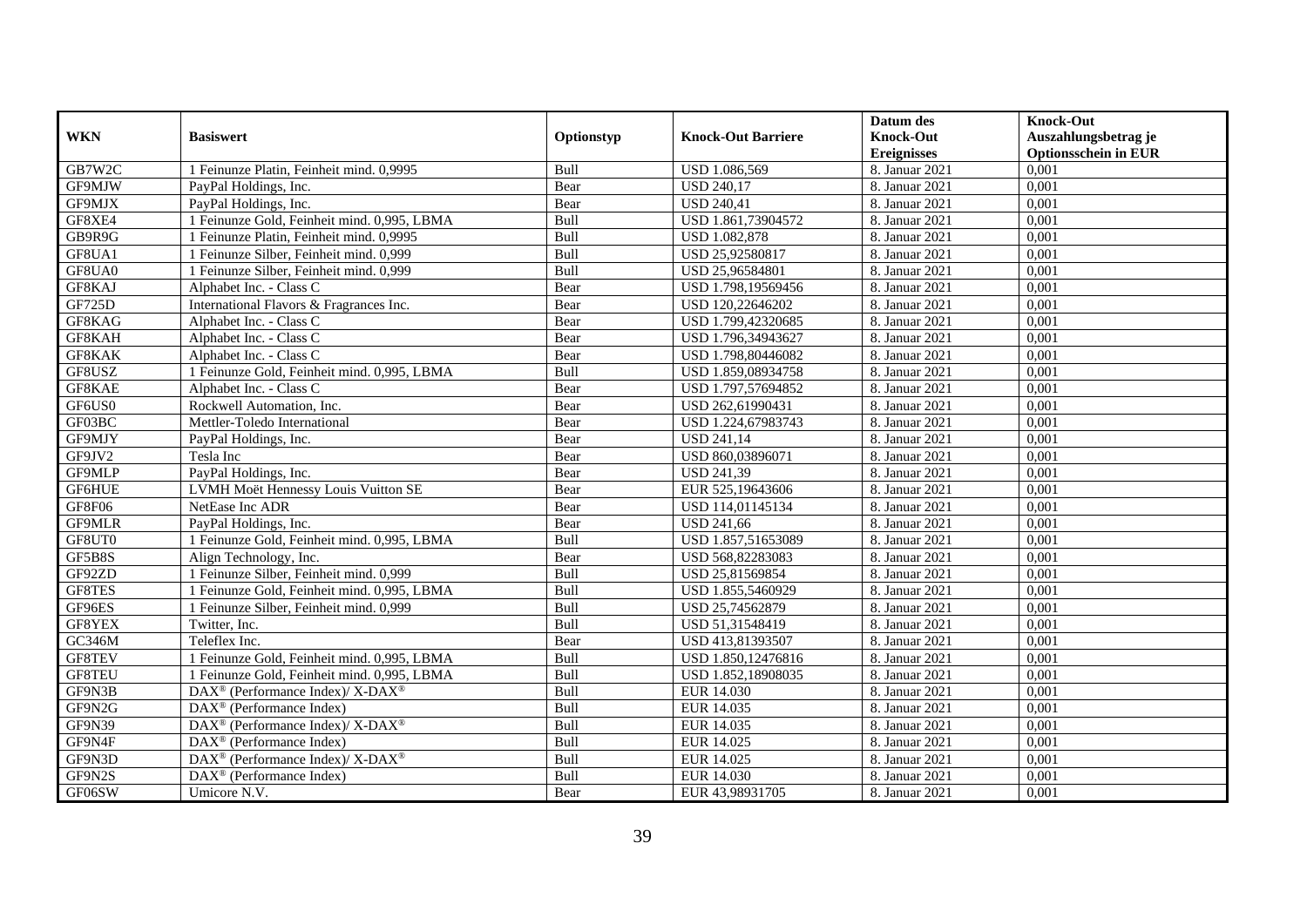| WKN | Basiswert | Optionstyp | Knock-Out Barriere | Datum des Knock-Out Ereignisses | Knock-Out Auszahlungsbetrag je Optionsschein in EUR |
|---|---|---|---|---|---|
| GB7W2C | 1 Feinunze Platin, Feinheit mind. 0,9995 | Bull | USD 1.086,569 | 8. Januar 2021 | 0,001 |
| GF9MJW | PayPal Holdings, Inc. | Bear | USD 240,17 | 8. Januar 2021 | 0,001 |
| GF9MJX | PayPal Holdings, Inc. | Bear | USD 240,41 | 8. Januar 2021 | 0,001 |
| GF8XE4 | 1 Feinunze Gold, Feinheit mind. 0,995, LBMA | Bull | USD 1.861,73904572 | 8. Januar 2021 | 0,001 |
| GB9R9G | 1 Feinunze Platin, Feinheit mind. 0,9995 | Bull | USD 1.082,878 | 8. Januar 2021 | 0,001 |
| GF8UA1 | 1 Feinunze Silber, Feinheit mind. 0,999 | Bull | USD 25,92580817 | 8. Januar 2021 | 0,001 |
| GF8UA0 | 1 Feinunze Silber, Feinheit mind. 0,999 | Bull | USD 25,96584801 | 8. Januar 2021 | 0,001 |
| GF8KAJ | Alphabet Inc. - Class C | Bear | USD 1.798,19569456 | 8. Januar 2021 | 0,001 |
| GF725D | International Flavors & Fragrances Inc. | Bear | USD 120,22646202 | 8. Januar 2021 | 0,001 |
| GF8KAG | Alphabet Inc. - Class C | Bear | USD 1.799,42320685 | 8. Januar 2021 | 0,001 |
| GF8KAH | Alphabet Inc. - Class C | Bear | USD 1.796,34943627 | 8. Januar 2021 | 0,001 |
| GF8KAK | Alphabet Inc. - Class C | Bear | USD 1.798,80446082 | 8. Januar 2021 | 0,001 |
| GF8USZ | 1 Feinunze Gold, Feinheit mind. 0,995, LBMA | Bull | USD 1.859,08934758 | 8. Januar 2021 | 0,001 |
| GF8KAE | Alphabet Inc. - Class C | Bear | USD 1.797,57694852 | 8. Januar 2021 | 0,001 |
| GF6US0 | Rockwell Automation, Inc. | Bear | USD 262,61990431 | 8. Januar 2021 | 0,001 |
| GF03BC | Mettler-Toledo International | Bear | USD 1.224,67983743 | 8. Januar 2021 | 0,001 |
| GF9MJY | PayPal Holdings, Inc. | Bear | USD 241,14 | 8. Januar 2021 | 0,001 |
| GF9JV2 | Tesla Inc | Bear | USD 860,03896071 | 8. Januar 2021 | 0,001 |
| GF9MLP | PayPal Holdings, Inc. | Bear | USD 241,39 | 8. Januar 2021 | 0,001 |
| GF6HUE | LVMH Moët Hennessy Louis Vuitton SE | Bear | EUR 525,19643606 | 8. Januar 2021 | 0,001 |
| GF8F06 | NetEase Inc ADR | Bear | USD 114,01145134 | 8. Januar 2021 | 0,001 |
| GF9MLR | PayPal Holdings, Inc. | Bear | USD 241,66 | 8. Januar 2021 | 0,001 |
| GF8UT0 | 1 Feinunze Gold, Feinheit mind. 0,995, LBMA | Bull | USD 1.857,51653089 | 8. Januar 2021 | 0,001 |
| GF5B8S | Align Technology, Inc. | Bear | USD 568,82283083 | 8. Januar 2021 | 0,001 |
| GF92ZD | 1 Feinunze Silber, Feinheit mind. 0,999 | Bull | USD 25,81569854 | 8. Januar 2021 | 0,001 |
| GF8TES | 1 Feinunze Gold, Feinheit mind. 0,995, LBMA | Bull | USD 1.855,5460929 | 8. Januar 2021 | 0,001 |
| GF96ES | 1 Feinunze Silber, Feinheit mind. 0,999 | Bull | USD 25,74562879 | 8. Januar 2021 | 0,001 |
| GF8YEX | Twitter, Inc. | Bull | USD 51,31548419 | 8. Januar 2021 | 0,001 |
| GC346M | Teleflex Inc. | Bear | USD 413,81393507 | 8. Januar 2021 | 0,001 |
| GF8TEV | 1 Feinunze Gold, Feinheit mind. 0,995, LBMA | Bull | USD 1.850,12476816 | 8. Januar 2021 | 0,001 |
| GF8TEU | 1 Feinunze Gold, Feinheit mind. 0,995, LBMA | Bull | USD 1.852,18908035 | 8. Januar 2021 | 0,001 |
| GF9N3B | DAX® (Performance Index)/ X-DAX® | Bull | EUR 14.030 | 8. Januar 2021 | 0,001 |
| GF9N2G | DAX® (Performance Index) | Bull | EUR 14.035 | 8. Januar 2021 | 0,001 |
| GF9N39 | DAX® (Performance Index)/ X-DAX® | Bull | EUR 14.035 | 8. Januar 2021 | 0,001 |
| GF9N4F | DAX® (Performance Index) | Bull | EUR 14.025 | 8. Januar 2021 | 0,001 |
| GF9N3D | DAX® (Performance Index)/ X-DAX® | Bull | EUR 14.025 | 8. Januar 2021 | 0,001 |
| GF9N2S | DAX® (Performance Index) | Bull | EUR 14.030 | 8. Januar 2021 | 0,001 |
| GF06SW | Umicore N.V. | Bear | EUR 43,98931705 | 8. Januar 2021 | 0,001 |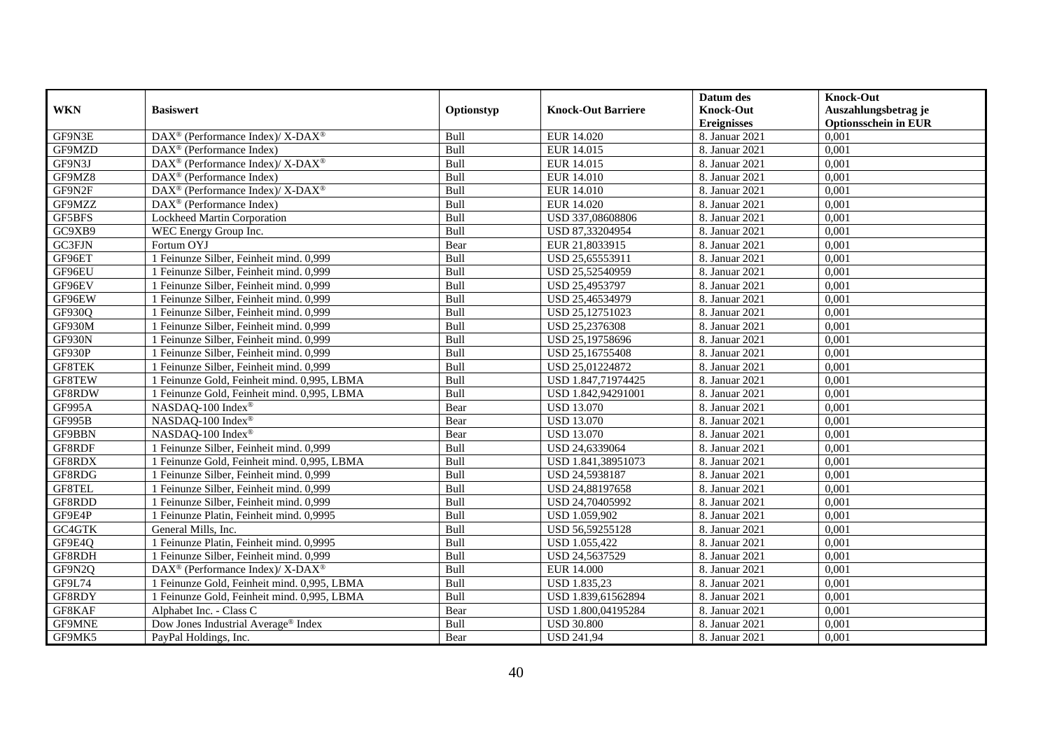| WKN | Basiswert | Optionstyp | Knock-Out Barriere | Datum des Knock-Out Ereignisses | Knock-Out Auszahlungsbetrag je Optionsschein in EUR |
|---|---|---|---|---|---|
| GF9N3E | DAX® (Performance Index)/ X-DAX® | Bull | EUR 14.020 | 8. Januar 2021 | 0,001 |
| GF9MZD | DAX® (Performance Index) | Bull | EUR 14.015 | 8. Januar 2021 | 0,001 |
| GF9N3J | DAX® (Performance Index)/ X-DAX® | Bull | EUR 14.015 | 8. Januar 2021 | 0,001 |
| GF9MZ8 | DAX® (Performance Index) | Bull | EUR 14.010 | 8. Januar 2021 | 0,001 |
| GF9N2F | DAX® (Performance Index)/ X-DAX® | Bull | EUR 14.010 | 8. Januar 2021 | 0,001 |
| GF9MZZ | DAX® (Performance Index) | Bull | EUR 14.020 | 8. Januar 2021 | 0,001 |
| GF5BFS | Lockheed Martin Corporation | Bull | USD 337,08608806 | 8. Januar 2021 | 0,001 |
| GC9XB9 | WEC Energy Group Inc. | Bull | USD 87,33204954 | 8. Januar 2021 | 0,001 |
| GC3FJN | Fortum OYJ | Bear | EUR 21,8033915 | 8. Januar 2021 | 0,001 |
| GF96ET | 1 Feinunze Silber, Feinheit mind. 0,999 | Bull | USD 25,65553911 | 8. Januar 2021 | 0,001 |
| GF96EU | 1 Feinunze Silber, Feinheit mind. 0,999 | Bull | USD 25,52540959 | 8. Januar 2021 | 0,001 |
| GF96EV | 1 Feinunze Silber, Feinheit mind. 0,999 | Bull | USD 25,4953797 | 8. Januar 2021 | 0,001 |
| GF96EW | 1 Feinunze Silber, Feinheit mind. 0,999 | Bull | USD 25,46534979 | 8. Januar 2021 | 0,001 |
| GF930Q | 1 Feinunze Silber, Feinheit mind. 0,999 | Bull | USD 25,12751023 | 8. Januar 2021 | 0,001 |
| GF930M | 1 Feinunze Silber, Feinheit mind. 0,999 | Bull | USD 25,2376308 | 8. Januar 2021 | 0,001 |
| GF930N | 1 Feinunze Silber, Feinheit mind. 0,999 | Bull | USD 25,19758696 | 8. Januar 2021 | 0,001 |
| GF930P | 1 Feinunze Silber, Feinheit mind. 0,999 | Bull | USD 25,16755408 | 8. Januar 2021 | 0,001 |
| GF8TEK | 1 Feinunze Silber, Feinheit mind. 0,999 | Bull | USD 25,01224872 | 8. Januar 2021 | 0,001 |
| GF8TEW | 1 Feinunze Gold, Feinheit mind. 0,995, LBMA | Bull | USD 1.847,71974425 | 8. Januar 2021 | 0,001 |
| GF8RDW | 1 Feinunze Gold, Feinheit mind. 0,995, LBMA | Bull | USD 1.842,94291001 | 8. Januar 2021 | 0,001 |
| GF995A | NASDAQ-100 Index® | Bear | USD 13.070 | 8. Januar 2021 | 0,001 |
| GF995B | NASDAQ-100 Index® | Bear | USD 13.070 | 8. Januar 2021 | 0,001 |
| GF9BBN | NASDAQ-100 Index® | Bear | USD 13.070 | 8. Januar 2021 | 0,001 |
| GF8RDF | 1 Feinunze Silber, Feinheit mind. 0,999 | Bull | USD 24,6339064 | 8. Januar 2021 | 0,001 |
| GF8RDX | 1 Feinunze Gold, Feinheit mind. 0,995, LBMA | Bull | USD 1.841,38951073 | 8. Januar 2021 | 0,001 |
| GF8RDG | 1 Feinunze Silber, Feinheit mind. 0,999 | Bull | USD 24,5938187 | 8. Januar 2021 | 0,001 |
| GF8TEL | 1 Feinunze Silber, Feinheit mind. 0,999 | Bull | USD 24,88197658 | 8. Januar 2021 | 0,001 |
| GF8RDD | 1 Feinunze Silber, Feinheit mind. 0,999 | Bull | USD 24,70405992 | 8. Januar 2021 | 0,001 |
| GF9E4P | 1 Feinunze Platin, Feinheit mind. 0,9995 | Bull | USD 1.059,902 | 8. Januar 2021 | 0,001 |
| GC4GTK | General Mills, Inc. | Bull | USD 56,59255128 | 8. Januar 2021 | 0,001 |
| GF9E4Q | 1 Feinunze Platin, Feinheit mind. 0,9995 | Bull | USD 1.055,422 | 8. Januar 2021 | 0,001 |
| GF8RDH | 1 Feinunze Silber, Feinheit mind. 0,999 | Bull | USD 24,5637529 | 8. Januar 2021 | 0,001 |
| GF9N2Q | DAX® (Performance Index)/ X-DAX® | Bull | EUR 14.000 | 8. Januar 2021 | 0,001 |
| GF9L74 | 1 Feinunze Gold, Feinheit mind. 0,995, LBMA | Bull | USD 1.835,23 | 8. Januar 2021 | 0,001 |
| GF8RDY | 1 Feinunze Gold, Feinheit mind. 0,995, LBMA | Bull | USD 1.839,61562894 | 8. Januar 2021 | 0,001 |
| GF8KAF | Alphabet Inc. - Class C | Bear | USD 1.800,04195284 | 8. Januar 2021 | 0,001 |
| GF9MNE | Dow Jones Industrial Average® Index | Bull | USD 30.800 | 8. Januar 2021 | 0,001 |
| GF9MK5 | PayPal Holdings, Inc. | Bear | USD 241,94 | 8. Januar 2021 | 0,001 |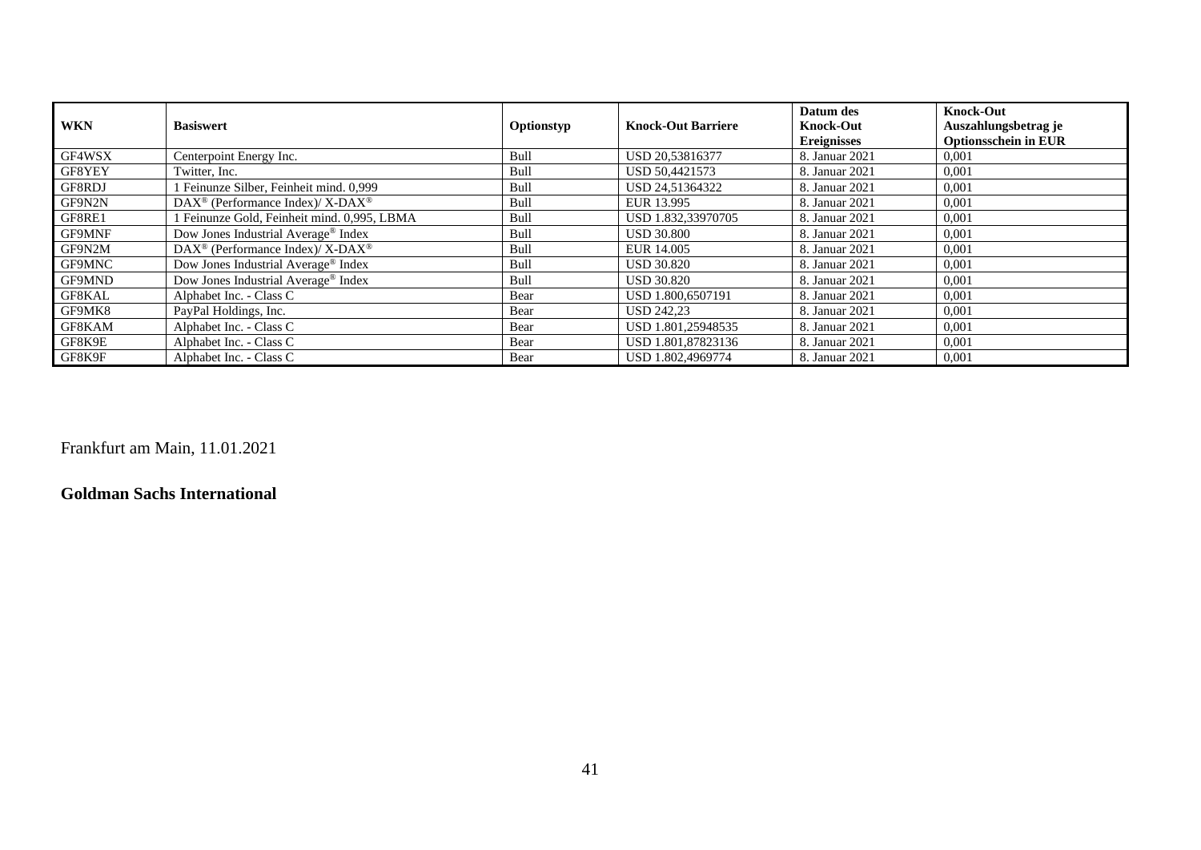| WKN | Basiswert | Optionstyp | Knock-Out Barriere | Datum des Knock-Out Ereignisses | Knock-Out Auszahlungsbetrag je Optionsschein in EUR |
|---|---|---|---|---|---|
| GF4WSX | Centerpoint Energy Inc. | Bull | USD 20,53816377 | 8. Januar 2021 | 0,001 |
| GF8YEY | Twitter, Inc. | Bull | USD 50,4421573 | 8. Januar 2021 | 0,001 |
| GF8RDJ | 1 Feinunze Silber, Feinheit mind. 0,999 | Bull | USD 24,51364322 | 8. Januar 2021 | 0,001 |
| GF9N2N | DAX® (Performance Index)/ X-DAX® | Bull | EUR 13.995 | 8. Januar 2021 | 0,001 |
| GF8RE1 | 1 Feinunze Gold, Feinheit mind. 0,995, LBMA | Bull | USD 1.832,33970705 | 8. Januar 2021 | 0,001 |
| GF9MNF | Dow Jones Industrial Average® Index | Bull | USD 30.800 | 8. Januar 2021 | 0,001 |
| GF9N2M | DAX® (Performance Index)/ X-DAX® | Bull | EUR 14.005 | 8. Januar 2021 | 0,001 |
| GF9MNC | Dow Jones Industrial Average® Index | Bull | USD 30.820 | 8. Januar 2021 | 0,001 |
| GF9MND | Dow Jones Industrial Average® Index | Bull | USD 30.820 | 8. Januar 2021 | 0,001 |
| GF8KAL | Alphabet Inc. - Class C | Bear | USD 1.800,6507191 | 8. Januar 2021 | 0,001 |
| GF9MK8 | PayPal Holdings, Inc. | Bear | USD 242,23 | 8. Januar 2021 | 0,001 |
| GF8KAM | Alphabet Inc. - Class C | Bear | USD 1.801,25948535 | 8. Januar 2021 | 0,001 |
| GF8K9E | Alphabet Inc. - Class C | Bear | USD 1.801,87823136 | 8. Januar 2021 | 0,001 |
| GF8K9F | Alphabet Inc. - Class C | Bear | USD 1.802,4969774 | 8. Januar 2021 | 0,001 |

Frankfurt am Main, 11.01.2021

**Goldman Sachs International**